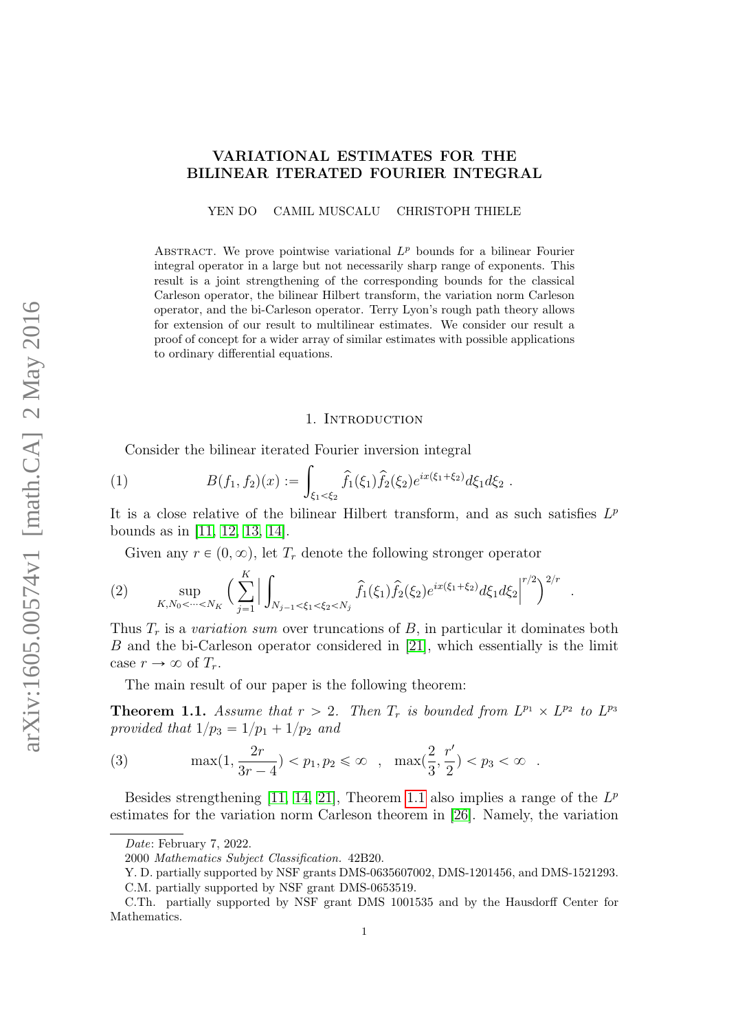# VARIATIONAL ESTIMATES FOR THE BILINEAR ITERATED FOURIER INTEGRAL

YEN DO    CAMIL MUSCALU    CHRISTOPH THIELE

Abstract. We prove pointwise variational $L^p$ bounds for a bilinear Fourier integral operator in a large but not necessarily sharp range of exponents. This result is a joint strengthening of the corresponding bounds for the classical Carleson operator, the bilinear Hilbert transform, the variation norm Carleson operator, and the bi-Carleson operator. Terry Lyon's rough path theory allows for extension of our result to multilinear estimates. We consider our result a proof of concept for a wider array of similar estimates with possible applications to ordinary differential equations.

## 1. Introduction

Consider the bilinear iterated Fourier inversion integral

$$B(f_1, f_2)(x) := \int_{\xi_1 < \xi_2} \widehat{f}_1(\xi_1)\widehat{f}_2(\xi_2)e^{ix(\xi_1+\xi_2)}d\xi_1 d\xi_2 \ . \tag{1}$$

It is a close relative of the bilinear Hilbert transform, and as such satisfies $L^p$ bounds as in [11, 12, 13, 14].

Given any $r \in (0, \infty)$, let $T_r$ denote the following stronger operator

$$\sup_{K, N_0 < \cdots < N_K} \Big( \sum_{j=1}^{K} \Big| \int_{N_{j-1} < \xi_1 < \xi_2 < N_j} \widehat{f}_1(\xi_1)\widehat{f}_2(\xi_2)e^{ix(\xi_1+\xi_2)}d\xi_1 d\xi_2 \Big|^{r/2} \Big)^{2/r} \ . \tag{2}$$

Thus $T_r$ is a *variation sum* over truncations of $B$, in particular it dominates both $B$ and the bi-Carleson operator considered in [21], which essentially is the limit case $r \to \infty$ of $T_r$.

The main result of our paper is the following theorem:

**Theorem 1.1.** *Assume that $r > 2$. Then $T_r$ is bounded from $L^{p_1} \times L^{p_2}$ to $L^{p_3}$ provided that $1/p_3 = 1/p_1 + 1/p_2$ and*

$$\max(1, \frac{2r}{3r-4}) < p_1, p_2 \leqslant \infty \quad , \quad \max(\frac{2}{3}, \frac{r'}{2}) < p_3 < \infty \quad . \tag{3}$$

Besides strengthening [11, 14, 21], Theorem 1.1 also implies a range of the $L^p$ estimates for the variation norm Carleson theorem in [26]. Namely, the variation

---

*Date*: February 7, 2022.

2000 *Mathematics Subject Classification.* 42B20.

Y. D. partially supported by NSF grants DMS-0635607002, DMS-1201456, and DMS-1521293.

C.M. partially supported by NSF grant DMS-0653519.

C.Th. partially supported by NSF grant DMS 1001535 and by the Hausdorff Center for Mathematics.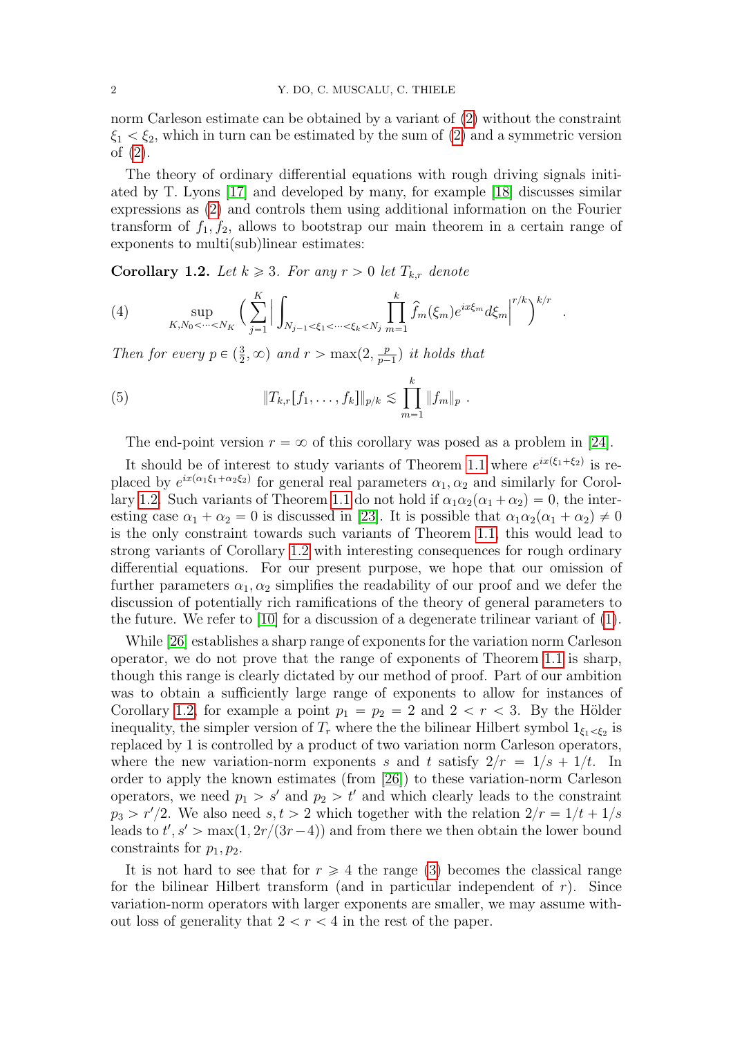norm Carleson estimate can be obtained by a variant of (2) without the constraint $\xi_1 < \xi_2$, which in turn can be estimated by the sum of (2) and a symmetric version of (2).

The theory of ordinary differential equations with rough driving signals initiated by T. Lyons [17] and developed by many, for example [18] discusses similar expressions as (2) and controls them using additional information on the Fourier transform of $f_1, f_2$, allows to bootstrap our main theorem in a certain range of exponents to multi(sub)linear estimates:

**Corollary 1.2.** *Let $k \geqslant 3$. For any $r > 0$ let $T_{k,r}$ denote*

$$\sup_{K, N_0 < \cdots < N_K} \Big( \sum_{j=1}^{K} \Big| \int_{N_{j-1} < \xi_1 < \cdots < \xi_k < N_j} \prod_{m=1}^{k} \widehat{f}_m(\xi_m) e^{ix\xi_m} d\xi_m \Big|^{r/k} \Big)^{k/r} . \tag{4}$$

*Then for every $p \in (\frac{3}{2}, \infty)$ and $r > \max(2, \frac{p}{p-1})$ it holds that*

$$\|T_{k,r}[f_1, \ldots, f_k]\|_{p/k} \lesssim \prod_{m=1}^{k} \|f_m\|_p . \tag{5}$$

The end-point version $r = \infty$ of this corollary was posed as a problem in [24].

It should be of interest to study variants of Theorem 1.1 where $e^{ix(\xi_1+\xi_2)}$ is replaced by $e^{ix(\alpha_1\xi_1+\alpha_2\xi_2)}$ for general real parameters $\alpha_1, \alpha_2$ and similarly for Corollary 1.2. Such variants of Theorem 1.1 do not hold if $\alpha_1\alpha_2(\alpha_1+\alpha_2) = 0$, the interesting case $\alpha_1 + \alpha_2 = 0$ is discussed in [23]. It is possible that $\alpha_1\alpha_2(\alpha_1+\alpha_2) \neq 0$ is the only constraint towards such variants of Theorem 1.1, this would lead to strong variants of Corollary 1.2 with interesting consequences for rough ordinary differential equations. For our present purpose, we hope that our omission of further parameters $\alpha_1, \alpha_2$ simplifies the readability of our proof and we defer the discussion of potentially rich ramifications of the theory of general parameters to the future. We refer to [10] for a discussion of a degenerate trilinear variant of (1).

While [26] establishes a sharp range of exponents for the variation norm Carleson operator, we do not prove that the range of exponents of Theorem 1.1 is sharp, though this range is clearly dictated by our method of proof. Part of our ambition was to obtain a sufficiently large range of exponents to allow for instances of Corollary 1.2, for example a point $p_1 = p_2 = 2$ and $2 < r < 3$. By the Hölder inequality, the simpler version of $T_r$ where the the bilinear Hilbert symbol $1_{\xi_1 < \xi_2}$ is replaced by 1 is controlled by a product of two variation norm Carleson operators, where the new variation-norm exponents $s$ and $t$ satisfy $2/r = 1/s + 1/t$. In order to apply the known estimates (from [26]) to these variation-norm Carleson operators, we need $p_1 > s'$ and $p_2 > t'$ and which clearly leads to the constraint $p_3 > r'/2$. We also need $s, t > 2$ which together with the relation $2/r = 1/t + 1/s$ leads to $t', s' > \max(1, 2r/(3r-4))$ and from there we then obtain the lower bound constraints for $p_1, p_2$.

It is not hard to see that for $r \geqslant 4$ the range (3) becomes the classical range for the bilinear Hilbert transform (and in particular independent of $r$). Since variation-norm operators with larger exponents are smaller, we may assume without loss of generality that $2 < r < 4$ in the rest of the paper.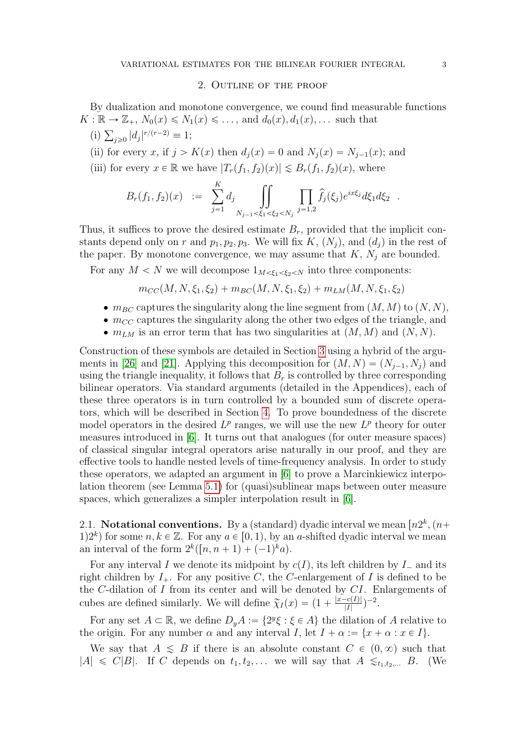## 2. Outline of the proof

By dualization and monotone convergence, we cound find measurable functions $K : \mathbb{R} \to \mathbb{Z}_+$, $N_0(x) \leqslant N_1(x) \leqslant \dots$, and $d_0(x), d_1(x), \dots$ such that

(i) $\sum_{j \geqslant 0} |d_j|^{r/(r-2)} \equiv 1$;

(ii) for every $x$, if $j > K(x)$ then $d_j(x) = 0$ and $N_j(x) = N_{j-1}(x)$; and

(iii) for every $x \in \mathbb{R}$ we have $|T_r(f_1, f_2)(x)| \lesssim B_r(f_1, f_2)(x)$, where

$$B_r(f_1, f_2)(x) \;:=\; \sum_{j=1}^{K} d_j \iint_{N_{j-1} < \xi_1 < \xi_2 < N_j} \prod_{j=1,2} \widehat{f}_j(\xi_j) e^{ix\xi_j} d\xi_1 d\xi_2 \;\; .$$

Thus, it suffices to prove the desired estimate $B_r$, provided that the implicit constants depend only on $r$ and $p_1, p_2, p_3$. We will fix $K$, $(N_j)$, and $(d_j)$ in the rest of the paper. By monotone convergence, we may assume that $K$, $N_j$ are bounded.

For any $M < N$ we will decompose $1_{M < \xi_1 < \xi_2 < N}$ into three components:

$$m_{CC}(M, N, \xi_1, \xi_2) + m_{BC}(M, N, \xi_1, \xi_2) + m_{LM}(M, N, \xi_1, \xi_2)$$

- $m_{BC}$ captures the singularity along the line segment from $(M, M)$ to $(N, N)$,
- $m_{CC}$ captures the singularity along the other two edges of the triangle, and
- $m_{LM}$ is an error term that has two singularities at $(M, M)$ and $(N, N)$.

Construction of these symbols are detailed in Section 3 using a hybrid of the arguments in [26] and [21]. Applying this decomposition for $(M, N) = (N_{j-1}, N_j)$ and using the triangle inequality, it follows that $B_r$ is controlled by three corresponding bilinear operators. Via standard arguments (detailed in the Appendices), each of these three operators is in turn controlled by a bounded sum of discrete operators, which will be described in Section 4. To prove boundedness of the discrete model operators in the desired $L^p$ ranges, we will use the new $L^p$ theory for outer measures introduced in [6]. It turns out that analogues (for outer measure spaces) of classical singular integral operators arise naturally in our proof, and they are effective tools to handle nested levels of time-frequency analysis. In order to study these operators, we adapted an argument in [6] to prove a Marcinkiewicz interpolation theorem (see Lemma 5.1) for (quasi)sublinear maps between outer measure spaces, which generalizes a simpler interpolation result in [6].

### 2.1. Notational conventions.

By a (standard) dyadic interval we mean $[n2^k, (n+1)2^k)$ for some $n, k \in \mathbb{Z}$. For any $a \in [0, 1)$, by an $a$-shifted dyadic interval we mean an interval of the form $2^k([n, n+1) + (-1)^k a)$.

For any interval $I$ we denote its midpoint by $c(I)$, its left children by $I_-$ and its right children by $I_+$. For any positive $C$, the $C$-enlargement of $I$ is defined to be the $C$-dilation of $I$ from its center and will be denoted by $CI$. Enlargements of cubes are defined similarly. We will define $\widetilde{\chi}_I(x) = (1 + \frac{|x - c(I)|}{|I|})^{-2}$.

For any set $A \subset \mathbb{R}$, we define $D_y A := \{2^y \xi : \xi \in A\}$ the dilation of $A$ relative to the origin. For any number $\alpha$ and any interval $I$, let $I + \alpha := \{x + \alpha : x \in I\}$.

We say that $A \lesssim B$ if there is an absolute constant $C \in (0, \infty)$ such that $|A| \leqslant C|B|$. If $C$ depends on $t_1, t_2, \dots$ we will say that $A \lesssim_{t_1, t_2, \dots} B$. (We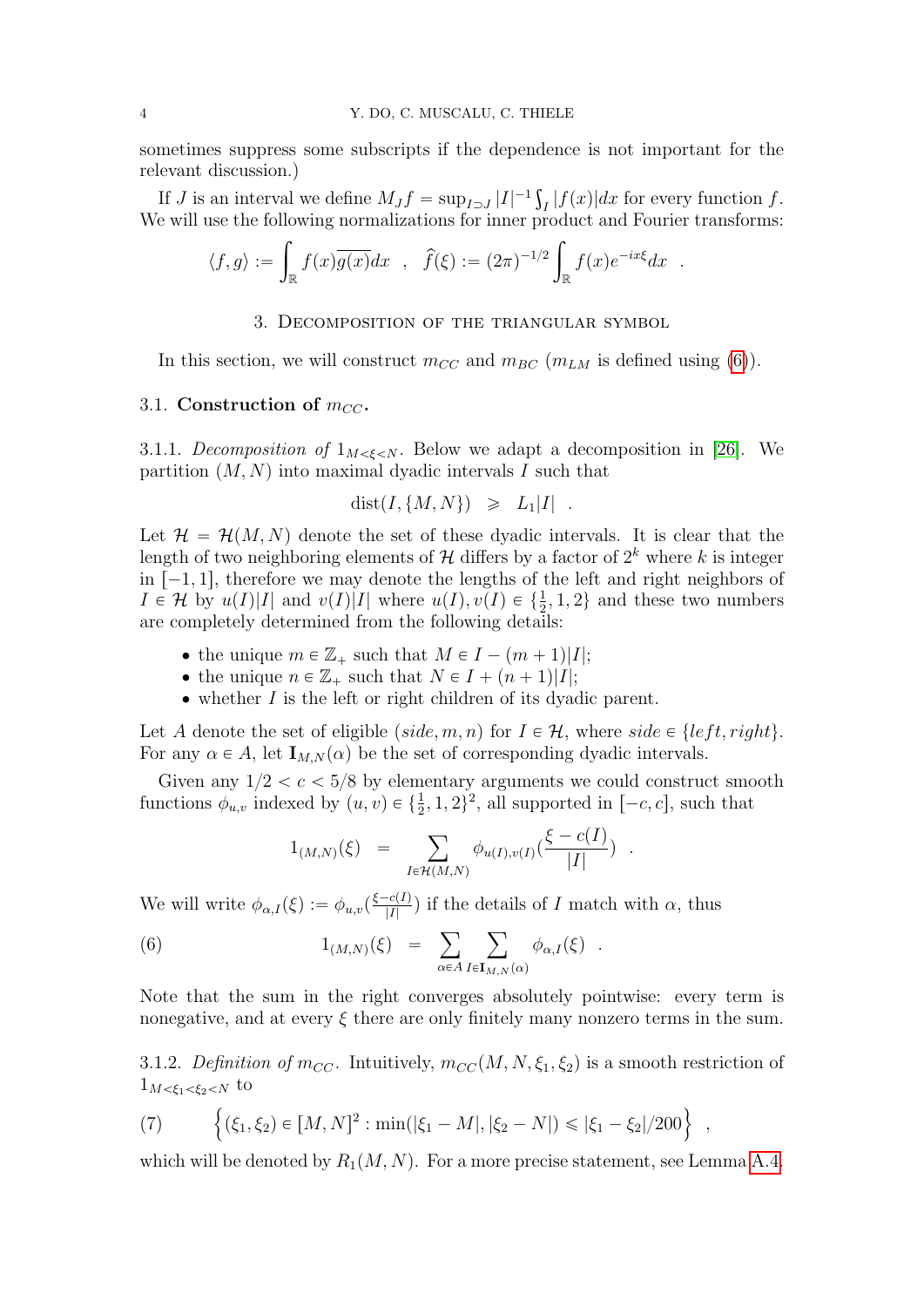sometimes suppress some subscripts if the dependence is not important for the relevant discussion.)

If $J$ is an interval we define $M_J f = \sup_{I \supset J} |I|^{-1} \int_I |f(x)| dx$ for every function $f$. We will use the following normalizations for inner product and Fourier transforms:

$$\langle f, g\rangle := \int_{\mathbb{R}} f(x)\overline{g(x)} dx \quad , \quad \widehat{f}(\xi) := (2\pi)^{-1/2} \int_{\mathbb{R}} f(x) e^{-ix\xi} dx \quad .$$

## 3. Decomposition of the triangular symbol

In this section, we will construct $m_{CC}$ and $m_{BC}$ ($m_{LM}$ is defined using (6)).

### 3.1. Construction of $m_{CC}$.

3.1.1. *Decomposition of* $1_{M<\xi<N}$. Below we adapt a decomposition in [26]. We partition $(M,N)$ into maximal dyadic intervals $I$ such that

$$\mathrm{dist}(I, \{M, N\}) \;\geqslant\; L_1 |I| \quad .$$

Let $\mathcal{H} = \mathcal{H}(M,N)$ denote the set of these dyadic intervals. It is clear that the length of two neighboring elements of $\mathcal{H}$ differs by a factor of $2^k$ where $k$ is integer in $[-1,1]$, therefore we may denote the lengths of the left and right neighbors of $I \in \mathcal{H}$ by $u(I)|I|$ and $v(I)|I|$ where $u(I), v(I) \in \{\frac{1}{2}, 1, 2\}$ and these two numbers are completely determined from the following details:

- the unique $m \in \mathbb{Z}_+$ such that $M \in I - (m+1)|I|$;
- the unique $n \in \mathbb{Z}_+$ such that $N \in I + (n+1)|I|$;
- whether $I$ is the left or right children of its dyadic parent.

Let $A$ denote the set of eligible $(side, m, n)$ for $I \in \mathcal{H}$, where $side \in \{left, right\}$. For any $\alpha \in A$, let $\mathbf{I}_{M,N}(\alpha)$ be the set of corresponding dyadic intervals.

Given any $1/2 < c < 5/8$ by elementary arguments we could construct smooth functions $\phi_{u,v}$ indexed by $(u,v) \in \{\frac{1}{2}, 1, 2\}^2$, all supported in $[-c, c]$, such that

$$1_{(M,N)}(\xi) \;=\; \sum_{I \in \mathcal{H}(M,N)} \phi_{u(I),v(I)}\Big(\frac{\xi - c(I)}{|I|}\Big) \quad .$$

We will write $\phi_{\alpha,I}(\xi) := \phi_{u,v}(\frac{\xi - c(I)}{|I|})$ if the details of $I$ match with $\alpha$, thus

$$1_{(M,N)}(\xi) \;=\; \sum_{\alpha \in A} \sum_{I \in \mathbf{I}_{M,N}(\alpha)} \phi_{\alpha,I}(\xi) \quad . \tag{6}$$

Note that the sum in the right converges absolutely pointwise: every term is nonegative, and at every $\xi$ there are only finitely many nonzero terms in the sum.

3.1.2. *Definition of* $m_{CC}$. Intuitively, $m_{CC}(M, N, \xi_1, \xi_2)$ is a smooth restriction of $1_{M<\xi_1<\xi_2<N}$ to

$$\Big\{(\xi_1, \xi_2) \in [M,N]^2 : \min(|\xi_1 - M|, |\xi_2 - N|) \leqslant |\xi_1 - \xi_2|/200\Big\} \quad , \tag{7}$$

which will be denoted by $R_1(M,N)$. For a more precise statement, see Lemma A.4.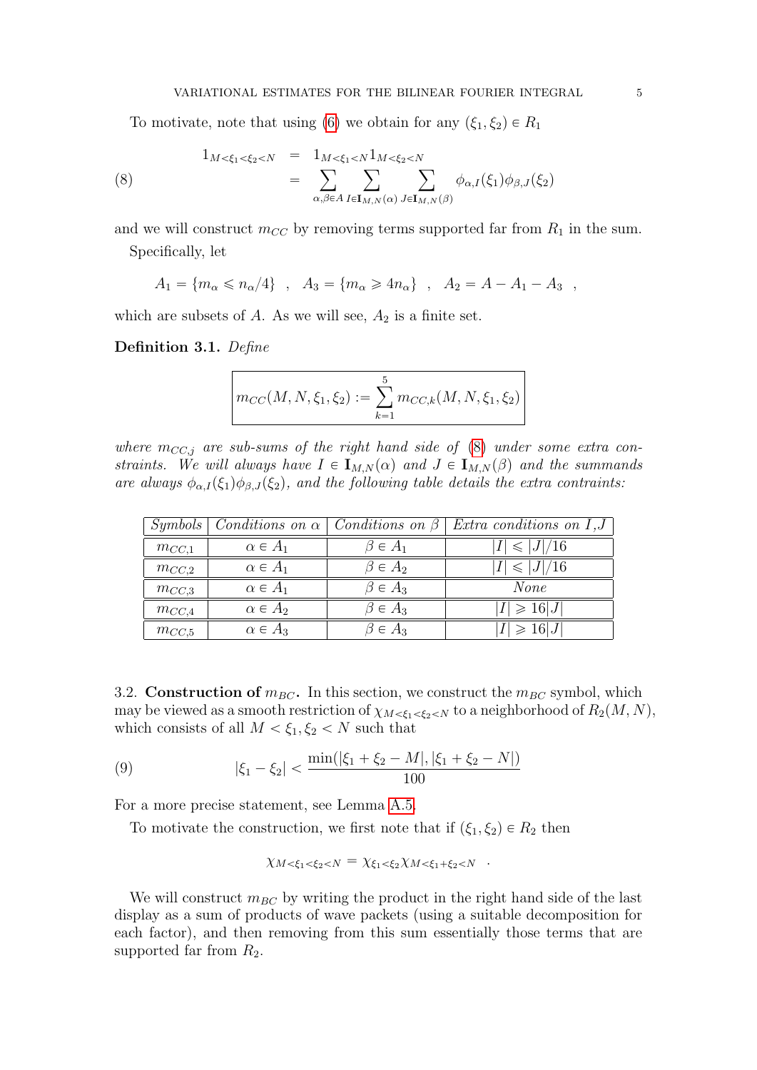To motivate, note that using (6) we obtain for any $(\xi_1, \xi_2) \in R_1$

$$
\begin{aligned}
1_{M<\xi_1<\xi_2<N} &= 1_{M<\xi_1<N} 1_{M<\xi_2<N} \\
&= \sum_{\alpha,\beta \in A} \sum_{I \in \mathbf{I}_{M,N}(\alpha)} \sum_{J \in \mathbf{I}_{M,N}(\beta)} \phi_{\alpha,I}(\xi_1)\phi_{\beta,J}(\xi_2)
\end{aligned}
\tag{8}
$$

and we will construct $m_{CC}$ by removing terms supported far from $R_1$ in the sum.

Specifically, let

$$
A_1 = \{m_\alpha \leqslant n_\alpha/4\} \ \ , \ \ A_3 = \{m_\alpha \geqslant 4n_\alpha\} \ \ , \ \ A_2 = A - A_1 - A_3 \ \ ,
$$

which are subsets of $A$. As we will see, $A_2$ is a finite set.

**Definition 3.1.** *Define*

$$
\boxed{m_{CC}(M,N,\xi_1,\xi_2) := \sum_{k=1}^{5} m_{CC,k}(M,N,\xi_1,\xi_2)}
$$

*where $m_{CC,j}$ are sub-sums of the right hand side of (8) under some extra constraints. We will always have $I \in \mathbf{I}_{M,N}(\alpha)$ and $J \in \mathbf{I}_{M,N}(\beta)$ and the summands are always $\phi_{\alpha,I}(\xi_1)\phi_{\beta,J}(\xi_2)$, and the following table details the extra contraints:*

| *Symbols* | *Conditions on* $\alpha$ | *Conditions on* $\beta$ | *Extra conditions on* $I$,$J$ |
|---|---|---|---|
| $m_{CC,1}$ | $\alpha \in A_1$ | $\beta \in A_1$ | $\lvert I\rvert \leqslant \lvert J\rvert/16$ |
| $m_{CC,2}$ | $\alpha \in A_1$ | $\beta \in A_2$ | $\lvert I\rvert \leqslant \lvert J\rvert/16$ |
| $m_{CC,3}$ | $\alpha \in A_1$ | $\beta \in A_3$ | *None* |
| $m_{CC,4}$ | $\alpha \in A_2$ | $\beta \in A_3$ | $\lvert I\rvert \geqslant 16\lvert J\rvert$ |
| $m_{CC,5}$ | $\alpha \in A_3$ | $\beta \in A_3$ | $\lvert I\rvert \geqslant 16\lvert J\rvert$ |

3.2. **Construction of $m_{BC}$.** In this section, we construct the $m_{BC}$ symbol, which may be viewed as a smooth restriction of $\chi_{M<\xi_1<\xi_2<N}$ to a neighborhood of $R_2(M,N)$, which consists of all $M < \xi_1, \xi_2 < N$ such that

$$
|\xi_1 - \xi_2| < \frac{\min(|\xi_1+\xi_2-M|, |\xi_1+\xi_2-N|)}{100}
\tag{9}
$$

For a more precise statement, see Lemma A.5.

To motivate the construction, we first note that if $(\xi_1,\xi_2) \in R_2$ then

$$
\chi_{M<\xi_1<\xi_2<N} = \chi_{\xi_1<\xi_2}\chi_{M<\xi_1+\xi_2<N} \quad .
$$

We will construct $m_{BC}$ by writing the product in the right hand side of the last display as a sum of products of wave packets (using a suitable decomposition for each factor), and then removing from this sum essentially those terms that are supported far from $R_2$.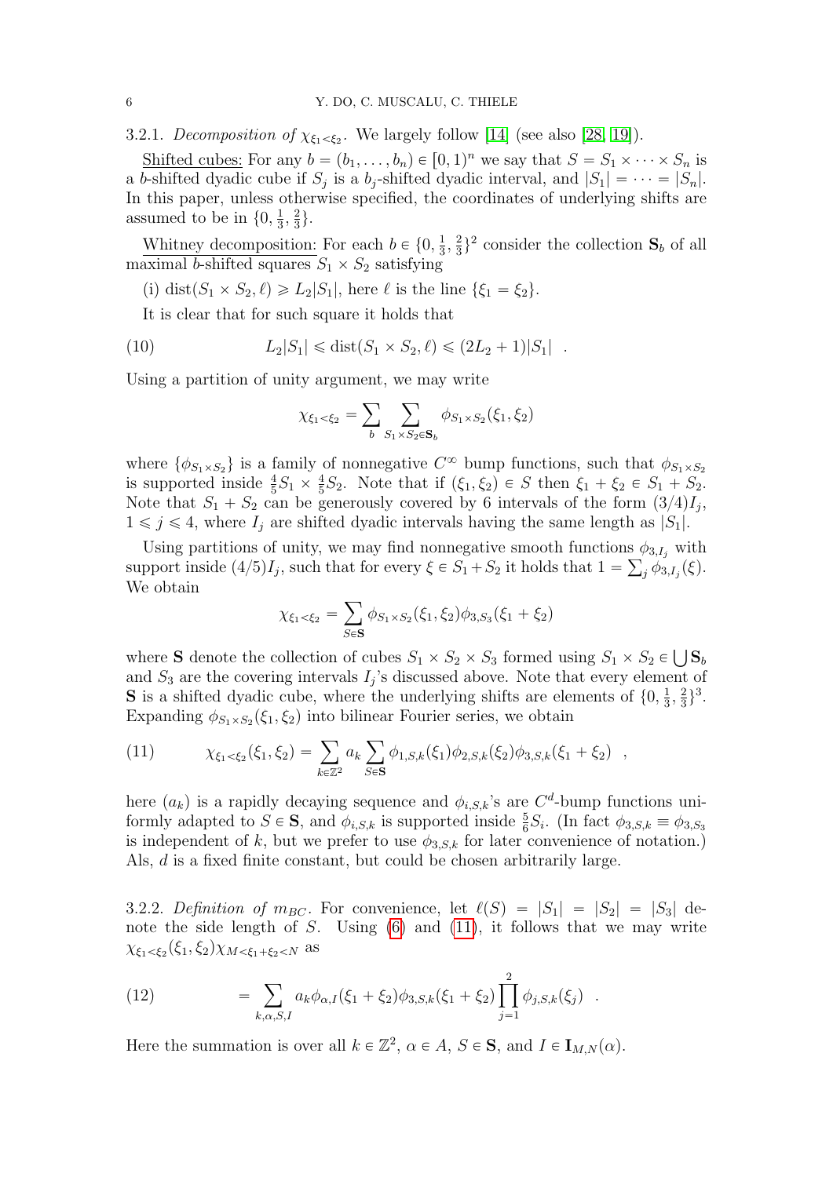3.2.1. *Decomposition of* $\chi_{\xi_1<\xi_2}$. We largely follow [14] (see also [28, 19]).

<u>Shifted cubes:</u> For any $b = (b_1, \dots, b_n) \in [0,1)^n$ we say that $S = S_1 \times \cdots \times S_n$ is a $b$-shifted dyadic cube if $S_j$ is a $b_j$-shifted dyadic interval, and $|S_1| = \cdots = |S_n|$. In this paper, unless otherwise specified, the coordinates of underlying shifts are assumed to be in $\{0, \frac{1}{3}, \frac{2}{3}\}$.

<u>Whitney decomposition:</u> For each $b \in \{0, \frac{1}{3}, \frac{2}{3}\}^2$ consider the collection $\mathbf{S}_b$ of all maximal $b$-shifted squares $S_1 \times S_2$ satisfying

(i) $\mathrm{dist}(S_1 \times S_2, \ell) \geqslant L_2 |S_1|$, here $\ell$ is the line $\{\xi_1 = \xi_2\}$.

It is clear that for such square it holds that

$$L_2 |S_1| \leqslant \mathrm{dist}(S_1 \times S_2, \ell) \leqslant (2L_2 + 1)|S_1| \quad . \tag{10}$$

Using a partition of unity argument, we may write

$$\chi_{\xi_1<\xi_2} = \sum_b \sum_{S_1 \times S_2 \in \mathbf{S}_b} \phi_{S_1 \times S_2}(\xi_1, \xi_2)$$

where $\{\phi_{S_1\times S_2}\}$ is a family of nonnegative $C^\infty$ bump functions, such that $\phi_{S_1\times S_2}$ is supported inside $\frac{4}{5}S_1 \times \frac{4}{5}S_2$. Note that if $(\xi_1, \xi_2) \in S$ then $\xi_1 + \xi_2 \in S_1 + S_2$. Note that $S_1 + S_2$ can be generously covered by 6 intervals of the form $(3/4)I_j$, $1 \leqslant j \leqslant 4$, where $I_j$ are shifted dyadic intervals having the same length as $|S_1|$.

Using partitions of unity, we may find nonnegative smooth functions $\phi_{3,I_j}$ with support inside $(4/5)I_j$, such that for every $\xi \in S_1 + S_2$ it holds that $1 = \sum_j \phi_{3,I_j}(\xi)$. We obtain

$$\chi_{\xi_1<\xi_2} = \sum_{S \in \mathbf{S}} \phi_{S_1\times S_2}(\xi_1, \xi_2)\phi_{3,S_3}(\xi_1 + \xi_2)$$

where $\mathbf{S}$ denote the collection of cubes $S_1 \times S_2 \times S_3$ formed using $S_1 \times S_2 \in \bigcup \mathbf{S}_b$ and $S_3$ are the covering intervals $I_j$'s discussed above. Note that every element of $\mathbf{S}$ is a shifted dyadic cube, where the underlying shifts are elements of $\{0, \frac{1}{3}, \frac{2}{3}\}^3$. Expanding $\phi_{S_1\times S_2}(\xi_1, \xi_2)$ into bilinear Fourier series, we obtain

$$\chi_{\xi_1<\xi_2}(\xi_1, \xi_2) = \sum_{k \in \mathbb{Z}^2} a_k \sum_{S \in \mathbf{S}} \phi_{1,S,k}(\xi_1)\phi_{2,S,k}(\xi_2)\phi_{3,S,k}(\xi_1 + \xi_2) \quad , \tag{11}$$

here $(a_k)$ is a rapidly decaying sequence and $\phi_{i,S,k}$'s are $C^d$-bump functions uniformly adapted to $S \in \mathbf{S}$, and $\phi_{i,S,k}$ is supported inside $\frac{5}{6}S_i$. (In fact $\phi_{3,S,k} \equiv \phi_{3,S_3}$ is independent of $k$, but we prefer to use $\phi_{3,S,k}$ for later convenience of notation.) Als, $d$ is a fixed finite constant, but could be chosen arbitrarily large.

3.2.2. *Definition of* $m_{BC}$. For convenience, let $\ell(S) = |S_1| = |S_2| = |S_3|$ denote the side length of $S$. Using (6) and (11), it follows that we may write $\chi_{\xi_1<\xi_2}(\xi_1, \xi_2)\chi_{M<\xi_1+\xi_2<N}$ as

$$= \sum_{k,\alpha,S,I} a_k \phi_{\alpha,I}(\xi_1 + \xi_2)\phi_{3,S,k}(\xi_1 + \xi_2)\prod_{j=1}^{2} \phi_{j,S,k}(\xi_j) \quad . \tag{12}$$

Here the summation is over all $k \in \mathbb{Z}^2$, $\alpha \in A$, $S \in \mathbf{S}$, and $I \in \mathbf{I}_{M,N}(\alpha)$.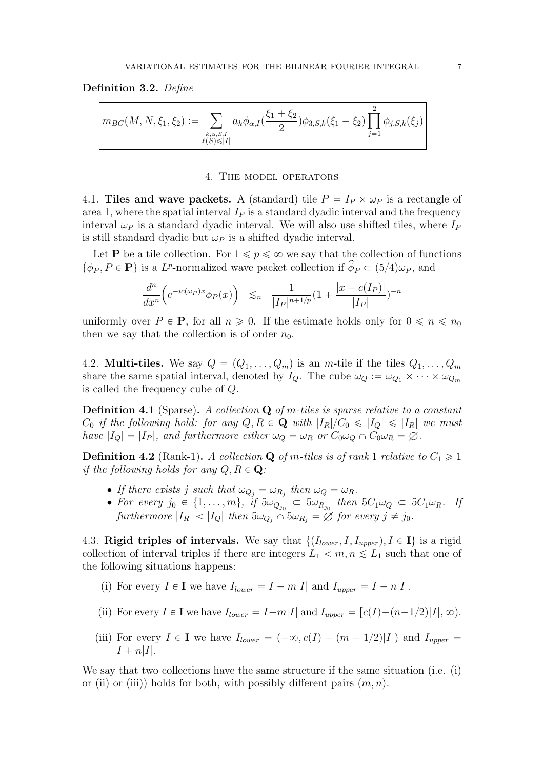**Definition 3.2.** *Define*

$$m_{BC}(M,N,\xi_1,\xi_2) := \sum_{\substack{k,\alpha,S,I\\ \ell(S)\leqslant |I|}} a_k \phi_{\alpha,I}(\frac{\xi_1+\xi_2}{2})\phi_{3,S,k}(\xi_1+\xi_2)\prod_{j=1}^{2}\phi_{j,S,k}(\xi_j)$$

## 4. The model operators

4.1. **Tiles and wave packets.** A (standard) tile $P = I_P \times \omega_P$ is a rectangle of area 1, where the spatial interval $I_P$ is a standard dyadic interval and the frequency interval $\omega_P$ is a standard dyadic interval. We will also use shifted tiles, where $I_P$ is still standard dyadic but $\omega_P$ is a shifted dyadic interval.

Let $\mathbf{P}$ be a tile collection. For $1 \leqslant p \leqslant \infty$ we say that the collection of functions $\{\phi_P, P \in \mathbf{P}\}$ is a $L^p$-normalized wave packet collection if $\widehat{\phi}_P \subset (5/4)\omega_P$, and

$$\frac{d^n}{dx^n}\Big(e^{-ic(\omega_P)x}\phi_P(x)\Big) \quad \lesssim_n \quad \frac{1}{|I_P|^{n+1/p}}(1+\frac{|x-c(I_P)|}{|I_P|})^{-n}$$

uniformly over $P \in \mathbf{P}$, for all $n \geqslant 0$. If the estimate holds only for $0 \leqslant n \leqslant n_0$ then we say that the collection is of order $n_0$.

4.2. **Multi-tiles.** We say $Q = (Q_1, \ldots, Q_m)$ is an $m$-tile if the tiles $Q_1, \ldots, Q_m$ share the same spatial interval, denoted by $I_Q$. The cube $\omega_Q := \omega_{Q_1} \times \cdots \times \omega_{Q_m}$ is called the frequency cube of $Q$.

**Definition 4.1** (Sparse)**.** *A collection $\mathbf{Q}$ of $m$-tiles is sparse relative to a constant $C_0$ if the following hold: for any $Q, R \in \mathbf{Q}$ with $|I_R|/C_0 \leqslant |I_Q| \leqslant |I_R|$ we must have $|I_Q| = |I_P|$, and furthermore either $\omega_Q = \omega_R$ or $C_0\omega_Q \cap C_0\omega_R = \varnothing$.*

**Definition 4.2** (Rank-1)**.** *A collection $\mathbf{Q}$ of $m$-tiles is of rank 1 relative to $C_1 \geqslant 1$ if the following holds for any $Q, R \in \mathbf{Q}$:*

- *If there exists $j$ such that $\omega_{Q_j} = \omega_{R_j}$ then $\omega_Q = \omega_R$.*
- *For every $j_0 \in \{1, \ldots, m\}$, if $5\omega_{Q_{j_0}} \subset 5\omega_{R_{j_0}}$ then $5C_1\omega_Q \subset 5C_1\omega_R$. If furthermore $|I_R| < |I_Q|$ then $5\omega_{Q_j} \cap 5\omega_{R_j} = \varnothing$ for every $j \neq j_0$.*

4.3. **Rigid triples of intervals.** We say that $\{(I_{lower}, I, I_{upper}), I \in \mathbf{I}\}$ is a rigid collection of interval triples if there are integers $L_1 < m, n \lesssim L_1$ such that one of the following situations happens:

(i) For every $I \in \mathbf{I}$ we have $I_{lower} = I - m|I|$ and $I_{upper} = I + n|I|$.

(ii) For every $I \in \mathbf{I}$ we have $I_{lower} = I - m|I|$ and $I_{upper} = [c(I)+(n-1/2)|I|, \infty)$.

(iii) For every $I \in \mathbf{I}$ we have $I_{lower} = (-\infty, c(I)-(m-1/2)|I|)$ and $I_{upper} = I + n|I|$.

We say that two collections have the same structure if the same situation (i.e. (i) or (ii) or (iii)) holds for both, with possibly different pairs $(m, n)$.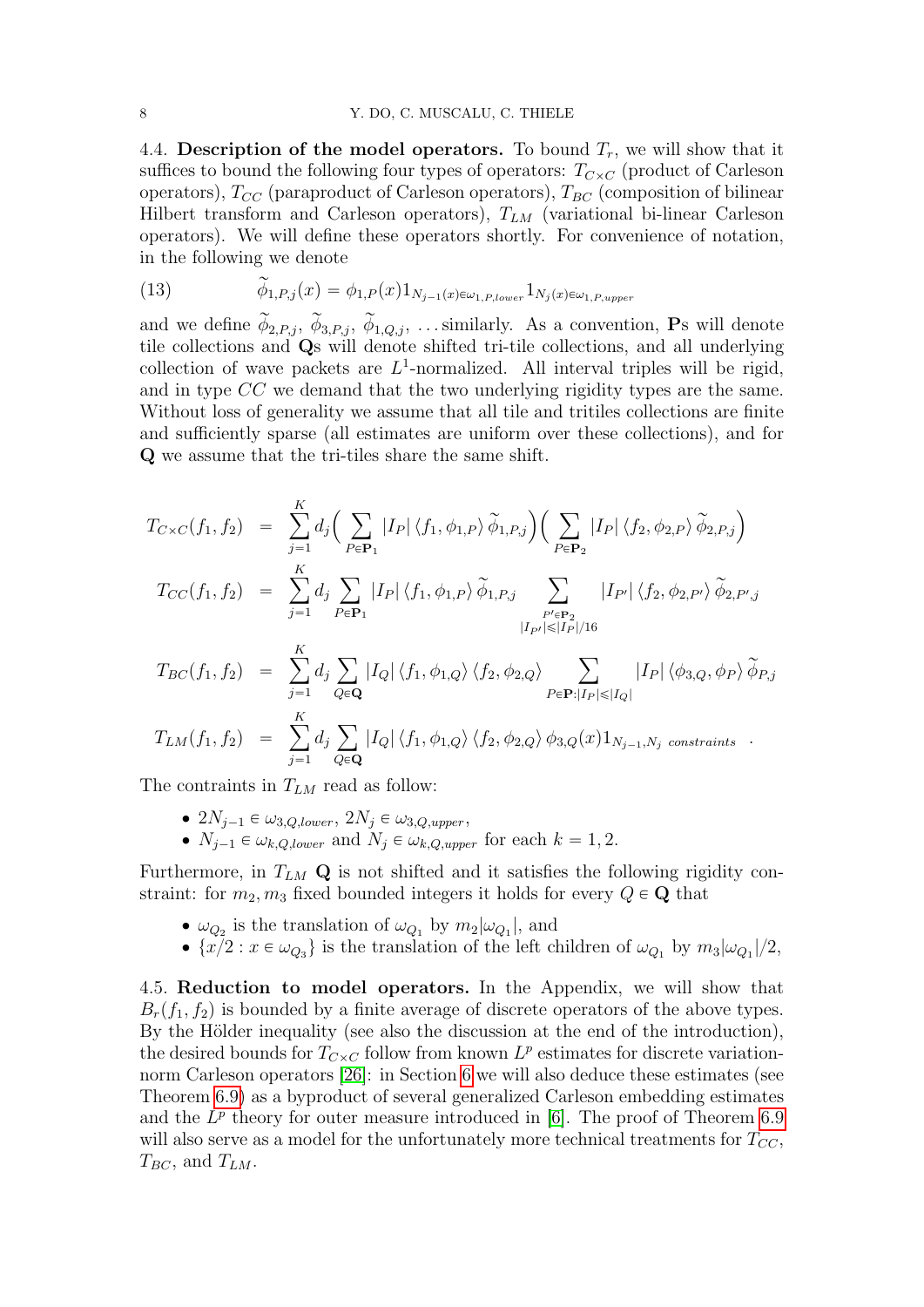4.4. **Description of the model operators.** To bound $T_r$, we will show that it suffices to bound the following four types of operators: $T_{C\times C}$ (product of Carleson operators), $T_{CC}$ (paraproduct of Carleson operators), $T_{BC}$ (composition of bilinear Hilbert transform and Carleson operators), $T_{LM}$ (variational bi-linear Carleson operators). We will define these operators shortly. For convenience of notation, in the following we denote

$$\widetilde{\phi}_{1,P,j}(x) = \phi_{1,P}(x) 1_{N_{j-1}(x)\in\omega_{1,P,lower}} 1_{N_j(x)\in\omega_{1,P,upper}} \tag{13}$$

and we define $\widetilde{\phi}_{2,P,j}$, $\widetilde{\phi}_{3,P,j}$, $\widetilde{\phi}_{1,Q,j}$, ...similarly. As a convention, $\mathbf{P}$s will denote tile collections and $\mathbf{Q}$s will denote shifted tri-tile collections, and all underlying collection of wave packets are $L^1$-normalized. All interval triples will be rigid, and in type $CC$ we demand that the two underlying rigidity types are the same. Without loss of generality we assume that all tile and tritiles collections are finite and sufficiently sparse (all estimates are uniform over these collections), and for $\mathbf{Q}$ we assume that the tri-tiles share the same shift.

$$
\begin{aligned}
T_{C\times C}(f_1,f_2) &= \sum_{j=1}^{K} d_j \Big(\sum_{P\in\mathbf{P}_1} |I_P| \langle f_1,\phi_{1,P}\rangle \widetilde{\phi}_{1,P,j}\Big)\Big(\sum_{P\in\mathbf{P}_2} |I_P| \langle f_2,\phi_{2,P}\rangle \widetilde{\phi}_{2,P,j}\Big) \\
T_{CC}(f_1,f_2) &= \sum_{j=1}^{K} d_j \sum_{P\in\mathbf{P}_1} |I_P| \langle f_1,\phi_{1,P}\rangle \widetilde{\phi}_{1,P,j} \sum_{\substack{P'\in\mathbf{P}_2 \\ |I_{P'}|\leqslant |I_P|/16}} |I_{P'}| \langle f_2,\phi_{2,P'}\rangle \widetilde{\phi}_{2,P',j} \\
T_{BC}(f_1,f_2) &= \sum_{j=1}^{K} d_j \sum_{Q\in\mathbf{Q}} |I_Q| \langle f_1,\phi_{1,Q}\rangle \langle f_2,\phi_{2,Q}\rangle \sum_{P\in\mathbf{P}:|I_P|\leqslant|I_Q|} |I_P| \langle \phi_{3,Q},\phi_P\rangle \widetilde{\phi}_{P,j} \\
T_{LM}(f_1,f_2) &= \sum_{j=1}^{K} d_j \sum_{Q\in\mathbf{Q}} |I_Q| \langle f_1,\phi_{1,Q}\rangle \langle f_2,\phi_{2,Q}\rangle \phi_{3,Q}(x) 1_{N_{j-1},N_j \ constraints} \ .
\end{aligned}
$$

The contraints in $T_{LM}$ read as follow:

- $2N_{j-1}\in\omega_{3,Q,lower}$, $2N_j\in\omega_{3,Q,upper}$,
- $N_{j-1}\in\omega_{k,Q,lower}$ and $N_j\in\omega_{k,Q,upper}$ for each $k=1,2$.

Furthermore, in $T_{LM}$ $\mathbf{Q}$ is not shifted and it satisfies the following rigidity constraint: for $m_2, m_3$ fixed bounded integers it holds for every $Q\in\mathbf{Q}$ that

- $\omega_{Q_2}$ is the translation of $\omega_{Q_1}$ by $m_2|\omega_{Q_1}|$, and
- $\{x/2 : x\in\omega_{Q_3}\}$ is the translation of the left children of $\omega_{Q_1}$ by $m_3|\omega_{Q_1}|/2$,

4.5. **Reduction to model operators.** In the Appendix, we will show that $B_r(f_1,f_2)$ is bounded by a finite average of discrete operators of the above types. By the Hölder inequality (see also the discussion at the end of the introduction), the desired bounds for $T_{C\times C}$ follow from known $L^p$ estimates for discrete variation-norm Carleson operators [26]: in Section 6 we will also deduce these estimates (see Theorem 6.9) as a byproduct of several generalized Carleson embedding estimates and the $L^p$ theory for outer measure introduced in [6]. The proof of Theorem 6.9 will also serve as a model for the unfortunately more technical treatments for $T_{CC}$, $T_{BC}$, and $T_{LM}$.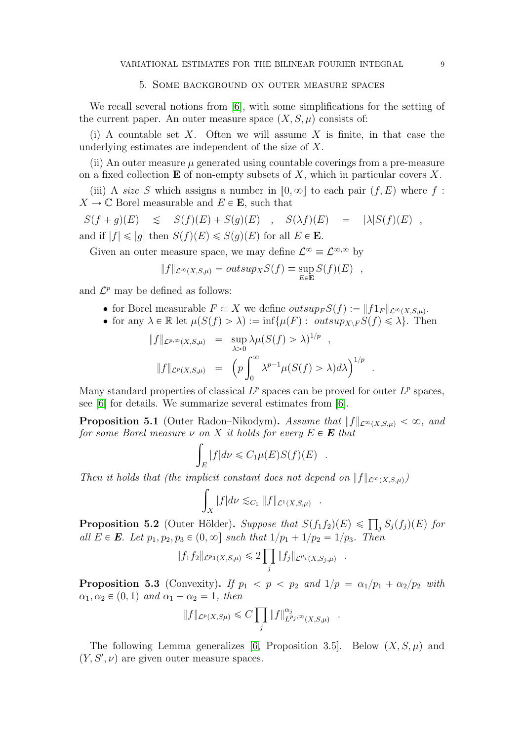## 5. Some background on outer measure spaces

We recall several notions from [6], with some simplifications for the setting of the current paper. An outer measure space $(X, S, \mu)$ consists of:

(i) A countable set $X$. Often we will assume $X$ is finite, in that case the underlying estimates are independent of the size of $X$.

(ii) An outer measure $\mu$ generated using countable coverings from a pre-measure on a fixed collection $\mathbf{E}$ of non-empty subsets of $X$, which in particular covers $X$.

(iii) A *size* $S$ which assigns a number in $[0, \infty]$ to each pair $(f, E)$ where $f : X \to \mathbb{C}$ Borel measurable and $E \in \mathbf{E}$, such that

$$S(f+g)(E) \quad \lesssim \quad S(f)(E) + S(g)(E) \quad , \quad S(\lambda f)(E) \quad = \quad |\lambda| S(f)(E) \quad ,$$

and if $|f| \leqslant |g|$ then $S(f)(E) \leqslant S(g)(E)$ for all $E \in \mathbf{E}$.

Given an outer measure space, we may define $\mathcal{L}^\infty \equiv \mathcal{L}^{\infty,\infty}$ by

$$\|f\|_{\mathcal{L}^\infty(X,S,\mu)} = outsup_X S(f) \equiv \sup_{E \in \mathbf{E}} S(f)(E) \quad ,$$

and $\mathcal{L}^p$ may be defined as follows:

- for Borel measurable $F \subset X$ we define $outsup_F S(f) := \|f 1_F\|_{\mathcal{L}^\infty(X,S,\mu)}$.
- for any $\lambda \in \mathbb{R}$ let $\mu(S(f) > \lambda) := \inf\{\mu(F) : \ outsup_{X \setminus F} S(f) \leqslant \lambda\}$. Then

$$\begin{aligned}
\|f\|_{\mathcal{L}^{p,\infty}(X,S,\mu)} &= \sup_{\lambda > 0} \lambda \mu(S(f) > \lambda)^{1/p} \quad , \\
\|f\|_{\mathcal{L}^p(X,S,\mu)} &= \Big( p \int_0^\infty \lambda^{p-1} \mu(S(f) > \lambda) d\lambda \Big)^{1/p} \quad .
\end{aligned}$$

Many standard properties of classical $L^p$ spaces can be proved for outer $L^p$ spaces, see [6] for details. We summarize several estimates from [6].

**Proposition 5.1** (Outer Radon–Nikodym)**.** *Assume that $\|f\|_{\mathcal{L}^\infty(X,S,\mu)} < \infty$, and for some Borel measure $\nu$ on $X$ it holds for every $E \in \boldsymbol{E}$ that*

$$\int_E |f| d\nu \leqslant C_1 \mu(E) S(f)(E) \quad .$$

*Then it holds that (the implicit constant does not depend on $\|f\|_{\mathcal{L}^\infty(X,S,\mu)}$)*

$$\int_X |f| d\nu \lesssim_{C_1} \|f\|_{\mathcal{L}^1(X,S,\mu)} \quad .$$

**Proposition 5.2** (Outer Hölder)**.** *Suppose that $S(f_1 f_2)(E) \leqslant \prod_j S_j(f_j)(E)$ for all $E \in \boldsymbol{E}$. Let $p_1, p_2, p_3 \in (0, \infty]$ such that $1/p_1 + 1/p_2 = 1/p_3$. Then*

$$\|f_1 f_2\|_{\mathcal{L}^{p_3}(X,S,\mu)} \leqslant 2 \prod_j \|f_j\|_{\mathcal{L}^{p_j}(X,S_j,\mu)} \quad .$$

**Proposition 5.3** (Convexity)**.** *If $p_1 < p < p_2$ and $1/p = \alpha_1/p_1 + \alpha_2/p_2$ with $\alpha_1, \alpha_2 \in (0,1)$ and $\alpha_1 + \alpha_2 = 1$, then*

$$\|f\|_{\mathcal{L}^p(X,S\mu)} \leqslant C \prod_j \|f\|^{\alpha_j}_{L^{p_j,\infty}(X,S,\mu)} \quad .$$

The following Lemma generalizes [6, Proposition 3.5]. Below $(X, S, \mu)$ and $(Y, S', \nu)$ are given outer measure spaces.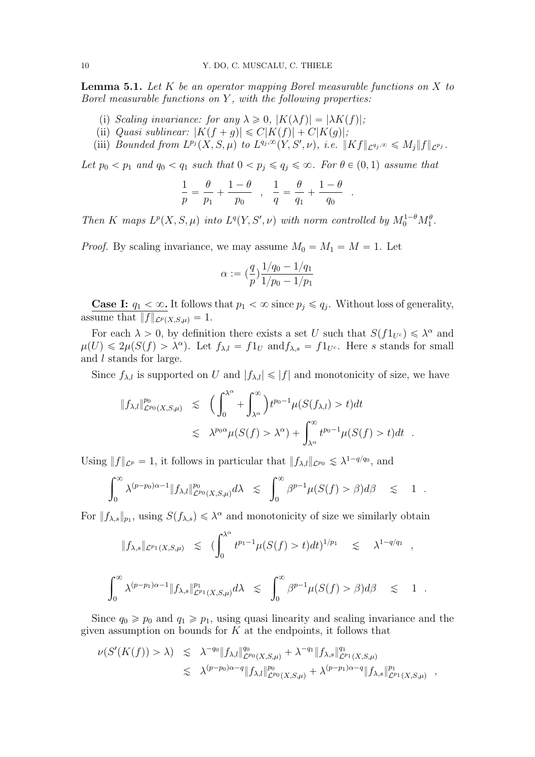**Lemma 5.1.** *Let $K$ be an operator mapping Borel measurable functions on $X$ to Borel measurable functions on $Y$, with the following properties:*

(i) *Scaling invariance: for any $\lambda \geqslant 0$, $|K(\lambda f)| = |\lambda K(f)|$;*
(ii) *Quasi sublinear: $|K(f+g)| \leqslant C|K(f)| + C|K(g)|$;*
(iii) *Bounded from $L^{p_j}(X,S,\mu)$ to $L^{q_j,\infty}(Y,S',\nu)$, i.e. $\|Kf\|_{\mathcal{L}^{q_j,\infty}} \leqslant M_j \|f\|_{\mathcal{L}^{p_j}}$.*

*Let $p_0 < p_1$ and $q_0 < q_1$ such that $0 < p_j \leqslant q_j \leqslant \infty$. For $\theta \in (0,1)$ assume that*

$$\frac{1}{p} = \frac{\theta}{p_1} + \frac{1-\theta}{p_0} \quad , \quad \frac{1}{q} = \frac{\theta}{q_1} + \frac{1-\theta}{q_0} \quad .$$

*Then $K$ maps $L^p(X,S,\mu)$ into $L^q(Y,S',\nu)$ with norm controlled by $M_0^{1-\theta}M_1^{\theta}$.*

*Proof.* By scaling invariance, we may assume $M_0 = M_1 = M = 1$. Let

$$\alpha := (\frac{q}{p})\frac{1/q_0 - 1/q_1}{1/p_0 - 1/p_1}$$

**Case I: $q_1 < \infty$.** It follows that $p_1 < \infty$ since $p_j \leqslant q_j$. Without loss of generality, assume that $\|f\|_{\mathcal{L}^p(X,S,\mu)} = 1$.

For each $\lambda > 0$, by definition there exists a set $U$ such that $S(f1_{U^c}) \leqslant \lambda^\alpha$ and $\mu(U) \leqslant 2\mu(S(f) > \lambda^\alpha)$. Let $f_{\lambda,l} = f1_U$ and$f_{\lambda,s} = f1_{U^c}$. Here $s$ stands for small and $l$ stands for large.

Since $f_{\lambda,l}$ is supported on $U$ and $|f_{\lambda,l}| \leqslant |f|$ and monotonicity of size, we have

$$\begin{aligned}
\|f_{\lambda,l}\|^{p_0}_{\mathcal{L}^{p_0}(X,S,\mu)} &\lesssim \Big(\int_0^{\lambda^\alpha} + \int_{\lambda^\alpha}^\infty\Big) t^{p_0-1}\mu(S(f_{\lambda,l}) > t)dt \\
&\lesssim \lambda^{p_0\alpha}\mu(S(f) > \lambda^\alpha) + \int_{\lambda^\alpha}^\infty t^{p_0-1}\mu(S(f) > t)dt \quad .
\end{aligned}$$

Using $\|f\|_{\mathcal{L}^p} = 1$, it follows in particular that $\|f_{\lambda,l}\|_{\mathcal{L}^{p_0}} \lesssim \lambda^{1-q/q_0}$, and

$$\int_0^\infty \lambda^{(p-p_0)\alpha-1}\|f_{\lambda,l}\|^{p_0}_{\mathcal{L}^{p_0}(X,S,\mu)}d\lambda \quad \lesssim \quad \int_0^\infty \beta^{p-1}\mu(S(f) > \beta)d\beta \quad \lesssim \quad 1 \quad .$$

For $\|f_{\lambda,s}\|_{p_1}$, using $S(f_{\lambda,s}) \leqslant \lambda^\alpha$ and monotonicity of size we similarly obtain

$$\|f_{\lambda,s}\|_{\mathcal{L}^{p_1}(X,S,\mu)} \quad \lesssim \quad (\int_0^{\lambda^\alpha} t^{p_1-1}\mu(S(f) > t)dt)^{1/p_1} \quad \lesssim \quad \lambda^{1-q/q_1} \quad ,$$

$$\int_0^\infty \lambda^{(p-p_1)\alpha-1}\|f_{\lambda,s}\|^{p_1}_{\mathcal{L}^{p_1}(X,S,\mu)}d\lambda \quad \lesssim \quad \int_0^\infty \beta^{p-1}\mu(S(f) > \beta)d\beta \quad \lesssim \quad 1 \quad .$$

Since $q_0 \geqslant p_0$ and $q_1 \geqslant p_1$, using quasi linearity and scaling invariance and the given assumption on bounds for $K$ at the endpoints, it follows that

$$\begin{aligned}
\nu(S'(K(f)) > \lambda) &\lesssim \lambda^{-q_0}\|f_{\lambda,l}\|^{q_0}_{\mathcal{L}^{p_0}(X,S,\mu)} + \lambda^{-q_1}\|f_{\lambda,s}\|^{q_1}_{\mathcal{L}^{p_1}(X,S,\mu)} \\
&\lesssim \lambda^{(p-p_0)\alpha-q}\|f_{\lambda,l}\|^{p_0}_{\mathcal{L}^{p_0}(X,S,\mu)} + \lambda^{(p-p_1)\alpha-q}\|f_{\lambda,s}\|^{p_1}_{\mathcal{L}^{p_1}(X,S,\mu)} \quad ,
\end{aligned}$$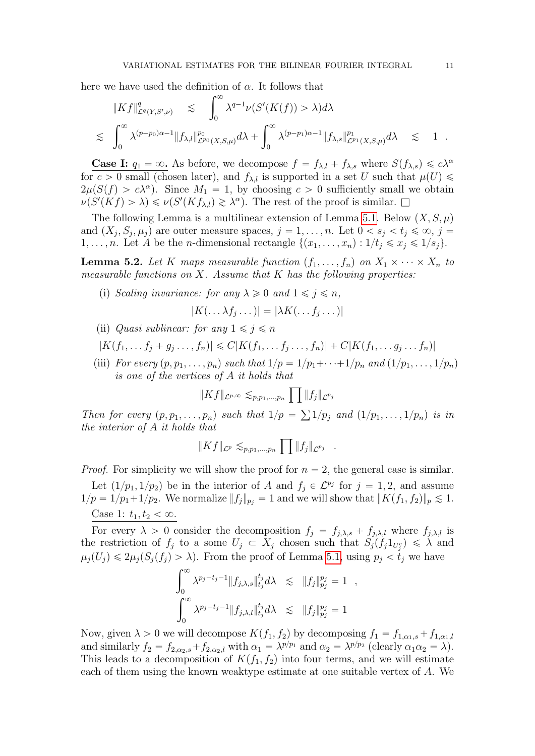here we have used the definition of $\alpha$. It follows that

$$
\begin{aligned}
\|Kf\|^q_{\mathcal{L}^q(Y,S',\nu)} &\lesssim \int_0^\infty \lambda^{q-1}\nu(S'(K(f))>\lambda)d\lambda \\
\lesssim \int_0^\infty \lambda^{(p-p_0)\alpha-1}\|f_{\lambda,l}\|^{p_0}_{\mathcal{L}^{p_0}(X,S,\mu)}d\lambda &+ \int_0^\infty \lambda^{(p-p_1)\alpha-1}\|f_{\lambda,s}\|^{p_1}_{\mathcal{L}^{p_1}(X,S,\mu)}d\lambda \lesssim 1 \ .
\end{aligned}
$$

**Case I:** $q_1 = \infty$**.** As before, we decompose $f = f_{\lambda,l} + f_{\lambda,s}$ where $S(f_{\lambda,s}) \leqslant c\lambda^\alpha$ for $c > 0$ small (chosen later), and $f_{\lambda,l}$ is supported in a set $U$ such that $\mu(U) \leqslant 2\mu(S(f) > c\lambda^\alpha)$. Since $M_1 = 1$, by choosing $c > 0$ sufficiently small we obtain $\nu(S'(Kf) > \lambda) \leqslant \nu(S'(Kf_{\lambda,l}) \gtrsim \lambda^\alpha)$. The rest of the proof is similar. $\square$

The following Lemma is a multilinear extension of Lemma 5.1. Below $(X, S, \mu)$ and $(X_j, S_j, \mu_j)$ are outer measure spaces, $j = 1, \ldots, n$. Let $0 < s_j < t_j \leqslant \infty$, $j = 1, \ldots, n$. Let $A$ be the $n$-dimensional rectangle $\{(x_1, \ldots, x_n) : 1/t_j \leqslant x_j \leqslant 1/s_j\}$.

**Lemma 5.2.** *Let $K$ maps measurable function $(f_1, \ldots, f_n)$ on $X_1 \times \cdots \times X_n$ to measurable functions on $X$. Assume that $K$ has the following properties:*

(i) *Scaling invariance: for any $\lambda \geqslant 0$ and $1 \leqslant j \leqslant n$,*
$$|K(\ldots \lambda f_j \ldots)| = |\lambda K(\ldots f_j \ldots)|$$

(ii) *Quasi sublinear: for any $1 \leqslant j \leqslant n$*
$$|K(f_1, \ldots f_j + g_j \ldots, f_n)| \leqslant C|K(f_1, \ldots f_j \ldots, f_n)| + C|K(f_1, \ldots g_j \ldots f_n)|$$

(iii) *For every $(p, p_1, \ldots, p_n)$ such that $1/p = 1/p_1 + \cdots + 1/p_n$ and $(1/p_1, \ldots, 1/p_n)$ is one of the vertices of $A$ it holds that*
$$\|Kf\|_{\mathcal{L}^{p,\infty}} \lesssim_{p,p_1,\ldots,p_n} \prod \|f_j\|_{\mathcal{L}^{p_j}}$$

*Then for every $(p, p_1, \ldots, p_n)$ such that $1/p = \sum 1/p_j$ and $(1/p_1, \ldots, 1/p_n)$ is in the interior of $A$ it holds that*
$$\|Kf\|_{\mathcal{L}^p} \lesssim_{p,p_1,\ldots,p_n} \prod \|f_j\|_{\mathcal{L}^{p_j}} \quad .$$

*Proof.* For simplicity we will show the proof for $n = 2$, the general case is similar.

Let $(1/p_1, 1/p_2)$ be in the interior of $A$ and $f_j \in \mathcal{L}^{p_j}$ for $j = 1, 2$, and assume $1/p = 1/p_1 + 1/p_2$. We normalize $\|f_j\|_{p_j} = 1$ and we will show that $\|K(f_1, f_2)\|_p \lesssim 1$.

<u>Case 1: $t_1, t_2 < \infty$.</u>

For every $\lambda > 0$ consider the decomposition $f_j = f_{j,\lambda,s} + f_{j,\lambda,l}$ where $f_{j,\lambda,l}$ is the restriction of $f_j$ to a some $U_j \subset X_j$ chosen such that $S_j(f_j 1_{U_j^c}) \leqslant \lambda$ and $\mu_j(U_j) \leqslant 2\mu_j(S_j(f_j) > \lambda)$. From the proof of Lemma 5.1, using $p_j < t_j$ we have

$$
\begin{aligned}
\int_0^\infty \lambda^{p_j - t_j - 1}\|f_{j,\lambda,s}\|^{t_j}_{t_j} d\lambda &\lesssim \|f_j\|^{p_j}_{p_j} = 1 \ , \\
\int_0^\infty \lambda^{p_j - t_j - 1}\|f_{j,\lambda,l}\|^{t_j}_{t_j} d\lambda &\lesssim \|f_j\|^{p_j}_{p_j} = 1
\end{aligned}
$$

Now, given $\lambda > 0$ we will decompose $K(f_1, f_2)$ by decomposing $f_1 = f_{1,\alpha_1,s} + f_{1,\alpha_1,l}$ and similarly $f_2 = f_{2,\alpha_2,s} + f_{2,\alpha_2,l}$ with $\alpha_1 = \lambda^{p/p_1}$ and $\alpha_2 = \lambda^{p/p_2}$ (clearly $\alpha_1\alpha_2 = \lambda$). This leads to a decomposition of $K(f_1, f_2)$ into four terms, and we will estimate each of them using the known weaktype estimate at one suitable vertex of $A$. We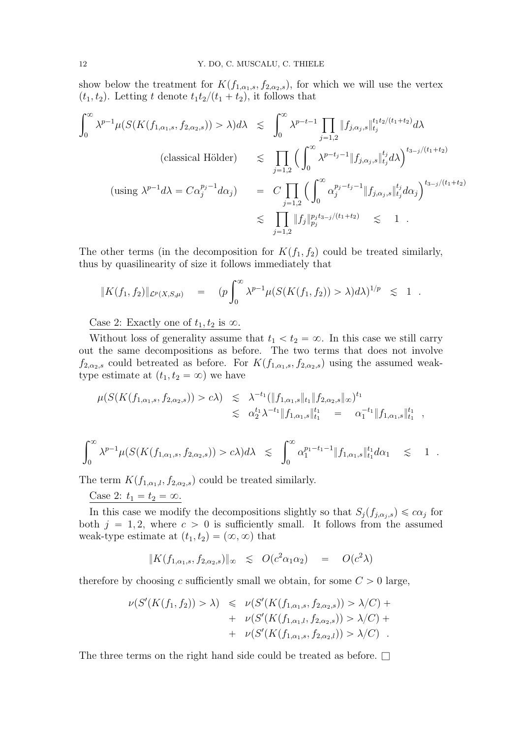show below the treatment for $K(f_{1,\alpha_1,s}, f_{2,\alpha_2,s})$, for which we will use the vertex $(t_1, t_2)$. Letting $t$ denote $t_1t_2/(t_1+t_2)$, it follows that

$$
\begin{aligned}
\int_0^\infty \lambda^{p-1}\mu(S(K(f_{1,\alpha_1,s}, f_{2,\alpha_2,s})) > \lambda) d\lambda &\lesssim \int_0^\infty \lambda^{p-t-1} \prod_{j=1,2} \|f_{j,\alpha_j,s}\|_{t_j}^{t_1t_2/(t_1+t_2)} d\lambda \\
\text{(classical Hölder)} \qquad &\lesssim \prod_{j=1,2} \Big( \int_0^\infty \lambda^{p-t_j-1} \|f_{j,\alpha_j,s}\|_{t_j}^{t_j} d\lambda \Big)^{t_{3-j}/(t_1+t_2)} \\
(\text{using } \lambda^{p-1} d\lambda = C\alpha_j^{p_j-1} d\alpha_j) \qquad &= C \prod_{j=1,2} \Big( \int_0^\infty \alpha_j^{p_j-t_j-1} \|f_{j,\alpha_j,s}\|_{t_j}^{t_j} d\alpha_j \Big)^{t_{3-j}/(t_1+t_2)} \\
&\lesssim \prod_{j=1,2} \|f_j\|_{p_j}^{p_jt_{3-j}/(t_1+t_2)} \quad \lesssim \quad 1 \ .
\end{aligned}
$$

The other terms (in the decomposition for $K(f_1, f_2)$ could be treated similarly, thus by quasilinearity of size it follows immediately that

$$
\|K(f_1, f_2)\|_{\mathcal{L}^p(X,S,\mu)} \quad = \quad (p \int_0^\infty \lambda^{p-1}\mu(S(K(f_1, f_2)) > \lambda) d\lambda)^{1/p} \quad \lesssim \quad 1 \ .
$$

Case 2: Exactly one of $t_1, t_2$ is $\infty$.

Without loss of generality assume that $t_1 < t_2 = \infty$. In this case we still carry out the same decompositions as before. The two terms that does not involve $f_{2,\alpha_2,s}$ could betreated as before. For $K(f_{1,\alpha_1,s}, f_{2,\alpha_2,s})$ using the assumed weak-type estimate at $(t_1, t_2 = \infty)$ we have

$$
\begin{aligned}
\mu(S(K(f_{1,\alpha_1,s}, f_{2,\alpha_2,s})) > c\lambda) &\lesssim \lambda^{-t_1} (\|f_{1,\alpha_1,s}\|_{t_1} \|f_{2,\alpha_2,s}\|_\infty)^{t_1} \\
&\lesssim \alpha_2^{t_1} \lambda^{-t_1} \|f_{1,\alpha_1,s}\|_{t_1}^{t_1} \quad = \quad \alpha_1^{-t_1} \|f_{1,\alpha_1,s}\|_{t_1}^{t_1} \quad ,
\end{aligned}
$$

$$
\int_0^\infty \lambda^{p-1}\mu(S(K(f_{1,\alpha_1,s}, f_{2,\alpha_2,s})) > c\lambda) d\lambda \quad \lesssim \quad \int_0^\infty \alpha_1^{p_1-t_1-1} \|f_{1,\alpha_1,s}\|_{t_1}^{t_1} d\alpha_1 \quad \lesssim \quad 1 \ .
$$

The term $K(f_{1,\alpha_1,l}, f_{2,\alpha_2,s})$ could be treated similarly.

Case 2: $t_1 = t_2 = \infty$.

In this case we modify the decompositions slightly so that $S_j(f_{j,\alpha_j,s}) \leqslant c\alpha_j$ for both $j = 1, 2$, where $c > 0$ is sufficiently small. It follows from the assumed weak-type estimate at $(t_1, t_2) = (\infty, \infty)$ that

$$
\|K(f_{1,\alpha_1,s}, f_{2,\alpha_2,s})\|_\infty \quad \lesssim \quad O(c^2\alpha_1\alpha_2) \quad = \quad O(c^2\lambda)
$$

therefore by choosing $c$ sufficiently small we obtain, for some $C > 0$ large,

$$
\begin{aligned}
\nu(S'(K(f_1, f_2)) > \lambda) \quad &\leqslant \quad \nu(S'(K(f_{1,\alpha_1,s}, f_{2,\alpha_2,s})) > \lambda/C) + \\
&+ \quad \nu(S'(K(f_{1,\alpha_1,l}, f_{2,\alpha_2,s})) > \lambda/C) + \\
&+ \quad \nu(S'(K(f_{1,\alpha_1,s}, f_{2,\alpha_2,l})) > \lambda/C) \ .
\end{aligned}
$$

The three terms on the right hand side could be treated as before. □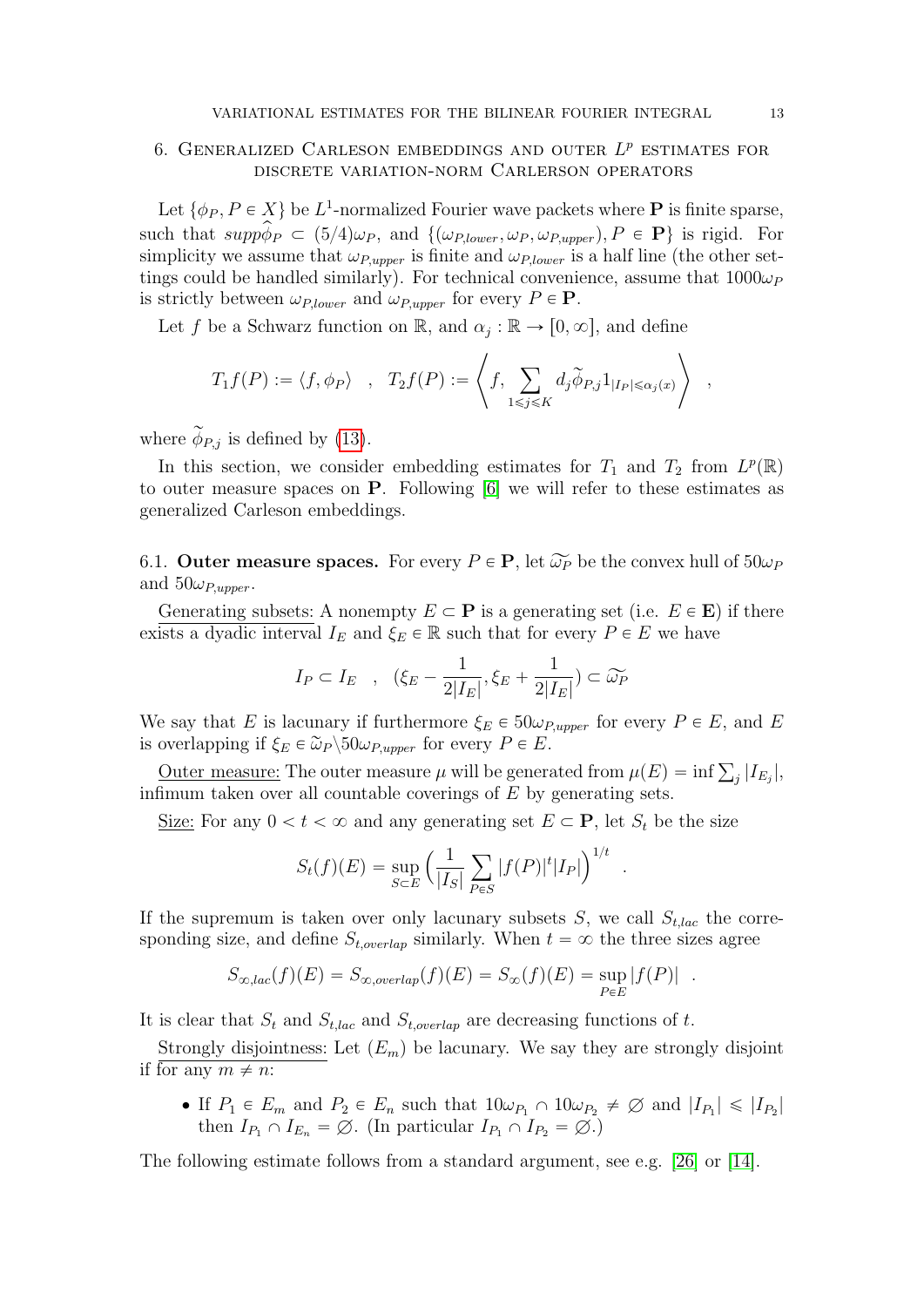## 6. Generalized Carleson embeddings and outer $L^p$ estimates for discrete variation-norm Carleson operators

Let $\{\phi_P, P \in X\}$ be $L^1$-normalized Fourier wave packets where $\mathbf{P}$ is finite sparse, such that $supp\widehat{\phi}_P \subset (5/4)\omega_P$, and $\{(\omega_{P,lower}, \omega_P, \omega_{P,upper}), P \in \mathbf{P}\}$ is rigid. For simplicity we assume that $\omega_{P,upper}$ is finite and $\omega_{P,lower}$ is a half line (the other settings could be handled similarly). For technical convenience, assume that $1000\omega_P$ is strictly between $\omega_{P,lower}$ and $\omega_{P,upper}$ for every $P \in \mathbf{P}$.

Let $f$ be a Schwarz function on $\mathbb{R}$, and $\alpha_j : \mathbb{R} \to [0, \infty]$, and define

$$T_1 f(P) := \langle f, \phi_P \rangle \quad , \quad T_2 f(P) := \left\langle f, \sum_{1 \leqslant j \leqslant K} d_j \widetilde{\phi}_{P,j} 1_{|I_P| \leqslant \alpha_j(x)} \right\rangle \quad ,$$

where $\widetilde{\phi}_{P,j}$ is defined by (13).

In this section, we consider embedding estimates for $T_1$ and $T_2$ from $L^p(\mathbb{R})$ to outer measure spaces on $\mathbf{P}$. Following [6] we will refer to these estimates as generalized Carleson embeddings.

### 6.1. Outer measure spaces.

For every $P \in \mathbf{P}$, let $\widetilde{\omega_P}$ be the convex hull of $50\omega_P$ and $50\omega_{P,upper}$.

Generating subsets: A nonempty $E \subset \mathbf{P}$ is a generating set (i.e. $E \in \mathbf{E}$) if there exists a dyadic interval $I_E$ and $\xi_E \in \mathbb{R}$ such that for every $P \in E$ we have

$$I_P \subset I_E \quad , \quad (\xi_E - \frac{1}{2|I_E|}, \xi_E + \frac{1}{2|I_E|}) \subset \widetilde{\omega_P}$$

We say that $E$ is lacunary if furthermore $\xi_E \in 50\omega_{P,upper}$ for every $P \in E$, and $E$ is overlapping if $\xi_E \in \widetilde{\omega}_P \backslash 50\omega_{P,upper}$ for every $P \in E$.

Outer measure: The outer measure $\mu$ will be generated from $\mu(E) = \inf \sum_j |I_{E_j}|$, infimum taken over all countable coverings of $E$ by generating sets.

Size: For any $0 < t < \infty$ and any generating set $E \subset \mathbf{P}$, let $S_t$ be the size

$$S_t(f)(E) = \sup_{S \subset E} \Big( \frac{1}{|I_S|} \sum_{P \in S} |f(P)|^t |I_P| \Big)^{1/t} \quad .$$

If the supremum is taken over only lacunary subsets $S$, we call $S_{t,lac}$ the corresponding size, and define $S_{t,overlap}$ similarly. When $t = \infty$ the three sizes agree

$$S_{\infty,lac}(f)(E) = S_{\infty,overlap}(f)(E) = S_\infty(f)(E) = \sup_{P \in E} |f(P)| \quad .$$

It is clear that $S_t$ and $S_{t,lac}$ and $S_{t,overlap}$ are decreasing functions of $t$.

Strongly disjointness: Let $(E_m)$ be lacunary. We say they are strongly disjoint if for any $m \neq n$:

- If $P_1 \in E_m$ and $P_2 \in E_n$ such that $10\omega_{P_1} \cap 10\omega_{P_2} \neq \emptyset$ and $|I_{P_1}| \leqslant |I_{P_2}|$ then $I_{P_1} \cap I_{E_n} = \emptyset$. (In particular $I_{P_1} \cap I_{P_2} = \emptyset$.)

The following estimate follows from a standard argument, see e.g. [26] or [14].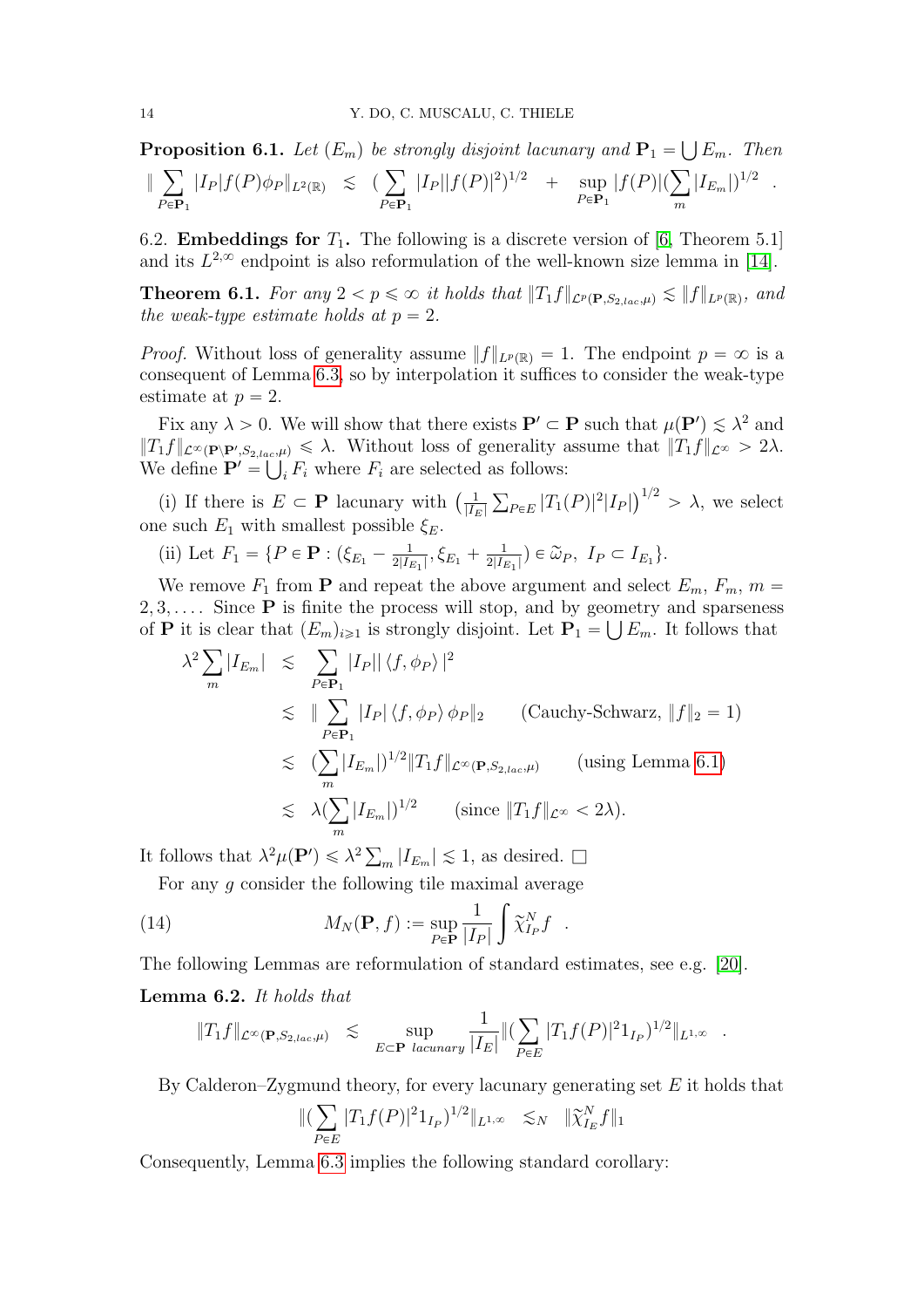**Proposition 6.1.** *Let $(E_m)$ be strongly disjoint lacunary and $\mathbf{P}_1 = \bigcup E_m$. Then*

$$\| \sum_{P \in \mathbf{P}_1} |I_P| f(P) \phi_P \|_{L^2(\mathbb{R})} \lesssim (\sum_{P \in \mathbf{P}_1} |I_P| |f(P)|^2)^{1/2} + \sup_{P \in \mathbf{P}_1} |f(P)| (\sum_m |I_{E_m}|)^{1/2} .$$

6.2. **Embeddings for $T_1$.** The following is a discrete version of [6, Theorem 5.1] and its $L^{2,\infty}$ endpoint is also reformulation of the well-known size lemma in [14].

**Theorem 6.1.** *For any $2 < p \leqslant \infty$ it holds that $\|T_1 f\|_{\mathcal{L}^p(\mathbf{P}, S_{2,lac}, \mu)} \lesssim \|f\|_{L^p(\mathbb{R})}$, and the weak-type estimate holds at $p = 2$.*

*Proof.* Without loss of generality assume $\|f\|_{L^p(\mathbb{R})} = 1$. The endpoint $p = \infty$ is a consequent of Lemma 6.3, so by interpolation it suffices to consider the weak-type estimate at $p = 2$.

Fix any $\lambda > 0$. We will show that there exists $\mathbf{P}' \subset \mathbf{P}$ such that $\mu(\mathbf{P}') \lesssim \lambda^2$ and $\|T_1 f\|_{\mathcal{L}^\infty(\mathbf{P} \setminus \mathbf{P}', S_{2,lac}, \mu)} \leqslant \lambda$. Without loss of generality assume that $\|T_1 f\|_{\mathcal{L}^\infty} > 2\lambda$. We define $\mathbf{P}' = \bigcup_i F_i$ where $F_i$ are selected as follows:

(i) If there is $E \subset \mathbf{P}$ lacunary with $\left(\frac{1}{|I_E|} \sum_{P \in E} |T_1(P)|^2 |I_P|\right)^{1/2} > \lambda$, we select one such $E_1$ with smallest possible $\xi_E$.

(ii) Let $F_1 = \{P \in \mathbf{P} : (\xi_{E_1} - \frac{1}{2|I_{E_1}|}, \xi_{E_1} + \frac{1}{2|I_{E_1}|}) \in \widetilde{\omega}_P,\ I_P \subset I_{E_1}\}$.

We remove $F_1$ from $\mathbf{P}$ and repeat the above argument and select $E_m$, $F_m$, $m = 2, 3, \dots$. Since $\mathbf{P}$ is finite the process will stop, and by geometry and sparseness of $\mathbf{P}$ it is clear that $(E_m)_{i \geqslant 1}$ is strongly disjoint. Let $\mathbf{P}_1 = \bigcup E_m$. It follows that

$$\begin{aligned}
\lambda^2 \sum_m |I_{E_m}| &\lesssim \sum_{P \in \mathbf{P}_1} |I_P| |\langle f, \phi_P \rangle|^2 \\
&\lesssim \| \sum_{P \in \mathbf{P}_1} |I_P| \langle f, \phi_P \rangle \phi_P \|_2 \qquad \text{(Cauchy-Schwarz, } \|f\|_2 = 1) \\
&\lesssim (\sum_m |I_{E_m}|)^{1/2} \|T_1 f\|_{\mathcal{L}^\infty(\mathbf{P}, S_{2,lac}, \mu)} \qquad \text{(using Lemma 6.1)} \\
&\lesssim \lambda (\sum_m |I_{E_m}|)^{1/2} \qquad \text{(since } \|T_1 f\|_{\mathcal{L}^\infty} < 2\lambda).
\end{aligned}$$

It follows that $\lambda^2 \mu(\mathbf{P}') \leqslant \lambda^2 \sum_m |I_{E_m}| \lesssim 1$, as desired. $\square$

For any $g$ consider the following tile maximal average

$$M_N(\mathbf{P}, f) := \sup_{P \in \mathbf{P}} \frac{1}{|I_P|} \int \widetilde{\chi}_{I_P}^N f \quad . \tag{14}$$

The following Lemmas are reformulation of standard estimates, see e.g. [20].

**Lemma 6.2.** *It holds that*

$$\|T_1 f\|_{\mathcal{L}^\infty(\mathbf{P}, S_{2,lac}, \mu)} \lesssim \sup_{E \subset \mathbf{P} \text{ lacunary}} \frac{1}{|I_E|} \|(\sum_{P \in E} |T_1 f(P)|^2 1_{I_P})^{1/2}\|_{L^{1,\infty}} .$$

By Calderon–Zygmund theory, for every lacunary generating set $E$ it holds that

$$\|(\sum_{P \in E} |T_1 f(P)|^2 1_{I_P})^{1/2}\|_{L^{1,\infty}} \lesssim_N \|\widetilde{\chi}_{I_E}^N f\|_1$$

Consequently, Lemma 6.3 implies the following standard corollary: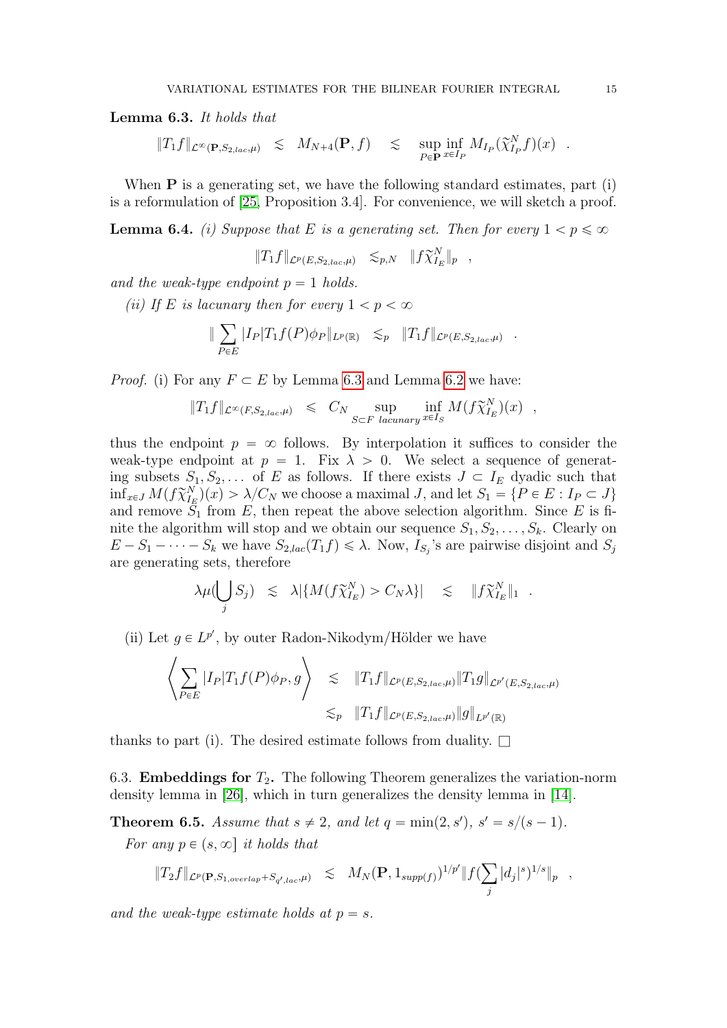**Lemma 6.3.** *It holds that*

$$\|T_1 f\|_{\mathcal{L}^\infty(\mathbf{P}, S_{2,lac},\mu)} \quad \lesssim \quad M_{N+4}(\mathbf{P}, f) \quad \lesssim \quad \sup_{P\in\mathbf{P}} \inf_{x\in I_P} M_{I_P}(\widetilde{\chi}^N_{I_P} f)(x) \quad .$$

When $\mathbf{P}$ is a generating set, we have the following standard estimates, part (i) is a reformulation of [25, Proposition 3.4]. For convenience, we will sketch a proof.

**Lemma 6.4.** *(i) Suppose that $E$ is a generating set. Then for every $1 < p \leqslant \infty$*

$$\|T_1 f\|_{\mathcal{L}^p(E,S_{2,lac},\mu)} \quad \lesssim_{p,N} \quad \|f\widetilde{\chi}^N_{I_E}\|_p \quad ,$$

*and the weak-type endpoint $p = 1$ holds.*

*(ii) If $E$ is lacunary then for every $1 < p < \infty$*

$$\|\sum_{P\in E} |I_P| T_1 f(P)\phi_P\|_{L^p(\mathbb{R})} \quad \lesssim_p \quad \|T_1 f\|_{\mathcal{L}^p(E,S_{2,lac},\mu)} \quad .$$

*Proof.* (i) For any $F \subset E$ by Lemma 6.3 and Lemma 6.2 we have:

$$\|T_1 f\|_{\mathcal{L}^\infty(F,S_{2,lac},\mu)} \quad \leqslant \quad C_N \sup_{S\subset F \ lacunary} \inf_{x\in I_S} M(f\widetilde{\chi}^N_{I_E})(x) \quad ,$$

thus the endpoint $p = \infty$ follows. By interpolation it suffices to consider the weak-type endpoint at $p = 1$. Fix $\lambda > 0$. We select a sequence of generating subsets $S_1, S_2, \dots$ of $E$ as follows. If there exists $J \subset I_E$ dyadic such that $\inf_{x\in J} M(f\widetilde{\chi}^N_{I_E})(x) > \lambda/C_N$ we choose a maximal $J$, and let $S_1 = \{P \in E : I_P \subset J\}$ and remove $S_1$ from $E$, then repeat the above selection algorithm. Since $E$ is finite the algorithm will stop and we obtain our sequence $S_1, S_2, \dots, S_k$. Clearly on $E - S_1 - \dots - S_k$ we have $S_{2,lac}(T_1 f) \leqslant \lambda$. Now, $I_{S_j}$'s are pairwise disjoint and $S_j$ are generating sets, therefore

$$\lambda\mu(\bigcup_j S_j) \quad \lesssim \quad \lambda|\{M(f\widetilde{\chi}^N_{I_E}) > C_N\lambda\}| \quad \lesssim \quad \|f\widetilde{\chi}^N_{I_E}\|_1 \quad .$$

(ii) Let $g \in L^{p'}$, by outer Radon-Nikodym/Hölder we have

$$\begin{aligned}
\left\langle \sum_{P\in E} |I_P| T_1 f(P)\phi_P, g \right\rangle \quad &\lesssim \quad \|T_1 f\|_{\mathcal{L}^p(E,S_{2,lac},\mu)} \|T_1 g\|_{\mathcal{L}^{p'}(E,S_{2,lac},\mu)} \\
&\lesssim_p \quad \|T_1 f\|_{\mathcal{L}^p(E,S_{2,lac},\mu)} \|g\|_{L^{p'}(\mathbb{R})}
\end{aligned}$$

thanks to part (i). The desired estimate follows from duality. $\square$

6.3. **Embeddings for $T_2$.** The following Theorem generalizes the variation-norm density lemma in [26], which in turn generalizes the density lemma in [14].

**Theorem 6.5.** *Assume that $s \neq 2$, and let $q = \min(2, s')$, $s' = s/(s-1)$.*

*For any $p \in (s, \infty]$ it holds that*

$$\|T_2 f\|_{\mathcal{L}^p(\mathbf{P}, S_{1,overlap}+S_{q',lac},\mu)} \quad \lesssim \quad M_N(\mathbf{P}, 1_{supp(f)})^{1/p'} \|f(\sum_j |d_j|^s)^{1/s}\|_p \quad ,$$

*and the weak-type estimate holds at $p = s$.*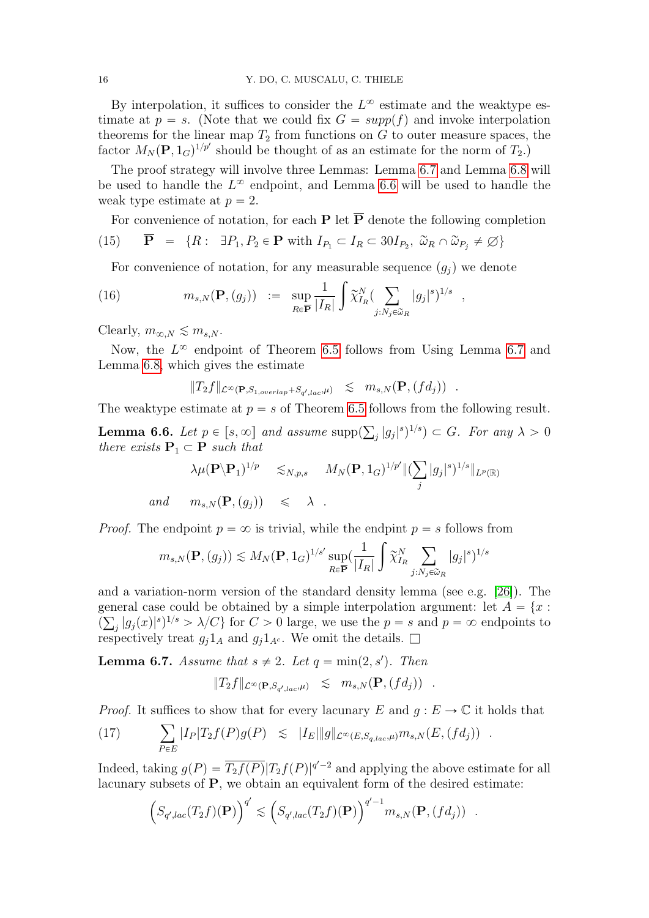By interpolation, it suffices to consider the $L^\infty$ estimate and the weaktype estimate at $p = s$. (Note that we could fix $G = supp(f)$ and invoke interpolation theorems for the linear map $T_2$ from functions on $G$ to outer measure spaces, the factor $M_N(\mathbf{P}, 1_G)^{1/p'}$ should be thought of as an estimate for the norm of $T_2$.)

The proof strategy will involve three Lemmas: Lemma 6.7 and Lemma 6.8 will be used to handle the $L^\infty$ endpoint, and Lemma 6.6 will be used to handle the weak type estimate at $p = 2$.

For convenience of notation, for each $\mathbf{P}$ let $\overline{\mathbf{P}}$ denote the following completion

$$\overline{\mathbf{P}} \;=\; \{R : \;\; \exists P_1, P_2 \in \mathbf{P} \text{ with } I_{P_1} \subset I_R \subset 30 I_{P_2},\ \widetilde{\omega}_R \cap \widetilde{\omega}_{P_j} \neq \varnothing\} \tag{15}$$

For convenience of notation, for any measurable sequence $(g_j)$ we denote

$$m_{s,N}(\mathbf{P}, (g_j)) \;:=\; \sup_{R \in \overline{\mathbf{P}}} \frac{1}{|I_R|} \int \widetilde{\chi}^N_{I_R} \Big( \sum_{j : N_j \in \widetilde{\omega}_R} |g_j|^s \Big)^{1/s} \quad , \tag{16}$$

Clearly, $m_{\infty,N} \lesssim m_{s,N}$.

Now, the $L^\infty$ endpoint of Theorem 6.5 follows from Using Lemma 6.7 and Lemma 6.8, which gives the estimate

$$\|T_2 f\|_{\mathcal{L}^\infty(\mathbf{P}, S_{1,overlap} + S_{q',lac}, \mu)} \;\lesssim\; m_{s,N}(\mathbf{P}, (f d_j)) \quad .$$

The weaktype estimate at $p = s$ of Theorem 6.5 follows from the following result.

**Lemma 6.6.** *Let $p \in [s, \infty]$ and assume $\mathrm{supp}(\sum_j |g_j|^s)^{1/s} \subset G$. For any $\lambda > 0$ there exists $\mathbf{P}_1 \subset \mathbf{P}$ such that*

$$\lambda \mu(\mathbf{P} \backslash \mathbf{P}_1)^{1/p} \quad \lesssim_{N,p,s} \quad M_N(\mathbf{P}, 1_G)^{1/p'} \|(\sum_j |g_j|^s)^{1/s}\|_{L^p(\mathbb{R})}$$

$$\text{and} \qquad m_{s,N}(\mathbf{P}, (g_j)) \quad \leqslant \quad \lambda \quad .$$

*Proof.* The endpoint $p = \infty$ is trivial, while the endpint $p = s$ follows from

$$m_{s,N}(\mathbf{P}, (g_j)) \lesssim M_N(\mathbf{P}, 1_G)^{1/s'} \sup_{R \in \overline{\mathbf{P}}} \Big( \frac{1}{|I_R|} \int \widetilde{\chi}^N_{I_R} \sum_{j : N_j \in \widetilde{\omega}_R} |g_j|^s \Big)^{1/s}$$

and a variation-norm version of the standard density lemma (see e.g. [26]). The general case could be obtained by a simple interpolation argument: let $A = \{x : (\sum_j |g_j(x)|^s)^{1/s} > \lambda / C\}$ for $C > 0$ large, we use the $p = s$ and $p = \infty$ endpoints to respectively treat $g_j 1_A$ and $g_j 1_{A^c}$. We omit the details. $\square$

**Lemma 6.7.** *Assume that $s \neq 2$. Let $q = \min(2, s')$. Then*

$$\|T_2 f\|_{\mathcal{L}^\infty(\mathbf{P}, S_{q',lac}, \mu)} \;\lesssim\; m_{s,N}(\mathbf{P}, (f d_j)) \quad .$$

*Proof.* It suffices to show that for every lacunary $E$ and $g : E \to \mathbb{C}$ it holds that

$$\sum_{P \in E} |I_P| T_2 f(P) g(P) \;\lesssim\; |I_E| \|g\|_{\mathcal{L}^\infty(E, S_{q,lac}, \mu)} m_{s,N}(E, (f d_j)) \quad . \tag{17}$$

Indeed, taking $g(P) = \overline{T_2 f(P)} |T_2 f(P)|^{q'-2}$ and applying the above estimate for all lacunary subsets of $\mathbf{P}$, we obtain an equivalent form of the desired estimate:

$$\Big( S_{q',lac}(T_2 f)(\mathbf{P}) \Big)^{q'} \lesssim \Big( S_{q',lac}(T_2 f)(\mathbf{P}) \Big)^{q'-1} m_{s,N}(\mathbf{P}, (f d_j)) \quad .$$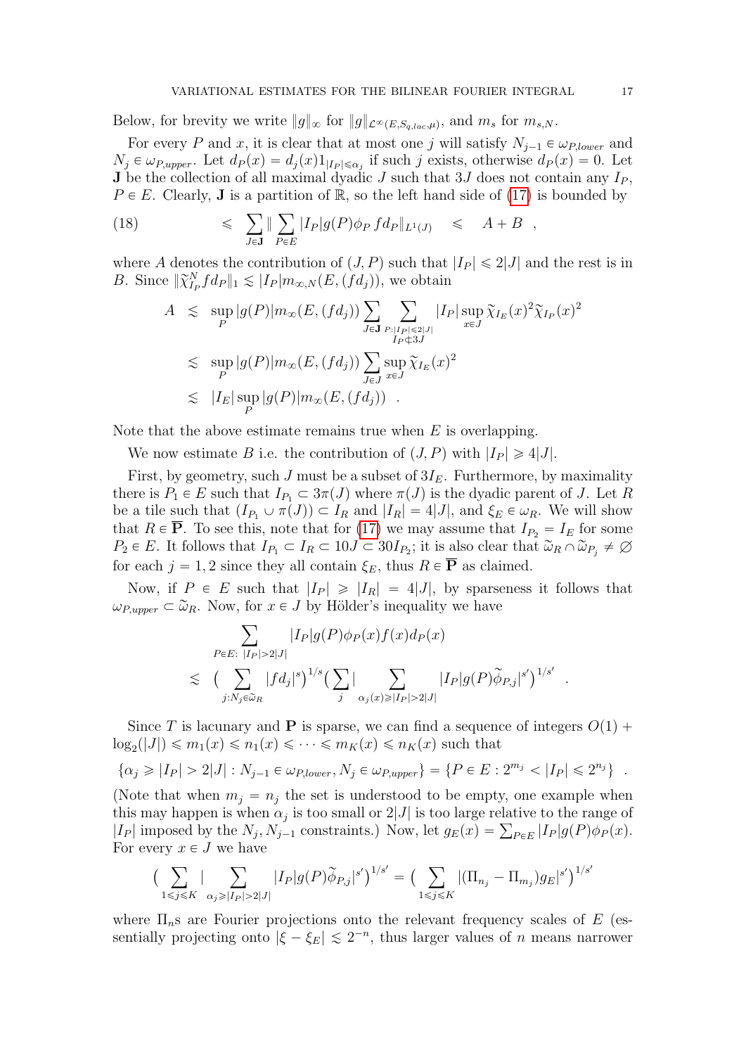Below, for brevity we write $\|g\|_\infty$ for $\|g\|_{\mathcal{L}^\infty(E,S_{q,lac},\mu)}$, and $m_s$ for $m_{s,N}$.

For every $P$ and $x$, it is clear that at most one $j$ will satisfy $N_{j-1} \in \omega_{P,lower}$ and $N_j \in \omega_{P,upper}$. Let $d_P(x) = d_j(x)1_{|I_P|\leqslant \alpha_j}$ if such $j$ exists, otherwise $d_P(x) = 0$. Let $\mathbf{J}$ be the collection of all maximal dyadic $J$ such that $3J$ does not contain any $I_P$, $P \in E$. Clearly, $\mathbf{J}$ is a partition of $\mathbb{R}$, so the left hand side of (17) is bounded by

$$\leqslant \sum_{J\in\mathbf{J}} \| \sum_{P\in E} |I_P| g(P)\phi_P\, f d_P\|_{L^1(J)} \quad \leqslant \quad A + B \quad , \tag{18}$$

where $A$ denotes the contribution of $(J,P)$ such that $|I_P| \leqslant 2|J|$ and the rest is in $B$. Since $\|\widetilde{\chi}_{I_P}^N f d_P\|_1 \lesssim |I_P| m_{\infty,N}(E,(fd_j))$, we obtain

$$\begin{aligned}
A &\lesssim \sup_P |g(P)| m_\infty(E,(fd_j)) \sum_{J\in\mathbf{J}} \sum_{\substack{P:|I_P|\leqslant 2|J| \\ I_P \not\subset 3J}} |I_P| \sup_{x\in J} \widetilde{\chi}_{I_E}(x)^2 \widetilde{\chi}_{I_P}(x)^2 \\
&\lesssim \sup_P |g(P)| m_\infty(E,(fd_j)) \sum_{J\in J} \sup_{x\in J} \widetilde{\chi}_{I_E}(x)^2 \\
&\lesssim |I_E| \sup_P |g(P)| m_\infty(E,(fd_j)) \quad .
\end{aligned}$$

Note that the above estimate remains true when $E$ is overlapping.

We now estimate $B$ i.e. the contribution of $(J,P)$ with $|I_P| \geqslant 4|J|$.

First, by geometry, such $J$ must be a subset of $3I_E$. Furthermore, by maximality there is $P_1 \in E$ such that $I_{P_1} \subset 3\pi(J)$ where $\pi(J)$ is the dyadic parent of $J$. Let $R$ be a tile such that $(I_{P_1} \cup \pi(J)) \subset I_R$ and $|I_R| = 4|J|$, and $\xi_E \in \omega_R$. We will show that $R \in \overline{\mathbf{P}}$. To see this, note that for (17) we may assume that $I_{P_2} = I_E$ for some $P_2 \in E$. It follows that $I_{P_1} \subset I_R \subset 10J \subset 30 I_{P_2}$; it is also clear that $\widetilde{\omega}_R \cap \widetilde{\omega}_{P_j} \neq \varnothing$ for each $j = 1,2$ since they all contain $\xi_E$, thus $R \in \overline{\mathbf{P}}$ as claimed.

Now, if $P \in E$ such that $|I_P| \geqslant |I_R| = 4|J|$, by sparseness it follows that $\omega_{P,upper} \subset \widetilde{\omega}_R$. Now, for $x \in J$ by Hölder's inequality we have

$$\begin{aligned}
&\sum_{P\in E:\ |I_P|>2|J|} |I_P| g(P)\phi_P(x) f(x) d_P(x) \\
&\lesssim \Big(\sum_{j:N_j\in\widetilde{\omega}_R} |fd_j|^s\Big)^{1/s} \Big(\sum_j \big|\sum_{\alpha_j(x)\geqslant |I_P|>2|J|} |I_P| g(P)\widetilde{\phi}_{P,j}\big|^{s'}\Big)^{1/s'} \quad .
\end{aligned}$$

Since $T$ is lacunary and $\mathbf{P}$ is sparse, we can find a sequence of integers $O(1) + \log_2(|J|) \leqslant m_1(x) \leqslant n_1(x) \leqslant \cdots \leqslant m_K(x) \leqslant n_K(x)$ such that

$$\{\alpha_j \geqslant |I_P| > 2|J| : N_{j-1} \in \omega_{P,lower}, N_j \in \omega_{P,upper}\} = \{P \in E : 2^{m_j} < |I_P| \leqslant 2^{n_j}\} \quad .$$

(Note that when $m_j = n_j$ the set is understood to be empty, one example when this may happen is when $\alpha_j$ is too small or $2|J|$ is too large relative to the range of $|I_P|$ imposed by the $N_j, N_{j-1}$ constraints.) Now, let $g_E(x) = \sum_{P\in E} |I_P| g(P)\phi_P(x)$. For every $x \in J$ we have

$$\Big(\sum_{1\leqslant j\leqslant K} \big|\sum_{\alpha_j\geqslant |I_P|>2|J|} |I_P| g(P)\widetilde{\phi}_{P,j}\big|^{s'}\Big)^{1/s'} = \Big(\sum_{1\leqslant j\leqslant K} |(\Pi_{n_j} - \Pi_{m_j}) g_E|^{s'}\Big)^{1/s'}$$

where $\Pi_n$s are Fourier projections onto the relevant frequency scales of $E$ (essentially projecting onto $|\xi - \xi_E| \lesssim 2^{-n}$, thus larger values of $n$ means narrower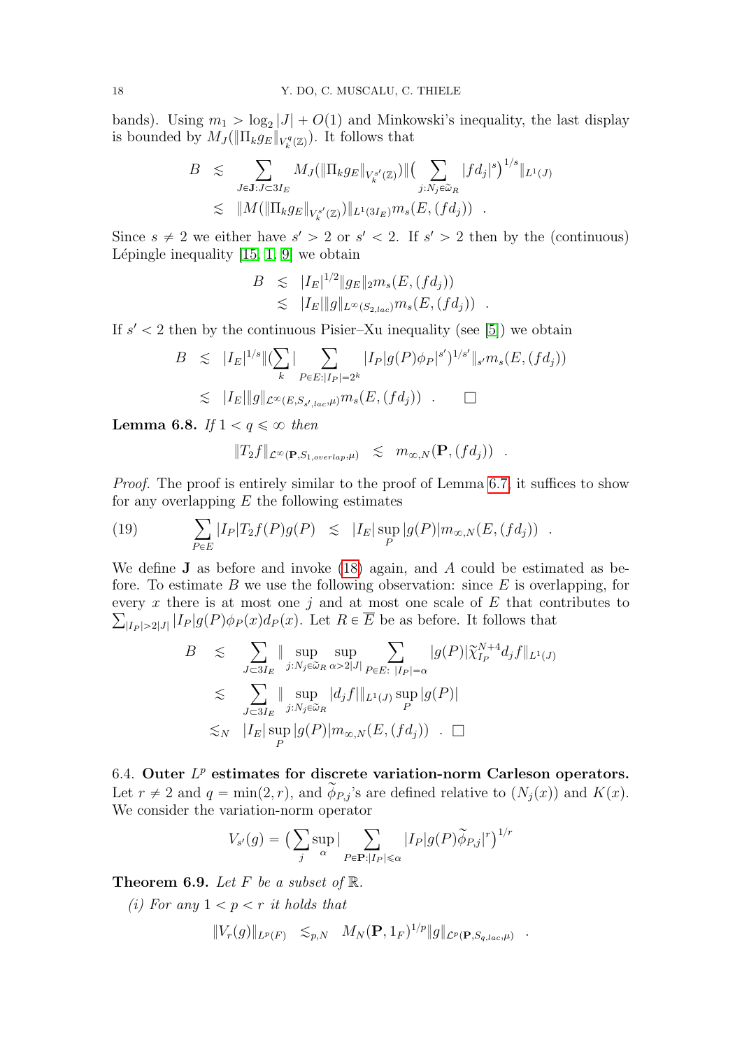bands). Using $m_1 > \log_2|J| + O(1)$ and Minkowski's inequality, the last display is bounded by $M_J(\|\Pi_k g_E\|_{V_k^q(\mathbb{Z})})$. It follows that

$$
\begin{aligned}
B &\lesssim \sum_{J\in\mathbf{J}: J\subset 3I_E} M_J(\|\Pi_k g_E\|_{V_k^{s'}(\mathbb{Z})}) \|\big(\sum_{j:N_j\in\widetilde{\omega}_R} |fd_j|^s\big)^{1/s}\|_{L^1(J)} \\
&\lesssim \|M(\|\Pi_k g_E\|_{V_k^{s'}(\mathbb{Z})})\|_{L^1(3I_E)} m_s(E,(fd_j)) \quad .
\end{aligned}
$$

Since $s \neq 2$ we either have $s' > 2$ or $s' < 2$. If $s' > 2$ then by the (continuous) Lépingle inequality [15, 1, 9] we obtain

$$
\begin{aligned}
B &\lesssim |I_E|^{1/2}\|g_E\|_2 m_s(E,(fd_j)) \\
&\lesssim |I_E|\|g\|_{L^\infty(S_{2,lac})} m_s(E,(fd_j)) \quad .
\end{aligned}
$$

If $s' < 2$ then by the continuous Pisier–Xu inequality (see [5]) we obtain

$$
\begin{aligned}
B &\lesssim |I_E|^{1/s}\|(\sum_k |\sum_{P\in E:|I_P|=2^k} |I_P|g(P)\phi_P|^{s'})^{1/s'}\|_{s'} m_s(E,(fd_j)) \\
&\lesssim |I_E|\|g\|_{\mathcal{L}^\infty(E,S_{s',lac},\mu)} m_s(E,(fd_j)) \quad . \qquad \square
\end{aligned}
$$

**Lemma 6.8.** *If $1 < q \leqslant \infty$ then*

$$
\|T_2 f\|_{\mathcal{L}^\infty(\mathbf{P},S_{1,overlap},\mu)} \quad \lesssim \quad m_{\infty,N}(\mathbf{P},(fd_j)) \quad .
$$

*Proof.* The proof is entirely similar to the proof of Lemma 6.7, it suffices to show for any overlapping $E$ the following estimates

$$
\sum_{P\in E} |I_P| T_2 f(P) g(P) \quad \lesssim \quad |I_E| \sup_P |g(P)| m_{\infty,N}(E,(fd_j)) \quad . \tag{19}
$$

We define $\mathbf{J}$ as before and invoke (18) again, and $A$ could be estimated as before. To estimate $B$ we use the following observation: since $E$ is overlapping, for every $x$ there is at most one $j$ and at most one scale of $E$ that contributes to $\sum_{|I_P|>2|J|} |I_P|g(P)\phi_P(x)d_P(x)$. Let $R \in \overline{E}$ be as before. It follows that

$$
\begin{aligned}
B &\lesssim \sum_{J\subset 3I_E} \|\sup_{j:N_j\in\widetilde{\omega}_R} \sup_{\alpha>2|J|} \sum_{P\in E:\ |I_P|=\alpha} |g(P)|\widetilde{\chi}_{I_P}^{N+4} d_j f\|_{L^1(J)} \\
&\lesssim \sum_{J\subset 3I_E} \|\sup_{j:N_j\in\widetilde{\omega}_R} |d_j f|\|_{L^1(J)} \sup_P |g(P)| \\
&\lesssim_N |I_E| \sup_P |g(P)| m_{\infty,N}(E,(fd_j)) \quad . \ \square
\end{aligned}
$$

### 6.4. Outer $L^p$ estimates for discrete variation-norm Carleson operators.

Let $r \neq 2$ and $q = \min(2,r)$, and $\widetilde{\phi}_{P,j}$'s are defined relative to $(N_j(x))$ and $K(x)$. We consider the variation-norm operator

$$
V_{s'}(g) = \big(\sum_j \sup_\alpha |\sum_{P\in\mathbf{P}:|I_P|\leqslant\alpha} |I_P|g(P)\widetilde{\phi}_{P,j}|^r\big)^{1/r}
$$

**Theorem 6.9.** *Let $F$ be a subset of $\mathbb{R}$.*

*(i) For any $1 < p < r$ it holds that*

$$
\|V_r(g)\|_{L^p(F)} \quad \lesssim_{p,N} \quad M_N(\mathbf{P},1_F)^{1/p}\|g\|_{\mathcal{L}^p(\mathbf{P},S_{q,lac},\mu)} \quad .
$$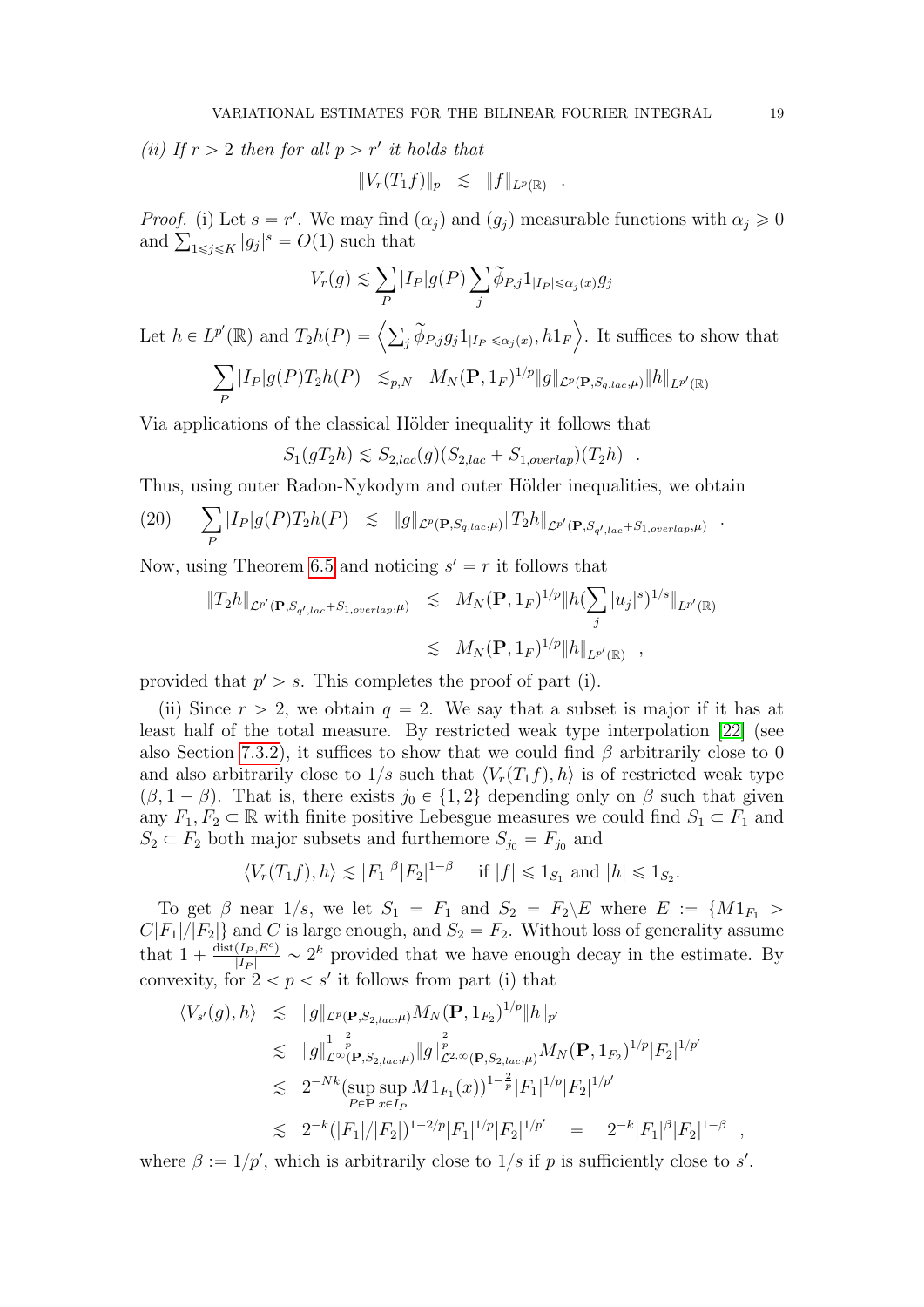*(ii) If $r > 2$ then for all $p > r'$ it holds that*

$$\|V_r(T_1 f)\|_p \quad \lesssim \quad \|f\|_{L^p(\mathbb{R})} \quad .$$

*Proof.* (i) Let $s = r'$. We may find $(\alpha_j)$ and $(g_j)$ measurable functions with $\alpha_j \geqslant 0$ and $\sum_{1 \leqslant j \leqslant K} |g_j|^s = O(1)$ such that

$$V_r(g) \lesssim \sum_P |I_P| g(P) \sum_j \widetilde{\phi}_{P,j} 1_{|I_P| \leqslant \alpha_j(x)} g_j$$

Let $h \in L^{p'}(\mathbb{R})$ and $T_2 h(P) = \left\langle \sum_j \widetilde{\phi}_{P,j} g_j 1_{|I_P| \leqslant \alpha_j(x)}, h 1_F \right\rangle$. It suffices to show that

$$\sum_P |I_P| g(P) T_2 h(P) \quad \lesssim_{p,N} \quad M_N(\mathbf{P}, 1_F)^{1/p} \|g\|_{\mathcal{L}^p(\mathbf{P}, S_{q,lac}, \mu)} \|h\|_{L^{p'}(\mathbb{R})}$$

Via applications of the classical Hölder inequality it follows that

$$S_1(g T_2 h) \lesssim S_{2,lac}(g)(S_{2,lac} + S_{1,overlap})(T_2 h) \quad .$$

Thus, using outer Radon-Nykodym and outer Hölder inequalities, we obtain

$$\sum_P |I_P| g(P) T_2 h(P) \quad \lesssim \quad \|g\|_{\mathcal{L}^p(\mathbf{P}, S_{q,lac}, \mu)} \|T_2 h\|_{\mathcal{L}^{p'}(\mathbf{P}, S_{q',lac} + S_{1,overlap}, \mu)} \quad . \tag{20}$$

Now, using Theorem 6.5 and noticing $s' = r$ it follows that

$$\begin{aligned}
\|T_2 h\|_{\mathcal{L}^{p'}(\mathbf{P}, S_{q',lac} + S_{1,overlap}, \mu)} \quad &\lesssim \quad M_N(\mathbf{P}, 1_F)^{1/p} \|h (\sum_j |u_j|^s)^{1/s}\|_{L^{p'}(\mathbb{R})} \\
&\lesssim \quad M_N(\mathbf{P}, 1_F)^{1/p} \|h\|_{L^{p'}(\mathbb{R})} \quad ,
\end{aligned}$$

provided that $p' > s$. This completes the proof of part (i).

(ii) Since $r > 2$, we obtain $q = 2$. We say that a subset is major if it has at least half of the total measure. By restricted weak type interpolation [22] (see also Section 7.3.2), it suffices to show that we could find $\beta$ arbitrarily close to 0 and also arbitrarily close to $1/s$ such that $\langle V_r(T_1 f), h \rangle$ is of restricted weak type $(\beta, 1 - \beta)$. That is, there exists $j_0 \in \{1, 2\}$ depending only on $\beta$ such that given any $F_1, F_2 \subset \mathbb{R}$ with finite positive Lebesgue measures we could find $S_1 \subset F_1$ and $S_2 \subset F_2$ both major subsets and furthermore $S_{j_0} = F_{j_0}$ and

$$\langle V_r(T_1 f), h \rangle \lesssim |F_1|^\beta |F_2|^{1-\beta} \quad \text{ if } |f| \leqslant 1_{S_1} \text{ and } |h| \leqslant 1_{S_2}.$$

To get $\beta$ near $1/s$, we let $S_1 = F_1$ and $S_2 = F_2 \backslash E$ where $E := \{M 1_{F_1} > C|F_1|/|F_2|\}$ and $C$ is large enough, and $S_2 = F_2$. Without loss of generality assume that $1 + \frac{\operatorname{dist}(I_P, E^c)}{|I_P|} \sim 2^k$ provided that we have enough decay in the estimate. By convexity, for $2 < p < s'$ it follows from part (i) that

$$\begin{aligned}
\langle V_{s'}(g), h \rangle \quad &\lesssim \quad \|g\|_{\mathcal{L}^p(\mathbf{P}, S_{2,lac}, \mu)} M_N(\mathbf{P}, 1_{F_2})^{1/p} \|h\|_{p'} \\
&\lesssim \quad \|g\|^{1-\frac{2}{p}}_{\mathcal{L}^\infty(\mathbf{P}, S_{2,lac}, \mu)} \|g\|^{\frac{2}{p}}_{\mathcal{L}^{2,\infty}(\mathbf{P}, S_{2,lac}, \mu)} M_N(\mathbf{P}, 1_{F_2})^{1/p} |F_2|^{1/p'} \\
&\lesssim \quad 2^{-Nk} (\sup_{P \in \mathbf{P}} \sup_{x \in I_P} M 1_{F_1}(x))^{1 - \frac{2}{p}} |F_1|^{1/p} |F_2|^{1/p'} \\
&\lesssim \quad 2^{-k} (|F_1|/|F_2|)^{1-2/p} |F_1|^{1/p} |F_2|^{1/p'} \quad = \quad 2^{-k} |F_1|^\beta |F_2|^{1-\beta} \quad ,
\end{aligned}$$

where $\beta := 1/p'$, which is arbitrarily close to $1/s$ if $p$ is sufficiently close to $s'$.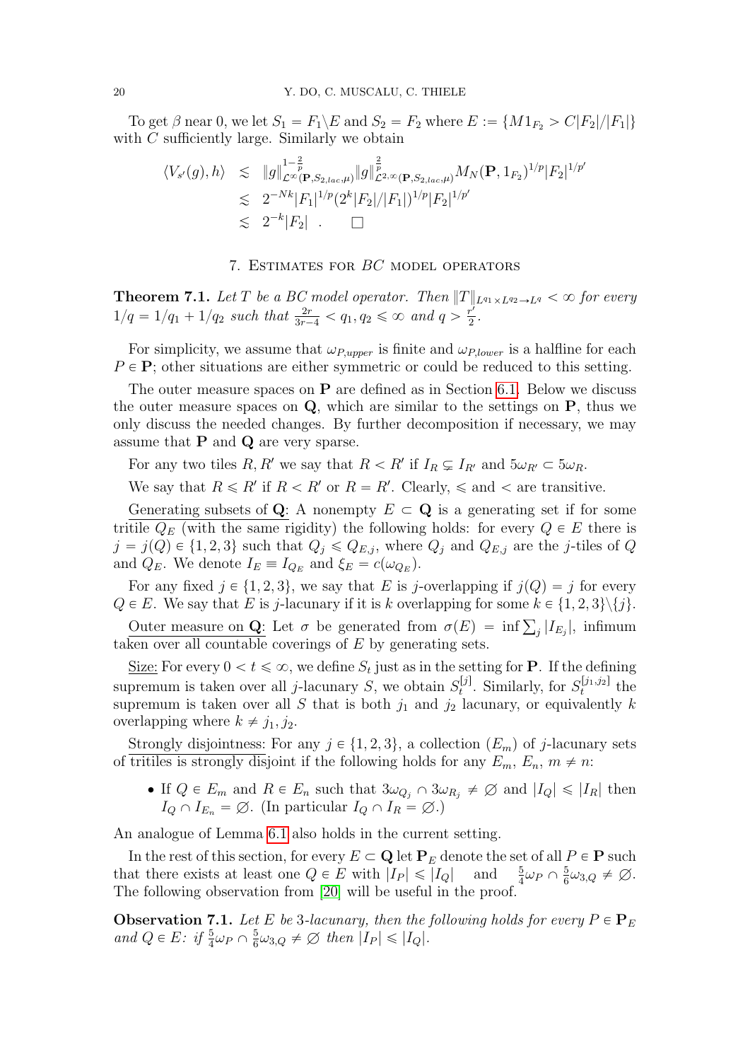To get $\beta$ near 0, we let $S_1 = F_1\backslash E$ and $S_2 = F_2$ where $E := \{M1_{F_2} > C|F_2|/|F_1|\}$ with $C$ sufficiently large. Similarly we obtain

$$
\begin{aligned}
\langle V_{s'}(g), h\rangle &\lesssim \|g\|^{1-\frac{2}{p}}_{\mathcal{L}^\infty(\mathbf{P},S_{2,lac},\mu)}\|g\|^{\frac{2}{p}}_{\mathcal{L}^{2,\infty}(\mathbf{P},S_{2,lac},\mu)} M_N(\mathbf{P},1_{F_2})^{1/p}|F_2|^{1/p'} \\
&\lesssim 2^{-Nk}|F_1|^{1/p}(2^k|F_2|/|F_1|)^{1/p}|F_2|^{1/p'} \\
&\lesssim 2^{-k}|F_2| \quad . \qquad \square
\end{aligned}
$$

## 7. Estimates for $BC$ model operators

**Theorem 7.1.** *Let $T$ be a $BC$ model operator. Then $\|T\|_{L^{q_1}\times L^{q_2}\to L^q} < \infty$ for every $1/q = 1/q_1 + 1/q_2$ such that $\frac{2r}{3r-4} < q_1, q_2 \leqslant \infty$ and $q > \frac{r'}{2}$.*

For simplicity, we assume that $\omega_{P,upper}$ is finite and $\omega_{P,lower}$ is a halfline for each $P \in \mathbf{P}$; other situations are either symmetric or could be reduced to this setting.

The outer measure spaces on $\mathbf{P}$ are defined as in Section 6.1. Below we discuss the outer measure spaces on $\mathbf{Q}$, which are similar to the settings on $\mathbf{P}$, thus we only discuss the needed changes. By further decomposition if necessary, we may assume that $\mathbf{P}$ and $\mathbf{Q}$ are very sparse.

For any two tiles $R, R'$ we say that $R < R'$ if $I_R \subsetneq I_{R'}$ and $5\omega_{R'} \subset 5\omega_R$.

We say that $R \leqslant R'$ if $R < R'$ or $R = R'$. Clearly, $\leqslant$ and $<$ are transitive.

<u>Generating subsets of $\mathbf{Q}$</u>: A nonempty $E \subset \mathbf{Q}$ is a generating set if for some tritile $Q_E$ (with the same rigidity) the following holds: for every $Q \in E$ there is $j = j(Q) \in \{1, 2, 3\}$ such that $Q_j \leqslant Q_{E,j}$, where $Q_j$ and $Q_{E,j}$ are the $j$-tiles of $Q$ and $Q_E$. We denote $I_E \equiv I_{Q_E}$ and $\xi_E = c(\omega_{Q_E})$.

For any fixed $j \in \{1, 2, 3\}$, we say that $E$ is $j$-overlapping if $j(Q) = j$ for every $Q \in E$. We say that $E$ is $j$-lacunary if it is $k$ overlapping for some $k \in \{1, 2, 3\}\backslash\{j\}$.

<u>Outer measure on $\mathbf{Q}$</u>: Let $\sigma$ be generated from $\sigma(E) = \inf \sum_j |I_{E_j}|$, infimum taken over all countable coverings of $E$ by generating sets.

<u>Size:</u> For every $0 < t \leqslant \infty$, we define $S_t$ just as in the setting for $\mathbf{P}$. If the defining supremum is taken over all $j$-lacunary $S$, we obtain $S_t^{[j]}$. Similarly, for $S_t^{[j_1,j_2]}$ the supremum is taken over all $S$ that is both $j_1$ and $j_2$ lacunary, or equivalently $k$ overlapping where $k \neq j_1, j_2$.

<u>Strongly disjointness:</u> For any $j \in \{1, 2, 3\}$, a collection $(E_m)$ of $j$-lacunary sets of tritiles is strongly disjoint if the following holds for any $E_m$, $E_n$, $m \neq n$:

- If $Q \in E_m$ and $R \in E_n$ such that $3\omega_{Q_j} \cap 3\omega_{R_j} \neq \varnothing$ and $|Q| \leqslant |R|$ then $I_Q \cap I_{E_n} = \varnothing$. (In particular $I_Q \cap I_R = \varnothing$.)

An analogue of Lemma 6.1 also holds in the current setting.

In the rest of this section, for every $E \subset \mathbf{Q}$ let $\mathbf{P}_E$ denote the set of all $P \in \mathbf{P}$ such that there exists at least one $Q \in E$ with $|I_P| \leqslant |I_Q|$ and $\frac{5}{4}\omega_P \cap \frac{5}{6}\omega_{3,Q} \neq \varnothing$. The following observation from [20] will be useful in the proof.

**Observation 7.1.** *Let $E$ be 3-lacunary, then the following holds for every $P \in \mathbf{P}_E$ and $Q \in E$: if $\frac{5}{4}\omega_P \cap \frac{5}{6}\omega_{3,Q} \neq \varnothing$ then $|I_P| \leqslant |I_Q|$.*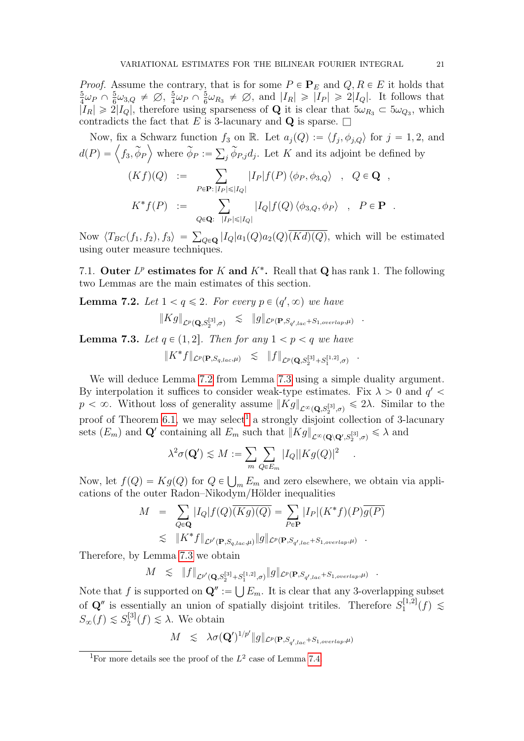*Proof.* Assume the contrary, that is for some $P \in \mathbf{P}_E$ and $Q, R \in E$ it holds that $\frac{5}{4}\omega_P \cap \frac{5}{6}\omega_{3,Q} \neq \varnothing$, $\frac{5}{4}\omega_P \cap \frac{5}{6}\omega_{R_3} \neq \varnothing$, and $|I_R| \geqslant |I_P| \geqslant 2|I_Q|$. It follows that $|I_R| \geqslant 2|I_Q|$, therefore using sparseness of $\mathbf{Q}$ it is clear that $5\omega_{R_3} \subset 5\omega_{Q_3}$, which contradicts the fact that $E$ is 3-lacunary and $\mathbf{Q}$ is sparse. $\square$

Now, fix a Schwarz function $f_3$ on $\mathbb{R}$. Let $a_j(Q) := \langle f_j, \phi_{j,Q}\rangle$ for $j = 1, 2$, and $d(P) = \left\langle f_3, \widetilde{\phi}_P \right\rangle$ where $\widetilde{\phi}_P := \sum_j \widetilde{\phi}_{P,j} d_j$. Let $K$ and its adjoint be defined by

$$
\begin{aligned}
(Kf)(Q) &:= \sum_{P \in \mathbf{P}:\, |I_P| \leqslant |I_Q|} |I_P| f(P) \langle \phi_P, \phi_{3,Q}\rangle \quad , \quad Q \in \mathbf{Q} \quad , \\
K^* f(P) &:= \sum_{Q \in \mathbf{Q}:\ \ |I_P| \leqslant |I_Q|} |I_Q| f(Q) \langle \phi_{3,Q}, \phi_P\rangle \quad , \quad P \in \mathbf{P} \quad .
\end{aligned}
$$

Now $\langle T_{BC}(f_1, f_2), f_3\rangle = \sum_{Q \in \mathbf{Q}} |I_Q| a_1(Q) a_2(Q) \overline{(Kd)(Q)}$, which will be estimated using outer measure techniques.

7.1. **Outer $L^p$ estimates for $K$ and $K^*$.** Reall that $\mathbf{Q}$ has rank 1. The following two Lemmas are the main estimates of this section.

**Lemma 7.2.** *Let $1 < q \leqslant 2$. For every $p \in (q', \infty)$ we have*

$$
\|Kg\|_{\mathcal{L}^p(\mathbf{Q}, S_2^{[3]}, \sigma)} \lesssim \|g\|_{\mathcal{L}^p(\mathbf{P}, S_{q',lac} + S_{1,overlap}, \mu)} \quad .
$$

**Lemma 7.3.** *Let $q \in (1, 2]$. Then for any $1 < p < q$ we have*

$$
\|K^* f\|_{\mathcal{L}^p(\mathbf{P}, S_{q,lac}, \mu)} \lesssim \|f\|_{\mathcal{L}^p(\mathbf{Q}, S_2^{[3]} + S_1^{[1,2]}, \sigma)} \quad .
$$

We will deduce Lemma 7.2 from Lemma 7.3 using a simple duality argument. By interpolation it suffices to consider weak-type estimates. Fix $\lambda > 0$ and $q' < p < \infty$. Without loss of generality assume $\|Kg\|_{\mathcal{L}^\infty(\mathbf{Q}, S_2^{[3]}, \sigma)} \leqslant 2\lambda$. Similar to the proof of Theorem 6.1, we may select[1] a strongly disjoint collection of 3-lacunary sets $(E_m)$ and $\mathbf{Q}'$ containing all $E_m$ such that $\|Kg\|_{\mathcal{L}^\infty(\mathbf{Q} \setminus \mathbf{Q}', S_2^{[3]}, \sigma)} \leqslant \lambda$ and

$$
\lambda^2 \sigma(\mathbf{Q}') \lesssim M := \sum_m \sum_{Q \in E_m} |I_Q| |Kg(Q)|^2 \quad .
$$

Now, let $f(Q) = Kg(Q)$ for $Q \in \bigcup_m E_m$ and zero elsewhere, we obtain via applications of the outer Radon–Nikodym/Hölder inequalities

$$
\begin{aligned}
M &= \sum_{Q \in \mathbf{Q}} |I_Q| f(Q) \overline{(Kg)(Q)} = \sum_{P \in \mathbf{P}} |I_P| (K^* f)(P) \overline{g(P)} \\
&\lesssim \|K^* f\|_{\mathcal{L}^{p'}(\mathbf{P}, S_{q,lac}, \mu)} \|g\|_{\mathcal{L}^p(\mathbf{P}, S_{q',lac} + S_{1,overlap}, \mu)} \quad .
\end{aligned}
$$

Therefore, by Lemma 7.3 we obtain

$$
M \lesssim \|f\|_{\mathcal{L}^{p'}(\mathbf{Q}, S_2^{[3]} + S_1^{[1,2]}, \sigma)} \|g\|_{\mathcal{L}^p(\mathbf{P}, S_{q',lac} + S_{1,overlap}, \mu)} \quad .
$$

Note that $f$ is supported on $\mathbf{Q}'' := \bigcup E_m$. It is clear that any 3-overlapping subset of $\mathbf{Q}''$ is essentially an union of spatially disjoint tritiles. Therefore $S_1^{[1,2]}(f) \lesssim S_\infty(f) \lesssim S_2^{[3]}(f) \lesssim \lambda$. We obtain

$$
M \lesssim \lambda \sigma(\mathbf{Q}')^{1/p'} \|g\|_{\mathcal{L}^p(\mathbf{P}, S_{q',lac} + S_{1,overlap}, \mu)}
$$

[1] For more details see the proof of the $L^2$ case of Lemma 7.4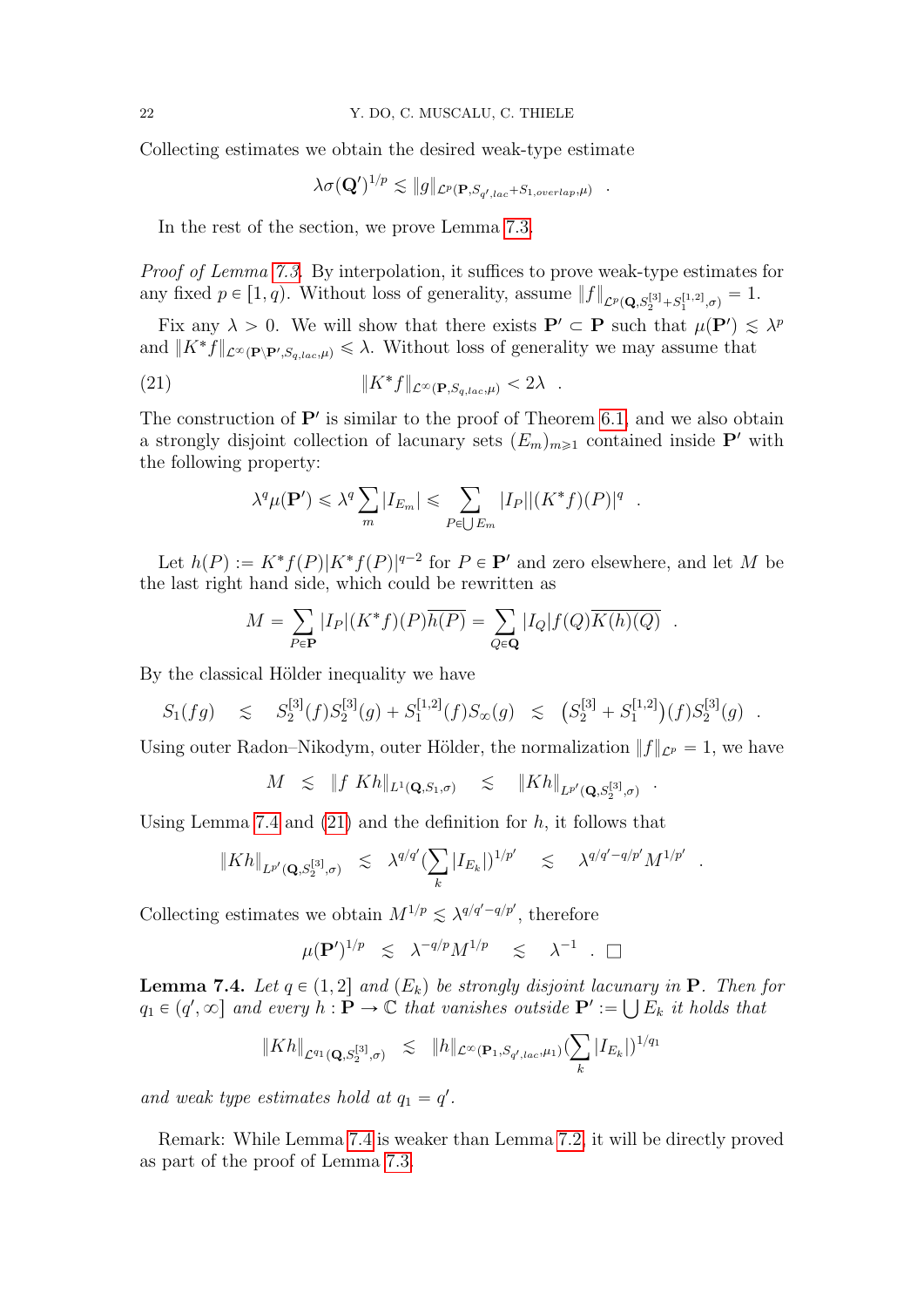Collecting estimates we obtain the desired weak-type estimate

$$\lambda\sigma(\mathbf{Q'})^{1/p} \lesssim \|g\|_{\mathcal{L}^p(\mathbf{P}, S_{q',lac}+S_{1,overlap},\mu)} \quad .$$

In the rest of the section, we prove Lemma 7.3.

*Proof of Lemma 7.3.* By interpolation, it suffices to prove weak-type estimates for any fixed $p \in [1, q)$. Without loss of generality, assume $\|f\|_{\mathcal{L}^p(\mathbf{Q}, S_2^{[3]}+S_1^{[1,2]},\sigma)} = 1$.

Fix any $\lambda > 0$. We will show that there exists $\mathbf{P'} \subset \mathbf{P}$ such that $\mu(\mathbf{P'}) \lesssim \lambda^p$ and $\|K^* f\|_{\mathcal{L}^\infty(\mathbf{P}\setminus\mathbf{P'}, S_{q,lac},\mu)} \leqslant \lambda$. Without loss of generality we may assume that

$$\|K^* f\|_{\mathcal{L}^\infty(\mathbf{P}, S_{q,lac},\mu)} < 2\lambda \quad . \tag{21}$$

The construction of $\mathbf{P'}$ is similar to the proof of Theorem 6.1, and we also obtain a strongly disjoint collection of lacunary sets $(E_m)_{m\geqslant 1}$ contained inside $\mathbf{P'}$ with the following property:

$$\lambda^q \mu(\mathbf{P'}) \leqslant \lambda^q \sum_m |I_{E_m}| \leqslant \sum_{P\in\bigcup E_m} |I_P| |(K^* f)(P)|^q \quad .$$

Let $h(P) := K^* f(P)|K^* f(P)|^{q-2}$ for $P \in \mathbf{P'}$ and zero elsewhere, and let $M$ be the last right hand side, which could be rewritten as

$$M = \sum_{P\in\mathbf{P}} |I_P|(K^* f)(P)\overline{h(P)} = \sum_{Q\in\mathbf{Q}} |I_Q| f(Q)\overline{K(h)(Q)} \quad .$$

By the classical Hölder inequality we have

$$S_1(fg) \quad \lesssim \quad S_2^{[3]}(f)S_2^{[3]}(g) + S_1^{[1,2]}(f)S_\infty(g) \quad \lesssim \quad \big(S_2^{[3]} + S_1^{[1,2]}\big)(f)S_2^{[3]}(g) \quad .$$

Using outer Radon–Nikodym, outer Hölder, the normalization $\|f\|_{\mathcal{L}^p} = 1$, we have

$$M \quad \lesssim \quad \|f \; Kh\|_{L^1(\mathbf{Q},S_1,\sigma)} \quad \lesssim \quad \|Kh\|_{L^{p'}(\mathbf{Q},S_2^{[3]},\sigma)} \quad .$$

Using Lemma 7.4 and (21) and the definition for $h$, it follows that

$$\|Kh\|_{L^{p'}(\mathbf{Q},S_2^{[3]},\sigma)} \quad \lesssim \quad \lambda^{q/q'}\Big(\sum_k |I_{E_k}|\Big)^{1/p'} \quad \lesssim \quad \lambda^{q/q'-q/p'} M^{1/p'} \quad .$$

Collecting estimates we obtain $M^{1/p} \lesssim \lambda^{q/q'-q/p'}$, therefore

$$\mu(\mathbf{P'})^{1/p} \quad \lesssim \quad \lambda^{-q/p} M^{1/p} \quad \lesssim \quad \lambda^{-1} \quad . \; \square$$

**Lemma 7.4.** *Let $q \in (1, 2]$ and $(E_k)$ be strongly disjoint lacunary in $\mathbf{P}$. Then for $q_1 \in (q', \infty]$ and every $h : \mathbf{P} \to \mathbb{C}$ that vanishes outside $\mathbf{P'} := \bigcup E_k$ it holds that*

$$\|Kh\|_{\mathcal{L}^{q_1}(\mathbf{Q},S_2^{[3]},\sigma)} \quad \lesssim \quad \|h\|_{\mathcal{L}^\infty(\mathbf{P}_1,S_{q',lac},\mu_1)}\Big(\sum_k |I_{E_k}|\Big)^{1/q_1}$$

*and weak type estimates hold at $q_1 = q'$.*

Remark: While Lemma 7.4 is weaker than Lemma 7.2, it will be directly proved as part of the proof of Lemma 7.3.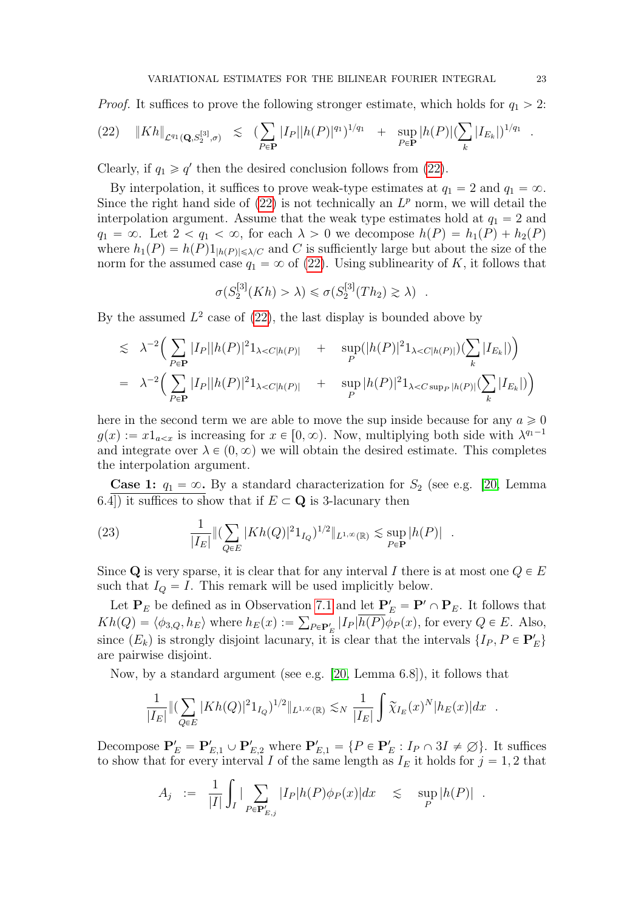*Proof.* It suffices to prove the following stronger estimate, which holds for $q_1 > 2$:

$$(22) \quad \|Kh\|_{\mathcal{L}^{q_1}(\mathbf{Q}, S_2^{[3]}, \sigma)} \lesssim \Big(\sum_{P\in\mathbf{P}} |I_P||h(P)|^{q_1}\Big)^{1/q_1} + \sup_{P\in\mathbf{P}} |h(P)|\Big(\sum_k |I_{E_k}|\Big)^{1/q_1} .$$

Clearly, if $q_1 \geqslant q'$ then the desired conclusion follows from (22).

By interpolation, it suffices to prove weak-type estimates at $q_1 = 2$ and $q_1 = \infty$. Since the right hand side of (22) is not technically an $L^p$ norm, we will detail the interpolation argument. Assume that the weak type estimates hold at $q_1 = 2$ and $q_1 = \infty$. Let $2 < q_1 < \infty$, for each $\lambda > 0$ we decompose $h(P) = h_1(P) + h_2(P)$ where $h_1(P) = h(P)1_{|h(P)| \leqslant \lambda/C}$ and $C$ is sufficiently large but about the size of the norm for the assumed case $q_1 = \infty$ of (22). Using sublinearity of $K$, it follows that

$$\sigma(S_2^{[3]}(Kh) > \lambda) \leqslant \sigma(S_2^{[3]}(Th_2) \gtrsim \lambda) .$$

By the assumed $L^2$ case of (22), the last display is bounded above by

$$\begin{aligned}
&\lesssim \lambda^{-2}\Big(\sum_{P\in\mathbf{P}} |I_P||h(P)|^2 1_{\lambda < C|h(P)|} + \sup_P(|h(P)|^2 1_{\lambda<C|h(P)|})\big(\sum_k |I_{E_k}|\big)\Big) \\
&= \lambda^{-2}\Big(\sum_{P\in\mathbf{P}} |I_P||h(P)|^2 1_{\lambda < C|h(P)|} + \sup_P |h(P)|^2 1_{\lambda<C\sup_P|h(P)|}\big(\sum_k |I_{E_k}|\big)\Big)
\end{aligned}$$

here in the second term we are able to move the sup inside because for any $a \geqslant 0$ $g(x) := x1_{a<x}$ is increasing for $x \in [0,\infty)$. Now, multiplying both side with $\lambda^{q_1-1}$ and integrate over $\lambda \in (0,\infty)$ we will obtain the desired estimate. This completes the interpolation argument.

**Case 1:** $q_1 = \infty$**.** By a standard characterization for $S_2$ (see e.g. [20, Lemma 6.4]) it suffices to show that if $E \subset \mathbf{Q}$ is 3-lacunary then

$$(23) \quad \frac{1}{|I_E|}\Big\|\Big(\sum_{Q\in E}|Kh(Q)|^2 1_{I_Q}\Big)^{1/2}\Big\|_{L^{1,\infty}(\mathbb{R})} \lesssim \sup_{P\in\mathbf{P}}|h(P)| .$$

Since $\mathbf{Q}$ is very sparse, it is clear that for any interval $I$ there is at most one $Q \in E$ such that $I_Q = I$. This remark will be used implicitly below.

Let $\mathbf{P}_E$ be defined as in Observation 7.1 and let $\mathbf{P}'_E = \mathbf{P}' \cap \mathbf{P}_E$. It follows that $Kh(Q) = \langle \phi_{3,Q}, h_E\rangle$ where $h_E(x) := \sum_{P\in\mathbf{P}'_E} |I_P|\overline{h(P)}\phi_P(x)$, for every $Q \in E$. Also, since $(E_k)$ is strongly disjoint lacunary, it is clear that the intervals $\{I_P, P \in \mathbf{P}'_E\}$ are pairwise disjoint.

Now, by a standard argument (see e.g. [20, Lemma 6.8]), it follows that

$$\frac{1}{|I_E|}\Big\|\Big(\sum_{Q\in E}|Kh(Q)|^2 1_{I_Q}\Big)^{1/2}\Big\|_{L^{1,\infty}(\mathbb{R})} \lesssim_N \frac{1}{|I_E|}\int \widetilde{\chi}_{I_E}(x)^N |h_E(x)|dx .$$

Decompose $\mathbf{P}'_E = \mathbf{P}'_{E,1} \cup \mathbf{P}'_{E,2}$ where $\mathbf{P}'_{E,1} = \{P \in \mathbf{P}'_E : I_P \cap 3I \neq \varnothing\}$. It suffices to show that for every interval $I$ of the same length as $I_E$ it holds for $j = 1, 2$ that

$$A_j := \frac{1}{|I|}\int_I \Big|\sum_{P\in\mathbf{P}'_{E,j}} |I_P|h(P)\phi_P(x)\Big|dx \lesssim \sup_P |h(P)| .$$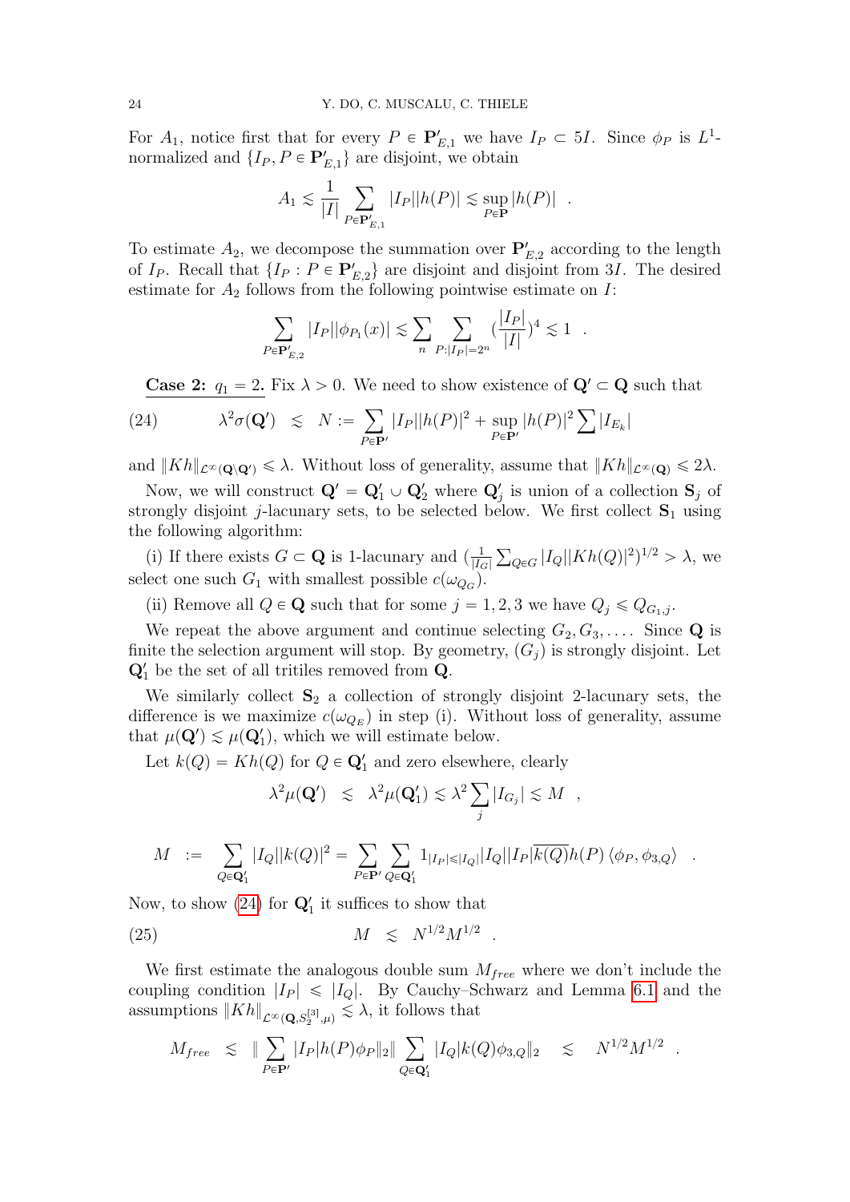For $A_1$, notice first that for every $P \in \mathbf{P}'_{E,1}$ we have $I_P \subset 5I$. Since $\phi_P$ is $L^1$-normalized and $\{I_P, P \in \mathbf{P}'_{E,1}\}$ are disjoint, we obtain

$$A_1 \lesssim \frac{1}{|I|} \sum_{P \in \mathbf{P}'_{E,1}} |I_P||h(P)| \lesssim \sup_{P \in \mathbf{P}} |h(P)| \quad .$$

To estimate $A_2$, we decompose the summation over $\mathbf{P}'_{E,2}$ according to the length of $I_P$. Recall that $\{I_P : P \in \mathbf{P}'_{E,2}\}$ are disjoint and disjoint from $3I$. The desired estimate for $A_2$ follows from the following pointwise estimate on $I$:

$$\sum_{P \in \mathbf{P}'_{E,2}} |I_P||\phi_{P_1}(x)| \lesssim \sum_n \sum_{P:|I_P|=2^n} (\frac{|I_P|}{|I|})^4 \lesssim 1 \quad .$$

**Case 2:** $q_1 = 2$**.** Fix $\lambda > 0$. We need to show existence of $\mathbf{Q}' \subset \mathbf{Q}$ such that

$$\lambda^2 \sigma(\mathbf{Q}') \quad \lesssim \quad N := \sum_{P \in \mathbf{P}'} |I_P||h(P)|^2 + \sup_{P \in \mathbf{P}'} |h(P)|^2 \sum |I_{E_k}| \tag{24}$$

and $\|Kh\|_{\mathcal{L}^\infty(\mathbf{Q} \setminus \mathbf{Q}')} \leq \lambda$. Without loss of generality, assume that $\|Kh\|_{\mathcal{L}^\infty(\mathbf{Q})} \leq 2\lambda$.

Now, we will construct $\mathbf{Q}' = \mathbf{Q}'_1 \cup \mathbf{Q}'_2$ where $\mathbf{Q}'_j$ is union of a collection $\mathbf{S}_j$ of strongly disjoint $j$-lacunary sets, to be selected below. We first collect $\mathbf{S}_1$ using the following algorithm:

(i) If there exists $G \subset \mathbf{Q}$ is 1-lacunary and $(\frac{1}{|I_G|} \sum_{Q \in G} |I_Q||Kh(Q)|^2)^{1/2} > \lambda$, we select one such $G_1$ with smallest possible $c(\omega_{Q_G})$.

(ii) Remove all $Q \in \mathbf{Q}$ such that for some $j = 1, 2, 3$ we have $Q_j \leq Q_{G_1,j}$.

We repeat the above argument and continue selecting $G_2, G_3, \dots$. Since $\mathbf{Q}$ is finite the selection argument will stop. By geometry, $(G_j)$ is strongly disjoint. Let $\mathbf{Q}'_1$ be the set of all tritiles removed from $\mathbf{Q}$.

We similarly collect $\mathbf{S}_2$ a collection of strongly disjoint 2-lacunary sets, the difference is we maximize $c(\omega_{Q_E})$ in step (i). Without loss of generality, assume that $\mu(\mathbf{Q}') \lesssim \mu(\mathbf{Q}'_1)$, which we will estimate below.

Let $k(Q) = Kh(Q)$ for $Q \in \mathbf{Q}'_1$ and zero elsewhere, clearly

$$\lambda^2 \mu(\mathbf{Q}') \quad \lesssim \quad \lambda^2 \mu(\mathbf{Q}'_1) \lesssim \lambda^2 \sum_j |I_{G_j}| \lesssim M \quad ,$$

$$M \quad := \quad \sum_{Q \in \mathbf{Q}'_1} |I_Q||k(Q)|^2 = \sum_{P \in \mathbf{P}'} \sum_{Q \in \mathbf{Q}'_1} 1_{|I_P| \leq |I_Q|} |I_Q||I_P| \overline{k(Q)} h(P) \langle \phi_P, \phi_{3,Q} \rangle \quad .$$

Now, to show (24) for $\mathbf{Q}'_1$ it suffices to show that

$$M \quad \lesssim \quad N^{1/2} M^{1/2} \quad . \tag{25}$$

We first estimate the analogous double sum $M_{free}$ where we don't include the coupling condition $|I_P| \leq |I_Q|$. By Cauchy–Schwarz and Lemma 6.1 and the assumptions $\|Kh\|_{\mathcal{L}^\infty(\mathbf{Q}, S_2^{[3]}, \mu)} \lesssim \lambda$, it follows that

$$M_{free} \quad \lesssim \quad \| \sum_{P \in \mathbf{P}'} |I_P| h(P) \phi_P \|_2 \| \sum_{Q \in \mathbf{Q}'_1} |I_Q| k(Q) \phi_{3,Q} \|_2 \quad \lesssim \quad N^{1/2} M^{1/2} \quad .$$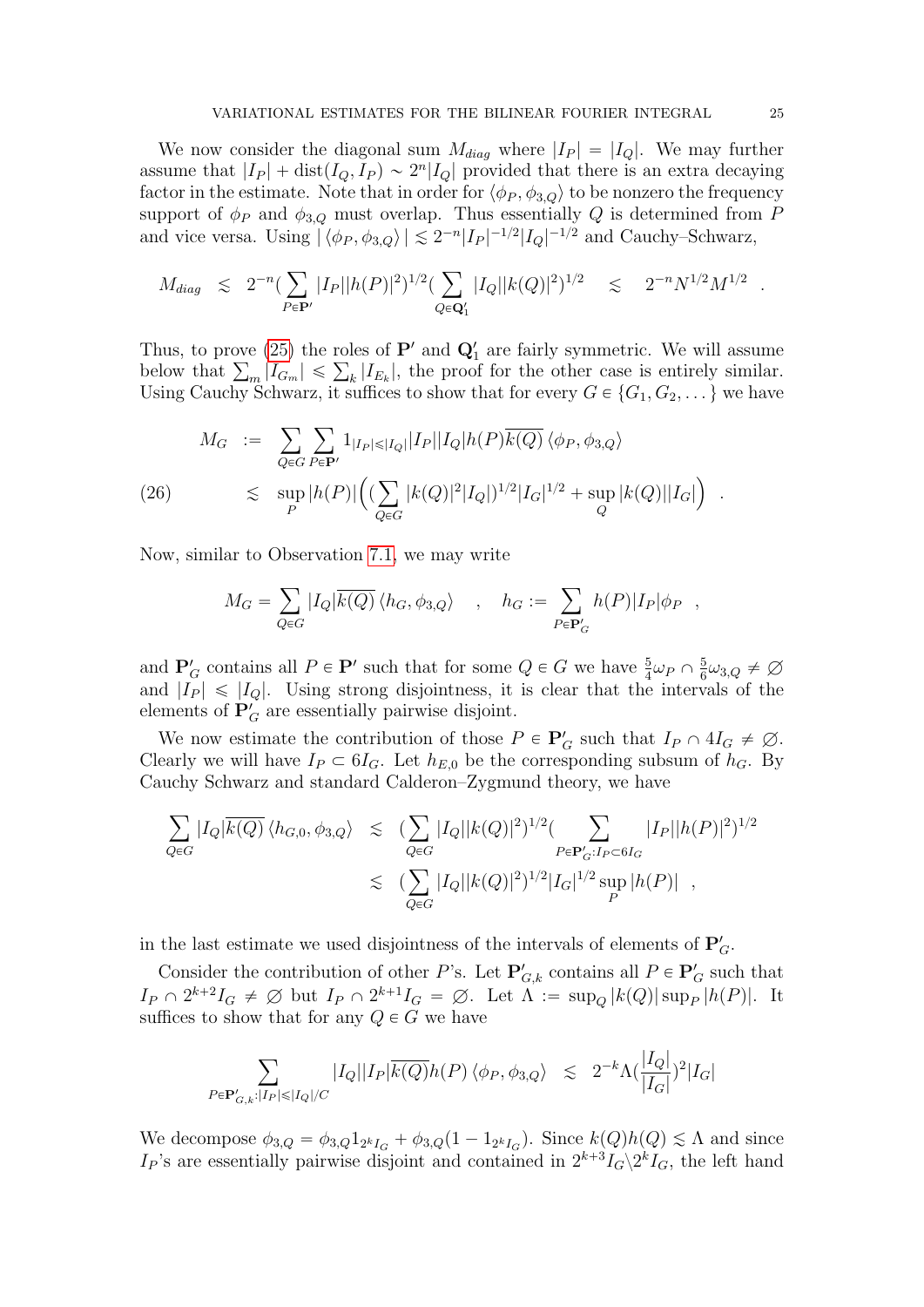We now consider the diagonal sum $M_{diag}$ where $|I_P| = |I_Q|$. We may further assume that $|I_P| + \text{dist}(I_Q, I_P) \sim 2^n |I_Q|$ provided that there is an extra decaying factor in the estimate. Note that in order for $\langle \phi_P, \phi_{3,Q}\rangle$ to be nonzero the frequency support of $\phi_P$ and $\phi_{3,Q}$ must overlap. Thus essentially $Q$ is determined from $P$ and vice versa. Using $|\langle \phi_P, \phi_{3,Q}\rangle| \lesssim 2^{-n}|I_P|^{-1/2}|I_Q|^{-1/2}$ and Cauchy–Schwarz,

$$M_{diag} \;\lesssim\; 2^{-n}(\sum_{P\in \mathbf{P}'} |I_P||h(P)|^2)^{1/2}(\sum_{Q\in \mathbf{Q}_1'} |I_Q||k(Q)|^2)^{1/2} \quad\lesssim\quad 2^{-n}N^{1/2}M^{1/2} \;\; .$$

Thus, to prove (25) the roles of $\mathbf{P}'$ and $\mathbf{Q}_1'$ are fairly symmetric. We will assume below that $\sum_m |I_{G_m}| \leqslant \sum_k |I_{E_k}|$, the proof for the other case is entirely similar. Using Cauchy Schwarz, it suffices to show that for every $G \in \{G_1, G_2, \dots\}$ we have

$$\begin{aligned}
M_G \;&:=\; \sum_{Q\in G}\sum_{P\in\mathbf{P}'} 1_{|I_P|\leqslant |I_Q|}|I_P||I_Q|h(P)\overline{k(Q)}\,\langle \phi_P, \phi_{3,Q}\rangle \\
&\lesssim\; \sup_P |h(P)|\Big( (\sum_{Q\in G} |k(Q)|^2|I_Q|)^{1/2}|I_G|^{1/2} + \sup_Q |k(Q)||I_G|\Big) \;\; . 
\end{aligned} \tag{26}$$

Now, similar to Observation 7.1, we may write

$$M_G = \sum_{Q\in G} |I_Q|\overline{k(Q)}\,\langle h_G, \phi_{3,Q}\rangle \quad , \quad h_G := \sum_{P\in\mathbf{P}'_G} h(P)|I_P|\phi_P \;\; ,$$

and $\mathbf{P}'_G$ contains all $P\in\mathbf{P}'$ such that for some $Q\in G$ we have $\frac{5}{4}\omega_P \cap \frac{5}{6}\omega_{3,Q} \neq \varnothing$ and $|I_P| \leqslant |I_Q|$. Using strong disjointness, it is clear that the intervals of the elements of $\mathbf{P}'_G$ are essentially pairwise disjoint.

We now estimate the contribution of those $P\in\mathbf{P}'_G$ such that $I_P \cap 4I_G \neq \varnothing$. Clearly we will have $I_P \subset 6I_G$. Let $h_{E,0}$ be the corresponding subsum of $h_G$. By Cauchy Schwarz and standard Calderon–Zygmund theory, we have

$$\begin{aligned}
\sum_{Q\in G} |I_Q|\overline{k(Q)}\,\langle h_{G,0}, \phi_{3,Q}\rangle \;&\lesssim\; (\sum_{Q\in G}|I_Q||k(Q)|^2)^{1/2}(\sum_{P\in\mathbf{P}'_G: I_P\subset 6I_G} |I_P||h(P)|^2)^{1/2} \\
&\lesssim\; (\sum_{Q\in G}|I_Q||k(Q)|^2)^{1/2}|I_G|^{1/2}\sup_P |h(P)| \;\; ,
\end{aligned}$$

in the last estimate we used disjointness of the intervals of elements of $\mathbf{P}'_G$.

Consider the contribution of other $P$'s. Let $\mathbf{P}'_{G,k}$ contains all $P\in\mathbf{P}'_G$ such that $I_P \cap 2^{k+2}I_G \neq \varnothing$ but $I_P \cap 2^{k+1}I_G = \varnothing$. Let $\Lambda := \sup_Q |k(Q)|\sup_P |h(P)|$. It suffices to show that for any $Q\in G$ we have

$$\sum_{P\in\mathbf{P}'_{G,k}: |I_P|\leqslant |I_Q|/C} |I_Q||I_P|\overline{k(Q)}h(P)\,\langle \phi_P, \phi_{3,Q}\rangle \;\;\lesssim\;\; 2^{-k}\Lambda(\frac{|I_Q|}{|I_G|})^2|I_G|$$

We decompose $\phi_{3,Q} = \phi_{3,Q}1_{2^kI_G} + \phi_{3,Q}(1-1_{2^kI_G})$. Since $k(Q)h(Q) \lesssim \Lambda$ and since $I_P$'s are essentially pairwise disjoint and contained in $2^{k+3}I_G\backslash 2^kI_G$, the left hand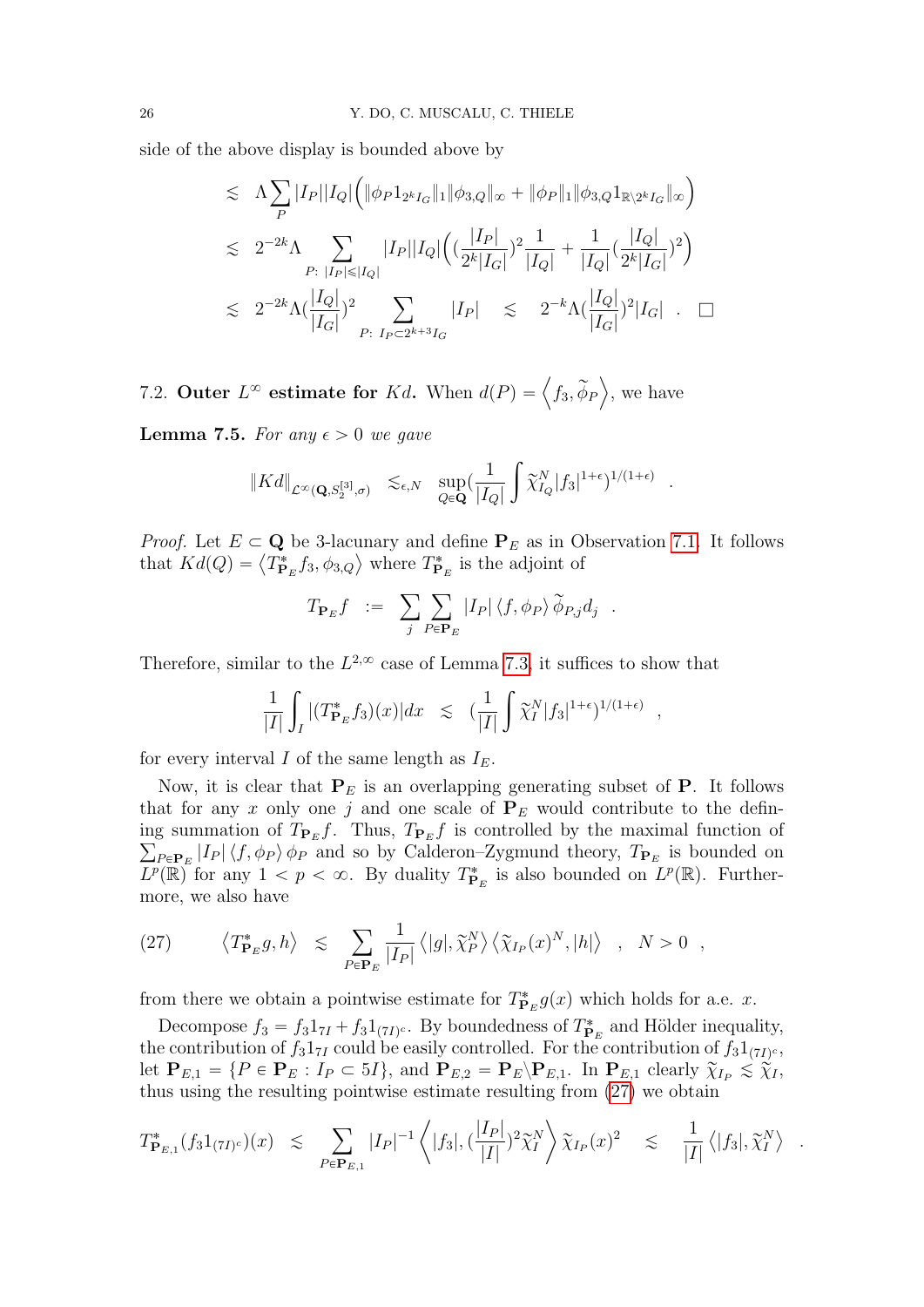side of the above display is bounded above by

$$
\begin{aligned}
&\lesssim \quad \Lambda \sum_{P} |I_P||I_Q| \Big( \|\phi_P 1_{2^k I_G}\|_1 \|\phi_{3,Q}\|_\infty + \|\phi_P\|_1 \|\phi_{3,Q} 1_{\mathbb{R}\setminus 2^k I_G}\|_\infty \Big) \\
&\lesssim \quad 2^{-2k} \Lambda \sum_{P:\ |I_P| \leqslant |I_Q|} |I_P||I_Q| \Big( (\frac{|I_P|}{2^k |I_G|})^2 \frac{1}{|I_Q|} + \frac{1}{|I_Q|} (\frac{|I_Q|}{2^k |I_G|})^2 \Big) \\
&\lesssim \quad 2^{-2k} \Lambda (\frac{|I_Q|}{|I_G|})^2 \sum_{P:\ I_P \subset 2^{k+3} I_G} |I_P| \quad \lesssim \quad 2^{-k} \Lambda (\frac{|I_Q|}{|I_G|})^2 |I_G| \quad . \quad \square
\end{aligned}
$$

7.2. **Outer $L^\infty$ estimate for $Kd$.** When $d(P) = \left\langle f_3, \widetilde{\phi}_P \right\rangle$, we have

**Lemma 7.5.** *For any $\epsilon > 0$ we gave*

$$
\|Kd\|_{\mathcal{L}^\infty(\mathbf{Q}, S_2^{[3]}, \sigma)} \quad \lesssim_{\epsilon, N} \quad \sup_{Q \in \mathbf{Q}} (\frac{1}{|I_Q|} \int \widetilde{\chi}_{I_Q}^N |f_3|^{1+\epsilon})^{1/(1+\epsilon)} \quad .
$$

*Proof.* Let $E \subset \mathbf{Q}$ be 3-lacunary and define $\mathbf{P}_E$ as in Observation 7.1. It follows that $Kd(Q) = \left\langle T^*_{\mathbf{P}_E} f_3, \phi_{3,Q} \right\rangle$ where $T^*_{\mathbf{P}_E}$ is the adjoint of

$$
T_{\mathbf{P}_E} f \quad := \quad \sum_j \sum_{P \in \mathbf{P}_E} |I_P| \left\langle f, \phi_P \right\rangle \widetilde{\phi}_{P,j} d_j \quad .
$$

Therefore, similar to the $L^{2,\infty}$ case of Lemma 7.3, it suffices to show that

$$
\frac{1}{|I|} \int_I |(T^*_{\mathbf{P}_E} f_3)(x)| dx \quad \lesssim \quad (\frac{1}{|I|} \int \widetilde{\chi}_I^N |f_3|^{1+\epsilon})^{1/(1+\epsilon)} \quad ,
$$

for every interval $I$ of the same length as $I_E$.

Now, it is clear that $\mathbf{P}_E$ is an overlapping generating subset of $\mathbf{P}$. It follows that for any $x$ only one $j$ and one scale of $\mathbf{P}_E$ would contribute to the defining summation of $T_{\mathbf{P}_E} f$. Thus, $T_{\mathbf{P}_E} f$ is controlled by the maximal function of $\sum_{P \in \mathbf{P}_E} |I_P| \left\langle f, \phi_P \right\rangle \phi_P$ and so by Calderon–Zygmund theory, $T_{\mathbf{P}_E}$ is bounded on $L^p(\mathbb{R})$ for any $1 < p < \infty$. By duality $T^*_{\mathbf{P}_E}$ is also bounded on $L^p(\mathbb{R})$. Furthermore, we also have

$$
\left\langle T^*_{\mathbf{P}_E} g, h \right\rangle \quad \lesssim \quad \sum_{P \in \mathbf{P}_E} \frac{1}{|I_P|} \left\langle |g|, \widetilde{\chi}_P^N \right\rangle \left\langle \widetilde{\chi}_{I_P}(x)^N, |h| \right\rangle \quad , \quad N > 0 \quad , \tag{27}
$$

from there we obtain a pointwise estimate for $T^*_{\mathbf{P}_E} g(x)$ which holds for a.e. $x$.

Decompose $f_3 = f_3 1_{7I} + f_3 1_{(7I)^c}$. By boundedness of $T^*_{\mathbf{P}_E}$ and Hölder inequality, the contribution of $f_3 1_{7I}$ could be easily controlled. For the contribution of $f_3 1_{(7I)^c}$, let $\mathbf{P}_{E,1} = \{P \in \mathbf{P}_E : I_P \subset 5I\}$, and $\mathbf{P}_{E,2} = \mathbf{P}_E \backslash \mathbf{P}_{E,1}$. In $\mathbf{P}_{E,1}$ clearly $\widetilde{\chi}_{I_P} \lesssim \widetilde{\chi}_I$, thus using the resulting pointwise estimate resulting from (27) we obtain

$$
T^*_{\mathbf{P}_{E,1}}(f_3 1_{(7I)^c})(x) \quad \lesssim \quad \sum_{P \in \mathbf{P}_{E,1}} |I_P|^{-1} \left\langle |f_3|, (\frac{|I_P|}{|I|})^2 \widetilde{\chi}_I^N \right\rangle \widetilde{\chi}_{I_P}(x)^2 \quad \lesssim \quad \frac{1}{|I|} \left\langle |f_3|, \widetilde{\chi}_I^N \right\rangle \quad .
$$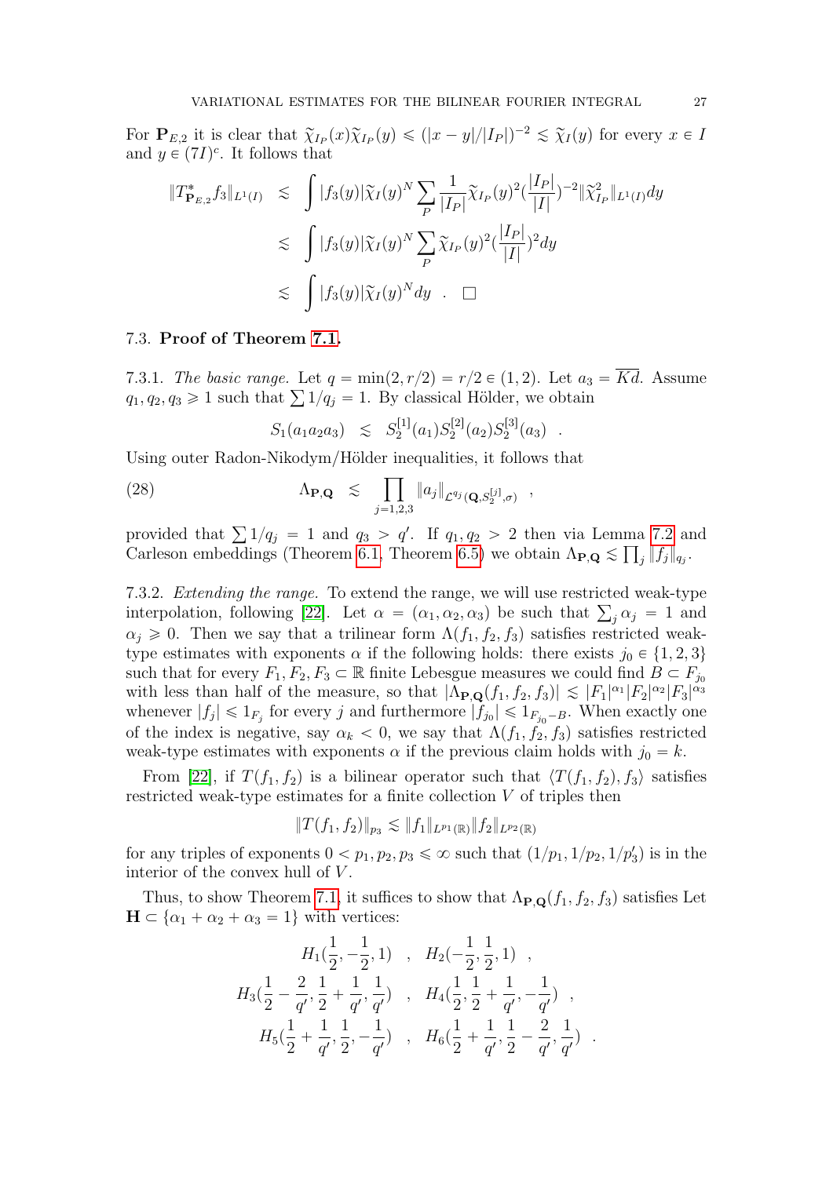For $\mathbf{P}_{E,2}$ it is clear that $\widetilde{\chi}_{I_P}(x)\widetilde{\chi}_{I_P}(y) \leqslant (|x-y|/|I_P|)^{-2} \lesssim \widetilde{\chi}_I(y)$ for every $x \in I$ and $y \in (7I)^c$. It follows that

$$
\begin{aligned}
\|T^*_{\mathbf{P}_{E,2}} f_3\|_{L^1(I)} &\lesssim \int |f_3(y)| \widetilde{\chi}_I(y)^N \sum_P \frac{1}{|I_P|} \widetilde{\chi}_{I_P}(y)^2 (\frac{|I_P|}{|I|})^{-2} \|\widetilde{\chi}^2_{I_P}\|_{L^1(I)} dy \\
&\lesssim \int |f_3(y)| \widetilde{\chi}_I(y)^N \sum_P \widetilde{\chi}_{I_P}(y)^2 (\frac{|I_P|}{|I|})^2 dy \\
&\lesssim \int |f_3(y)| \widetilde{\chi}_I(y)^N dy \quad . \quad \square
\end{aligned}
$$

### 7.3. **Proof of Theorem 7.1.**

7.3.1. *The basic range.* Let $q = \min(2, r/2) = r/2 \in (1,2)$. Let $a_3 = \overline{Kd}$. Assume $q_1, q_2, q_3 \geqslant 1$ such that $\sum 1/q_j = 1$. By classical Hölder, we obtain

$$
S_1(a_1 a_2 a_3) \;\; \lesssim \;\; S_2^{[1]}(a_1) S_2^{[2]}(a_2) S_2^{[3]}(a_3) \quad .
$$

Using outer Radon-Nikodym/Hölder inequalities, it follows that

$$
\Lambda_{\mathbf{P},\mathbf{Q}} \;\; \lesssim \;\; \prod_{j=1,2,3} \|a_j\|_{\mathcal{L}^{q_j}(\mathbf{Q}, S_2^{[j]}, \sigma)} \quad , \tag{28}
$$

provided that $\sum 1/q_j = 1$ and $q_3 > q'$. If $q_1, q_2 > 2$ then via Lemma 7.2 and Carleson embeddings (Theorem 6.1, Theorem 6.5) we obtain $\Lambda_{\mathbf{P},\mathbf{Q}} \lesssim \prod_j \|f_j\|_{q_j}$.

7.3.2. *Extending the range.* To extend the range, we will use restricted weak-type interpolation, following [22]. Let $\alpha = (\alpha_1, \alpha_2, \alpha_3)$ be such that $\sum_j \alpha_j = 1$ and $\alpha_j \geqslant 0$. Then we say that a trilinear form $\Lambda(f_1, f_2, f_3)$ satisfies restricted weak-type estimates with exponents $\alpha$ if the following holds: there exists $j_0 \in \{1,2,3\}$ such that for every $F_1, F_2, F_3 \subset \mathbb{R}$ finite Lebesgue measures we could find $B \subset F_{j_0}$ with less than half of the measure, so that $|\Lambda_{\mathbf{P},\mathbf{Q}}(f_1, f_2, f_3)| \lesssim |F_1|^{\alpha_1} |F_2|^{\alpha_2} |F_3|^{\alpha_3}$ whenever $|f_j| \leqslant 1_{F_j}$ for every $j$ and furthermore $|f_{j_0}| \leqslant 1_{F_{j_0} - B}$. When exactly one of the index is negative, say $\alpha_k < 0$, we say that $\Lambda(f_1, f_2, f_3)$ satisfies restricted weak-type estimates with exponents $\alpha$ if the previous claim holds with $j_0 = k$.

From [22], if $T(f_1, f_2)$ is a bilinear operator such that $\langle T(f_1, f_2), f_3 \rangle$ satisfies restricted weak-type estimates for a finite collection $V$ of triples then

$$
\|T(f_1, f_2)\|_{p_3} \lesssim \|f_1\|_{L^{p_1}(\mathbb{R})} \|f_2\|_{L^{p_2}(\mathbb{R})}
$$

for any triples of exponents $0 < p_1, p_2, p_3 \leqslant \infty$ such that $(1/p_1, 1/p_2, 1/p_3')$ is in the interior of the convex hull of $V$.

Thus, to show Theorem 7.1, it suffices to show that $\Lambda_{\mathbf{P},\mathbf{Q}}(f_1, f_2, f_3)$ satisfies Let $\mathbf{H} \subset \{\alpha_1 + \alpha_2 + \alpha_3 = 1\}$ with vertices:

$$
\begin{gathered}
H_1(\frac{1}{2}, -\frac{1}{2}, 1) \quad , \quad H_2(-\frac{1}{2}, \frac{1}{2}, 1) \quad , \\
H_3(\frac{1}{2} - \frac{2}{q'}, \frac{1}{2} + \frac{1}{q'}, \frac{1}{q'}) \quad , \quad H_4(\frac{1}{2}, \frac{1}{2} + \frac{1}{q'}, -\frac{1}{q'}) \quad , \\
H_5(\frac{1}{2} + \frac{1}{q'}, \frac{1}{2}, -\frac{1}{q'}) \quad , \quad H_6(\frac{1}{2} + \frac{1}{q'}, \frac{1}{2} - \frac{2}{q'}, \frac{1}{q'}) \quad .
\end{gathered}
$$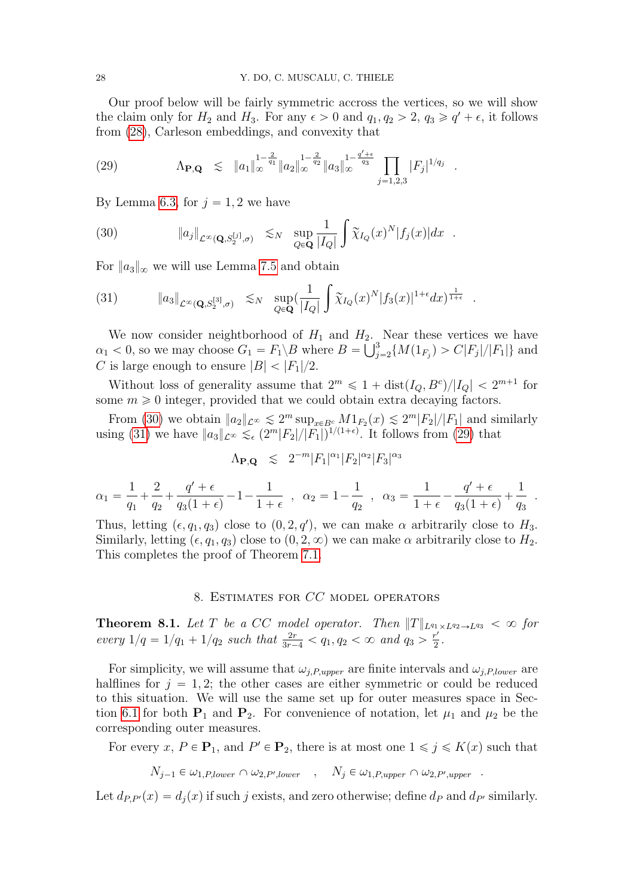Our proof below will be fairly symmetric accross the vertices, so we will show the claim only for $H_2$ and $H_3$. For any $\epsilon > 0$ and $q_1, q_2 > 2$, $q_3 \geqslant q' + \epsilon$, it follows from (28), Carleson embeddings, and convexity that

$$\Lambda_{\mathbf{P},\mathbf{Q}} \lesssim \|a_1\|_\infty^{1-\frac{2}{q_1}} \|a_2\|_\infty^{1-\frac{2}{q_2}} \|a_3\|_\infty^{1-\frac{q'+\epsilon}{q_3}} \prod_{j=1,2,3} |F_j|^{1/q_j} \quad . \tag{29}$$

By Lemma 6.3, for $j = 1, 2$ we have

$$\|a_j\|_{\mathcal{L}^\infty(\mathbf{Q}, S_2^{[j]}, \sigma)} \lesssim_N \sup_{Q \in \mathbf{Q}} \frac{1}{|I_Q|} \int \widetilde{\chi}_{I_Q}(x)^N |f_j(x)| dx \quad . \tag{30}$$

For $\|a_3\|_\infty$ we will use Lemma 7.5 and obtain

$$\|a_3\|_{\mathcal{L}^\infty(\mathbf{Q}, S_2^{[3]}, \sigma)} \lesssim_N \sup_{Q \in \mathbf{Q}} \Big(\frac{1}{|I_Q|} \int \widetilde{\chi}_{I_Q}(x)^N |f_3(x)|^{1+\epsilon} dx\Big)^{\frac{1}{1+\epsilon}} \quad . \tag{31}$$

We now consider neighborhood of $H_1$ and $H_2$. Near these vertices we have $\alpha_1 < 0$, so we may choose $G_1 = F_1 \backslash B$ where $B = \bigcup_{j=2}^3 \{M(1_{F_j}) > C|F_j|/|F_1|\}$ and $C$ is large enough to ensure $|B| < |F_1|/2$.

Without loss of generality assume that $2^m \leqslant 1 + \mathrm{dist}(I_Q, B^c)/|I_Q| < 2^{m+1}$ for some $m \geqslant 0$ integer, provided that we could obtain extra decaying factors.

From (30) we obtain $\|a_2\|_{\mathcal{L}^\infty} \lesssim 2^m \sup_{x \in B^c} M1_{F_2}(x) \lesssim 2^m |F_2|/|F_1|$ and similarly using (31) we have $\|a_3\|_{\mathcal{L}^\infty} \lesssim_\epsilon (2^m |F_2|/|F_1|)^{1/(1+\epsilon)}$. It follows from (29) that

$$\Lambda_{\mathbf{P},\mathbf{Q}} \lesssim 2^{-m} |F_1|^{\alpha_1} |F_2|^{\alpha_2} |F_3|^{\alpha_3}$$

$$\alpha_1 = \frac{1}{q_1} + \frac{2}{q_2} + \frac{q'+\epsilon}{q_3(1+\epsilon)} - 1 - \frac{1}{1+\epsilon} \ , \ \ \alpha_2 = 1 - \frac{1}{q_2} \ , \ \ \alpha_3 = \frac{1}{1+\epsilon} - \frac{q'+\epsilon}{q_3(1+\epsilon)} + \frac{1}{q_3} \ .$$

Thus, letting $(\epsilon, q_1, q_3)$ close to $(0, 2, q')$, we can make $\alpha$ arbitrarily close to $H_3$. Similarly, letting $(\epsilon, q_1, q_3)$ close to $(0, 2, \infty)$ we can make $\alpha$ arbitrarily close to $H_2$. This completes the proof of Theorem 7.1.

## 8. Estimates for $CC$ model operators

**Theorem 8.1.** *Let $T$ be a $CC$ model operator. Then $\|T\|_{L^{q_1} \times L^{q_2} \to L^{q_3}} < \infty$ for every $1/q = 1/q_1 + 1/q_2$ such that $\frac{2r}{3r-4} < q_1, q_2 < \infty$ and $q_3 > \frac{r'}{2}$.*

For simplicity, we will assume that $\omega_{j,P,upper}$ are finite intervals and $\omega_{j,P,lower}$ are halflines for $j = 1, 2$; the other cases are either symmetric or could be reduced to this situation. We will use the same set up for outer measures space in Section 6.1 for both $\mathbf{P}_1$ and $\mathbf{P}_2$. For convenience of notation, let $\mu_1$ and $\mu_2$ be the corresponding outer measures.

For every $x$, $P \in \mathbf{P}_1$, and $P' \in \mathbf{P}_2$, there is at most one $1 \leqslant j \leqslant K(x)$ such that

$$N_{j-1} \in \omega_{1,P,lower} \cap \omega_{2,P',lower} \quad , \quad N_j \in \omega_{1,P,upper} \cap \omega_{2,P',upper} \quad .$$

Let $d_{P,P'}(x) = d_j(x)$ if such $j$ exists, and zero otherwise; define $d_P$ and $d_{P'}$ similarly.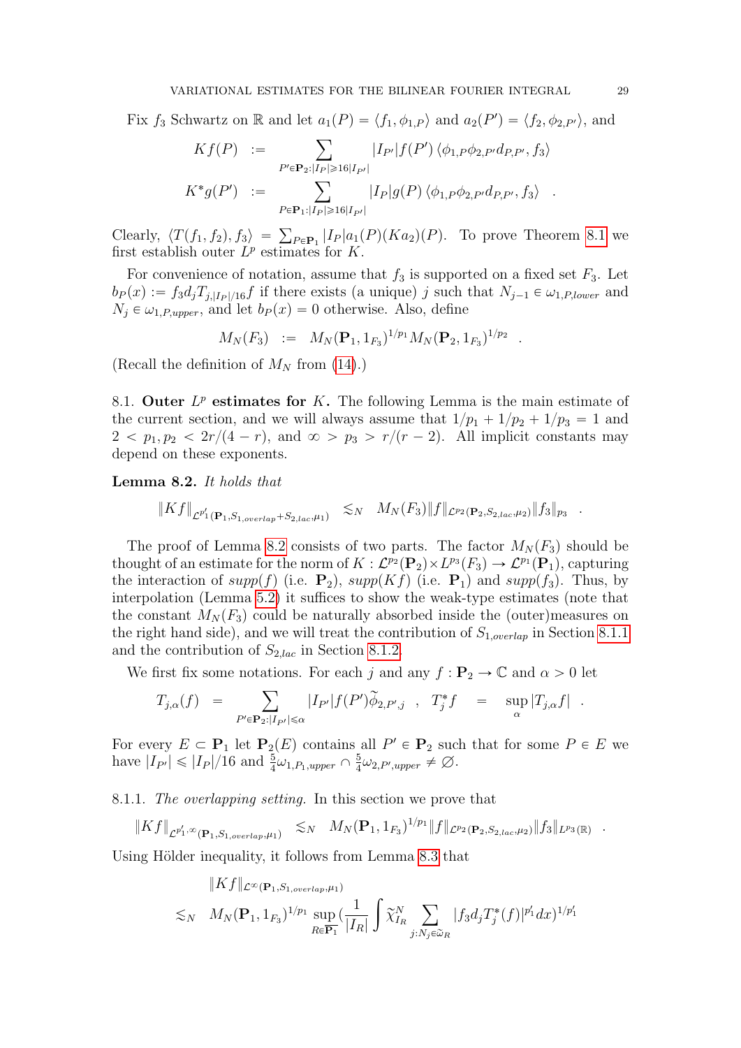Fix $f_3$ Schwartz on $\mathbb{R}$ and let $a_1(P) = \langle f_1, \phi_{1,P}\rangle$ and $a_2(P') = \langle f_2, \phi_{2,P'}\rangle$, and

$$
\begin{aligned}
Kf(P) &:= \sum_{P'\in \mathbf{P}_2: |I_P| \geqslant 16|I_{P'}|} |I_{P'}| f(P') \langle \phi_{1,P}\phi_{2,P'} d_{P,P'}, f_3\rangle \\
K^* g(P') &:= \sum_{P\in \mathbf{P}_1: |I_P| \geqslant 16|I_{P'}|} |I_P| g(P) \langle \phi_{1,P}\phi_{2,P'} d_{P,P'}, f_3\rangle \quad .
\end{aligned}
$$

Clearly, $\langle T(f_1, f_2), f_3\rangle = \sum_{P\in \mathbf{P}_1} |I_P| a_1(P)(Ka_2)(P)$. To prove Theorem 8.1 we first establish outer $L^p$ estimates for $K$.

For convenience of notation, assume that $f_3$ is supported on a fixed set $F_3$. Let $b_P(x) := f_3 d_j T_{j,|I_P|/16} f$ if there exists (a unique) $j$ such that $N_{j-1} \in \omega_{1,P,lower}$ and $N_j \in \omega_{1,P,upper}$, and let $b_P(x) = 0$ otherwise. Also, define

$$
M_N(F_3) \;\; := \;\; M_N(\mathbf{P}_1, 1_{F_3})^{1/p_1} M_N(\mathbf{P}_2, 1_{F_3})^{1/p_2} \quad .
$$

(Recall the definition of $M_N$ from (14).)

## 8.1. Outer $L^p$ estimates for $K$.

The following Lemma is the main estimate of the current section, and we will always assume that $1/p_1 + 1/p_2 + 1/p_3 = 1$ and $2 < p_1, p_2 < 2r/(4-r)$, and $\infty > p_3 > r/(r-2)$. All implicit constants may depend on these exponents.

**Lemma 8.2.** *It holds that*

$$
\|Kf\|_{\mathcal{L}^{p_1'}(\mathbf{P}_1, S_{1,overlap} + S_{2,lac}, \mu_1)} \;\; \lesssim_N \;\; M_N(F_3) \|f\|_{\mathcal{L}^{p_2}(\mathbf{P}_2, S_{2,lac}, \mu_2)} \|f_3\|_{p_3} \quad .
$$

The proof of Lemma 8.2 consists of two parts. The factor $M_N(F_3)$ should be thought of an estimate for the norm of $K : \mathcal{L}^{p_2}(\mathbf{P}_2) \times L^{p_3}(F_3) \to \mathcal{L}^{p_1}(\mathbf{P}_1)$, capturing the interaction of $supp(f)$ (i.e. $\mathbf{P}_2$), $supp(Kf)$ (i.e. $\mathbf{P}_1$) and $supp(f_3)$. Thus, by interpolation (Lemma 5.2) it suffices to show the weak-type estimates (note that the constant $M_N(F_3)$ could be naturally absorbed inside the (outer)measures on the right hand side), and we will treat the contribution of $S_{1,overlap}$ in Section 8.1.1 and the contribution of $S_{2,lac}$ in Section 8.1.2.

We first fix some notations. For each $j$ and any $f : \mathbf{P}_2 \to \mathbb{C}$ and $\alpha > 0$ let

$$
T_{j,\alpha}(f) \;\; = \sum_{P'\in \mathbf{P}_2: |I_{P'}| \leqslant \alpha} |I_{P'}| f(P') \widetilde{\phi}_{2,P',j} \quad , \quad T_j^* f \;\; = \;\; \sup_\alpha |T_{j,\alpha} f| \quad .
$$

For every $E \subset \mathbf{P}_1$ let $\mathbf{P}_2(E)$ contains all $P' \in \mathbf{P}_2$ such that for some $P \in E$ we have $|I_{P'}| \leqslant |I_P|/16$ and $\frac{5}{4}\omega_{1,P_1,upper} \cap \frac{5}{4}\omega_{2,P',upper} \neq \emptyset$.

### 8.1.1. *The overlapping setting.*

In this section we prove that

$$
\|Kf\|_{\mathcal{L}^{p_1',\infty}(\mathbf{P}_1, S_{1,overlap}, \mu_1)} \;\; \lesssim_N \;\; M_N(\mathbf{P}_1, 1_{F_3})^{1/p_1} \|f\|_{\mathcal{L}^{p_2}(\mathbf{P}_2, S_{2,lac}, \mu_2)} \|f_3\|_{L^{p_3}(\mathbb{R})} \quad .
$$

Using Hölder inequality, it follows from Lemma 8.3 that

$$
\begin{aligned}
&\|Kf\|_{\mathcal{L}^\infty(\mathbf{P}_1, S_{1,overlap}, \mu_1)} \\
\lesssim_N \;\; & M_N(\mathbf{P}_1, 1_{F_3})^{1/p_1} \sup_{R\in \overline{\mathbf{P}_1}} \Big(\frac{1}{|I_R|} \int \widetilde{\chi}_{I_R}^N \sum_{j: N_j \in \widetilde{\omega}_R} |f_3 d_j T_j^*(f)|^{p_1'} dx\Big)^{1/p_1'}
\end{aligned}
$$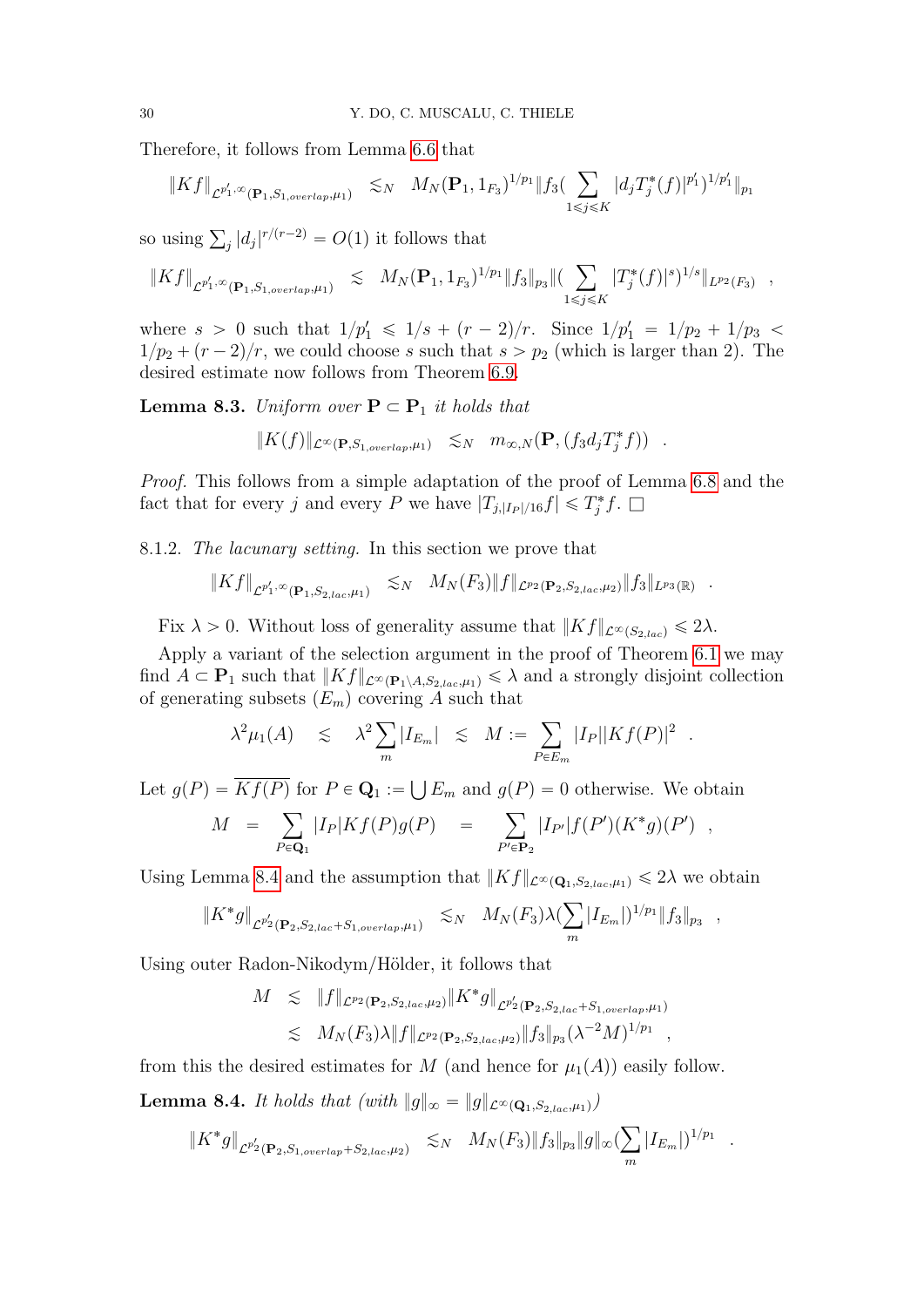Therefore, it follows from Lemma 6.6 that

$$\|Kf\|_{\mathcal{L}^{p_1',\infty}(\mathbf{P}_1,S_{1,overlap},\mu_1)} \lesssim_N M_N(\mathbf{P}_1,1_{F_3})^{1/p_1}\|f_3(\sum_{1\leqslant j\leqslant K}|d_jT_j^*(f)|^{p_1'})^{1/p_1'}\|_{p_1}$$

so using $\sum_j |d_j|^{r/(r-2)} = O(1)$ it follows that

$$\|Kf\|_{\mathcal{L}^{p_1',\infty}(\mathbf{P}_1,S_{1,overlap},\mu_1)} \lesssim M_N(\mathbf{P}_1,1_{F_3})^{1/p_1}\|f_3\|_{p_3}\|(\sum_{1\leqslant j\leqslant K}|T_j^*(f)|^s)^{1/s}\|_{L^{p_2}(F_3)} \quad ,$$

where $s > 0$ such that $1/p_1' \leqslant 1/s + (r-2)/r$. Since $1/p_1' = 1/p_2 + 1/p_3 < 1/p_2 + (r-2)/r$, we could choose $s$ such that $s > p_2$ (which is larger than 2). The desired estimate now follows from Theorem 6.9.

**Lemma 8.3.** *Uniform over $\mathbf{P} \subset \mathbf{P}_1$ it holds that*

$$\|K(f)\|_{\mathcal{L}^\infty(\mathbf{P},S_{1,overlap},\mu_1)} \lesssim_N m_{\infty,N}(\mathbf{P},(f_3d_jT_j^*f)) \quad .$$

*Proof.* This follows from a simple adaptation of the proof of Lemma 6.8 and the fact that for every $j$ and every $P$ we have $|T_{j,|I_P|/16}f| \leqslant T_j^*f$. □

8.1.2. *The lacunary setting.* In this section we prove that

$$\|Kf\|_{\mathcal{L}^{p_1',\infty}(\mathbf{P}_1,S_{2,lac},\mu_1)} \lesssim_N M_N(F_3)\|f\|_{\mathcal{L}^{p_2}(\mathbf{P}_2,S_{2,lac},\mu_2)}\|f_3\|_{L^{p_3}(\mathbb{R})} \quad .$$

Fix $\lambda > 0$. Without loss of generality assume that $\|Kf\|_{\mathcal{L}^\infty(S_{2,lac})} \leqslant 2\lambda$.

Apply a variant of the selection argument in the proof of Theorem 6.1 we may find $A \subset \mathbf{P}_1$ such that $\|Kf\|_{\mathcal{L}^\infty(\mathbf{P}_1\setminus A,S_{2,lac},\mu_1)} \leqslant \lambda$ and a strongly disjoint collection of generating subsets $(E_m)$ covering $A$ such that

$$\lambda^2\mu_1(A) \quad \lesssim \quad \lambda^2\sum_m |I_{E_m}| \quad \lesssim \quad M := \sum_{P\in E_m}|I_P||Kf(P)|^2 \quad .$$

Let $g(P) = \overline{Kf(P)}$ for $P \in \mathbf{Q}_1 := \bigcup E_m$ and $g(P) = 0$ otherwise. We obtain

$$M \quad = \sum_{P\in\mathbf{Q}_1}|I_P|Kf(P)g(P) \quad = \sum_{P'\in\mathbf{P}_2}|I_{P'}|f(P')(K^*g)(P') \quad ,$$

Using Lemma 8.4 and the assumption that $\|Kf\|_{\mathcal{L}^\infty(\mathbf{Q}_1,S_{2,lac},\mu_1)} \leqslant 2\lambda$ we obtain

$$\|K^*g\|_{\mathcal{L}^{p_2'}(\mathbf{P}_2,S_{2,lac}+S_{1,overlap},\mu_1)} \lesssim_N M_N(F_3)\lambda(\sum_m |I_{E_m}|)^{1/p_1}\|f_3\|_{p_3} \quad ,$$

Using outer Radon-Nikodym/Hölder, it follows that

$$\begin{aligned}
M &\lesssim \|f\|_{\mathcal{L}^{p_2}(\mathbf{P}_2,S_{2,lac},\mu_2)}\|K^*g\|_{\mathcal{L}^{p_2'}(\mathbf{P}_2,S_{2,lac}+S_{1,overlap},\mu_1)} \\
&\lesssim M_N(F_3)\lambda\|f\|_{\mathcal{L}^{p_2}(\mathbf{P}_2,S_{2,lac},\mu_2)}\|f_3\|_{p_3}(\lambda^{-2}M)^{1/p_1} \quad ,
\end{aligned}$$

from this the desired estimates for $M$ (and hence for $\mu_1(A)$) easily follow.

**Lemma 8.4.** *It holds that (with $\|g\|_\infty = \|g\|_{\mathcal{L}^\infty(\mathbf{Q}_1,S_{2,lac},\mu_1)}$)*

$$\|K^*g\|_{\mathcal{L}^{p_2'}(\mathbf{P}_2,S_{1,overlap}+S_{2,lac},\mu_2)} \lesssim_N M_N(F_3)\|f_3\|_{p_3}\|g\|_\infty(\sum_m |I_{E_m}|)^{1/p_1} \quad .$$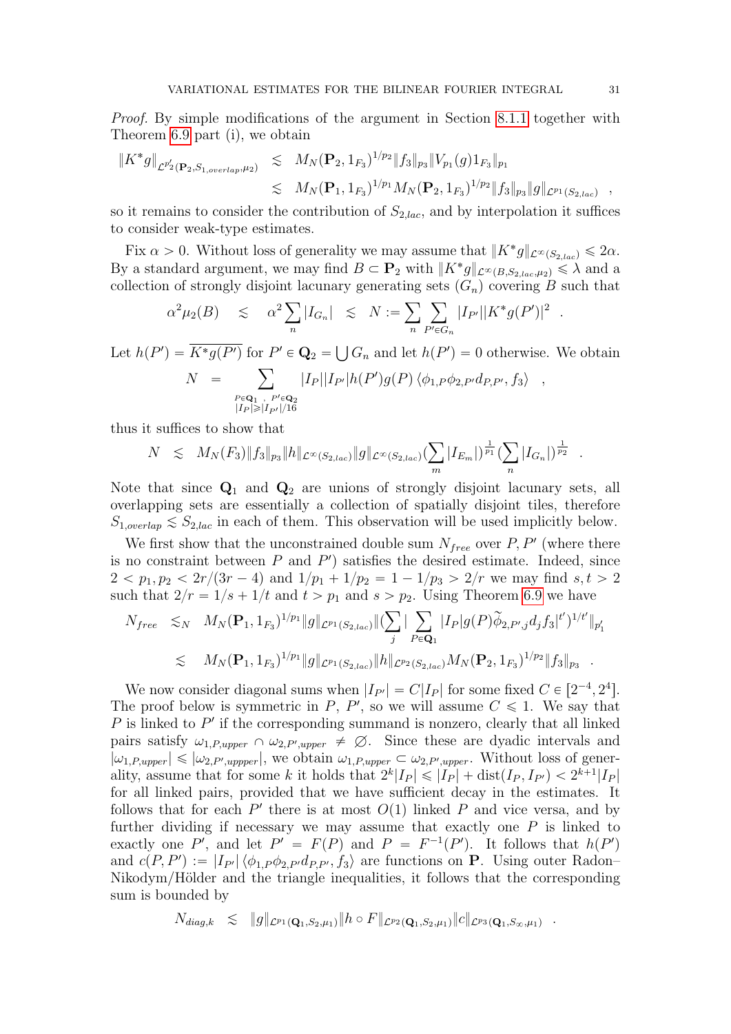*Proof.* By simple modifications of the argument in Section 8.1.1 together with Theorem 6.9 part (i), we obtain

$$\begin{aligned}
\|K^*g\|_{\mathcal{L}^{p_2'}(\mathbf{P}_2,S_{1,overlap},\mu_2)} &\lesssim M_N(\mathbf{P}_2,1_{F_3})^{1/p_2}\|f_3\|_{p_3}\|V_{p_1}(g)1_{F_3}\|_{p_1}\\
&\lesssim M_N(\mathbf{P}_1,1_{F_3})^{1/p_1}M_N(\mathbf{P}_2,1_{F_3})^{1/p_2}\|f_3\|_{p_3}\|g\|_{\mathcal{L}^{p_1}(S_{2,lac})} \quad ,
\end{aligned}$$

so it remains to consider the contribution of $S_{2,lac}$, and by interpolation it suffices to consider weak-type estimates.

Fix $\alpha > 0$. Without loss of generality we may assume that $\|K^*g\|_{\mathcal{L}^\infty(S_{2,lac})} \leqslant 2\alpha$. By a standard argument, we may find $B \subset \mathbf{P}_2$ with $\|K^*g\|_{\mathcal{L}^\infty(B,S_{2,lac},\mu_2)} \leqslant \lambda$ and a collection of strongly disjoint lacunary generating sets $(G_n)$ covering $B$ such that

$$\alpha^2\mu_2(B) \quad \lesssim \quad \alpha^2\sum_n |I_{G_n}| \quad \lesssim \quad N := \sum_n \sum_{P'\in G_n} |I_{P'}||K^*g(P')|^2 \quad .$$

Let $h(P') = \overline{K^*g(P')}$ for $P' \in \mathbf{Q}_2 = \bigcup G_n$ and let $h(P') = 0$ otherwise. We obtain

$$N \quad = \sum_{\substack{P\in\mathbf{Q}_1\ ,\ P'\in\mathbf{Q}_2\\ |I_P|\geqslant|I_{P'}|/16}} |I_P||I_{P'}|h(P')g(P)\left\langle \phi_{1,P}\phi_{2,P'}d_{P,P'},f_3\right\rangle \quad ,$$

thus it suffices to show that

$$N \quad \lesssim \quad M_N(F_3)\|f_3\|_{p_3}\|h\|_{\mathcal{L}^\infty(S_{2,lac})}\|g\|_{\mathcal{L}^\infty(S_{2,lac})}(\sum_m |I_{E_m}|)^{\frac{1}{p_1}}(\sum_n |I_{G_n}|)^{\frac{1}{p_2}} \quad .$$

Note that since $\mathbf{Q}_1$ and $\mathbf{Q}_2$ are unions of strongly disjoint lacunary sets, all overlapping sets are essentially a collection of spatially disjoint tiles, therefore $S_{1,overlap} \lesssim S_{2,lac}$ in each of them. This observation will be used implicitly below.

We first show that the unconstrained double sum $N_{free}$ over $P, P'$ (where there is no constraint between $P$ and $P'$) satisfies the desired estimate. Indeed, since $2 < p_1, p_2 < 2r/(3r-4)$ and $1/p_1 + 1/p_2 = 1 - 1/p_3 > 2/r$ we may find $s, t > 2$ such that $2/r = 1/s + 1/t$ and $t > p_1$ and $s > p_2$. Using Theorem 6.9 we have

$$\begin{aligned}
N_{free} &\lesssim_N M_N(\mathbf{P}_1,1_{F_3})^{1/p_1}\|g\|_{\mathcal{L}^{p_1}(S_{2,lac})}\|(\sum_j |\sum_{P\in\mathbf{Q}_1} |I_P|g(P)\widetilde{\phi}_{2,P',j}d_jf_3|^{t'})^{1/t'}\|_{p_1'}\\
&\lesssim M_N(\mathbf{P}_1,1_{F_3})^{1/p_1}\|g\|_{\mathcal{L}^{p_1}(S_{2,lac})}\|h\|_{\mathcal{L}^{p_2}(S_{2,lac})}M_N(\mathbf{P}_2,1_{F_3})^{1/p_2}\|f_3\|_{p_3} \quad .
\end{aligned}$$

We now consider diagonal sums when $|I_{P'}| = C|I_P|$ for some fixed $C \in [2^{-4}, 2^4]$. The proof below is symmetric in $P$, $P'$, so we will assume $C \leqslant 1$. We say that $P$ is linked to $P'$ if the corresponding summand is nonzero, clearly that all linked pairs satisfy $\omega_{1,P,upper} \cap \omega_{2,P',upper} \neq \varnothing$. Since these are dyadic intervals and $|\omega_{1,P,upper}| \leqslant |\omega_{2,P',uppper}|$, we obtain $\omega_{1,P,upper} \subset \omega_{2,P',upper}$. Without loss of generality, assume that for some $k$ it holds that $2^k|I_P| \leqslant |I_P| + \operatorname{dist}(I_P, I_{P'}) < 2^{k+1}|I_P|$ for all linked pairs, provided that we have sufficient decay in the estimates. It follows that for each $P'$ there is at most $O(1)$ linked $P$ and vice versa, and by further dividing if necessary we may assume that exactly one $P$ is linked to exactly one $P'$, and let $P' = F(P)$ and $P = F^{-1}(P')$. It follows that $h(P')$ and $c(P,P') := |I_{P'}|\left\langle \phi_{1,P}\phi_{2,P'}d_{P,P'},f_3\right\rangle$ are functions on $\mathbf{P}$. Using outer Radon–Nikodym/Hölder and the triangle inequalities, it follows that the corresponding sum is bounded by

$$N_{diag,k} \quad \lesssim \quad \|g\|_{\mathcal{L}^{p_1}(\mathbf{Q}_1,S_2,\mu_1)}\|h \circ F\|_{\mathcal{L}^{p_2}(\mathbf{Q}_1,S_2,\mu_1)}\|c\|_{\mathcal{L}^{p_3}(\mathbf{Q}_1,S_\infty,\mu_1)} \quad .$$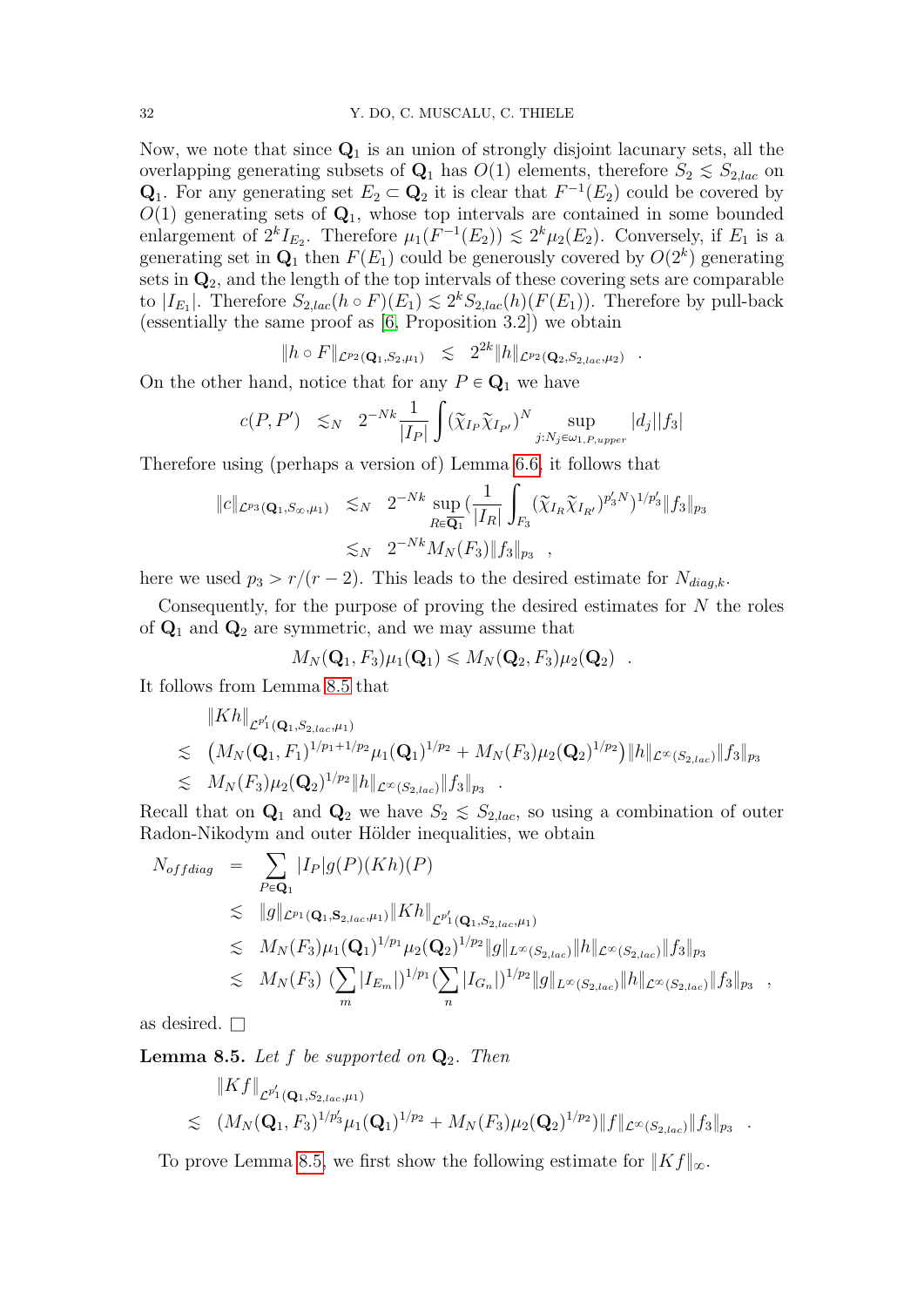Now, we note that since $\mathbf{Q}_1$ is an union of strongly disjoint lacunary sets, all the overlapping generating subsets of $\mathbf{Q}_1$ has $O(1)$ elements, therefore $S_2 \lesssim S_{2,lac}$ on $\mathbf{Q}_1$. For any generating set $E_2 \subset \mathbf{Q}_2$ it is clear that $F^{-1}(E_2)$ could be covered by $O(1)$ generating sets of $\mathbf{Q}_1$, whose top intervals are contained in some bounded enlargement of $2^k I_{E_2}$. Therefore $\mu_1(F^{-1}(E_2)) \lesssim 2^k \mu_2(E_2)$. Conversely, if $E_1$ is a generating set in $\mathbf{Q}_1$ then $F(E_1)$ could be generously covered by $O(2^k)$ generating sets in $\mathbf{Q}_2$, and the length of the top intervals of these covering sets are comparable to $|I_{E_1}|$. Therefore $S_{2,lac}(h \circ F)(E_1) \lesssim 2^k S_{2,lac}(h)(F(E_1))$. Therefore by pull-back (essentially the same proof as [6, Proposition 3.2]) we obtain

$$\|h \circ F\|_{\mathcal{L}^{p_2}(\mathbf{Q}_1, S_2, \mu_1)} \lesssim 2^{2k} \|h\|_{\mathcal{L}^{p_2}(\mathbf{Q}_2, S_{2,lac}, \mu_2)} \quad .$$

On the other hand, notice that for any $P \in \mathbf{Q}_1$ we have

$$c(P,P') \lesssim_N 2^{-Nk} \frac{1}{|I_P|} \int (\widetilde{\chi}_{I_P} \widetilde{\chi}_{I_{P'}})^N \sup_{j: N_j \in \omega_{1,P,upper}} |d_j||f_3|$$

Therefore using (perhaps a version of) Lemma 6.6, it follows that

$$\begin{aligned}
\|c\|_{\mathcal{L}^{p_3}(\mathbf{Q}_1, S_\infty, \mu_1)} &\lesssim_N 2^{-Nk} \sup_{R \in \overline{\mathbf{Q}_1}} \Big(\frac{1}{|I_R|} \int_{F_3} (\widetilde{\chi}_{I_R} \widetilde{\chi}_{I_{R'}})^{p_3' N}\Big)^{1/p_3'} \|f_3\|_{p_3} \\
&\lesssim_N 2^{-Nk} M_N(F_3) \|f_3\|_{p_3} \quad ,
\end{aligned}$$

here we used $p_3 > r/(r-2)$. This leads to the desired estimate for $N_{diag,k}$.

Consequently, for the purpose of proving the desired estimates for $N$ the roles of $\mathbf{Q}_1$ and $\mathbf{Q}_2$ are symmetric, and we may assume that

$$M_N(\mathbf{Q}_1, F_3)\mu_1(\mathbf{Q}_1) \leqslant M_N(\mathbf{Q}_2, F_3)\mu_2(\mathbf{Q}_2) \quad .$$

It follows from Lemma 8.5 that

$$\begin{aligned}
&\|Kh\|_{\mathcal{L}^{p_1'}(\mathbf{Q}_1, S_{2,lac}, \mu_1)} \\
\lesssim\ & \big(M_N(\mathbf{Q}_1, F_1)^{1/p_1 + 1/p_2} \mu_1(\mathbf{Q}_1)^{1/p_2} + M_N(F_3)\mu_2(\mathbf{Q}_2)^{1/p_2}\big) \|h\|_{\mathcal{L}^\infty(S_{2,lac})} \|f_3\|_{p_3} \\
\lesssim\ & M_N(F_3)\mu_2(\mathbf{Q}_2)^{1/p_2} \|h\|_{\mathcal{L}^\infty(S_{2,lac})} \|f_3\|_{p_3} \quad .
\end{aligned}$$

Recall that on $\mathbf{Q}_1$ and $\mathbf{Q}_2$ we have $S_2 \lesssim S_{2,lac}$, so using a combination of outer Radon-Nikodym and outer Hölder inequalities, we obtain

$$\begin{aligned}
N_{offdiag} &= \sum_{P \in \mathbf{Q}_1} |I_P| g(P)(Kh)(P) \\
&\lesssim \|g\|_{\mathcal{L}^{p_1}(\mathbf{Q}_1, \mathbf{S}_{2,lac}, \mu_1)} \|Kh\|_{\mathcal{L}^{p_1'}(\mathbf{Q}_1, S_{2,lac}, \mu_1)} \\
&\lesssim M_N(F_3)\mu_1(\mathbf{Q}_1)^{1/p_1} \mu_2(\mathbf{Q}_2)^{1/p_2} \|g\|_{L^\infty(S_{2,lac})} \|h\|_{\mathcal{L}^\infty(S_{2,lac})} \|f_3\|_{p_3} \\
&\lesssim M_N(F_3) \Big(\sum_m |I_{E_m}|\Big)^{1/p_1} \Big(\sum_n |I_{G_n}|\Big)^{1/p_2} \|g\|_{L^\infty(S_{2,lac})} \|h\|_{\mathcal{L}^\infty(S_{2,lac})} \|f_3\|_{p_3} \quad ,
\end{aligned}$$

as desired. $\square$

**Lemma 8.5.** *Let $f$ be supported on $\mathbf{Q}_2$. Then*

$$\begin{aligned}
&\|Kf\|_{\mathcal{L}^{p_1'}(\mathbf{Q}_1, S_{2,lac}, \mu_1)} \\
\lesssim\ & (M_N(\mathbf{Q}_1, F_3)^{1/p_3'} \mu_1(\mathbf{Q}_1)^{1/p_2} + M_N(F_3)\mu_2(\mathbf{Q}_2)^{1/p_2}) \|f\|_{\mathcal{L}^\infty(S_{2,lac})} \|f_3\|_{p_3} \quad .
\end{aligned}$$

To prove Lemma 8.5, we first show the following estimate for $\|Kf\|_\infty$.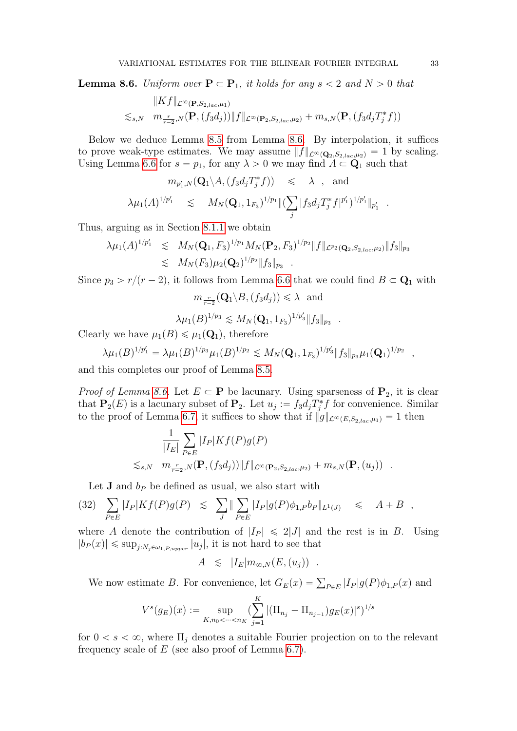**Lemma 8.6.** *Uniform over $\mathbf{P} \subset \mathbf{P}_1$, it holds for any $s < 2$ and $N > 0$ that*

$$\|Kf\|_{\mathcal{L}^\infty(\mathbf{P}, S_{2,lac}, \mu_1)}$$
$$\lesssim_{s,N} \quad m_{\frac{r}{r-2},N}(\mathbf{P}, (f_3 d_j)) \|f\|_{\mathcal{L}^\infty(\mathbf{P}_2, S_{2,lac}, \mu_2)} + m_{s,N}(\mathbf{P}, (f_3 d_j T_j^* f))$$

Below we deduce Lemma 8.5 from Lemma 8.6. By interpolation, it suffices to prove weak-type estimates. We may assume $\|f\|_{\mathcal{L}^\infty(\mathbf{Q}_2, S_{2,lac}, \mu_2)} = 1$ by scaling. Using Lemma 6.6 for $s = p_1$, for any $\lambda > 0$ we may find $A \subset \mathbf{Q}_1$ such that

$$m_{p_1', N}(\mathbf{Q}_1 \backslash A, (f_3 d_j T_j^* f)) \quad \leqslant \quad \lambda \quad , \quad \text{and}$$
$$\lambda \mu_1(A)^{1/p_1'} \quad \lesssim \quad M_N(\mathbf{Q}_1, 1_{F_3})^{1/p_1} \|(\sum_j |f_3 d_j T_j^* f|^{p_1'})^{1/p_1'}\|_{p_1'} \quad .$$

Thus, arguing as in Section 8.1.1 we obtain

$$\begin{aligned} \lambda \mu_1(A)^{1/p_1'} &\lesssim M_N(\mathbf{Q}_1, F_3)^{1/p_1} M_N(\mathbf{P}_2, F_3)^{1/p_2} \|f\|_{\mathcal{L}^{p_2}(\mathbf{Q}_2, S_{2,lac}, \mu_2)} \|f_3\|_{p_3} \\ &\lesssim M_N(F_3) \mu_2(\mathbf{Q}_2)^{1/p_2} \|f_3\|_{p_3} \quad . \end{aligned}$$

Since $p_3 > r/(r-2)$, it follows from Lemma 6.6 that we could find $B \subset \mathbf{Q}_1$ with

$$m_{\frac{r}{r-2}}(\mathbf{Q}_1 \backslash B, (f_3 d_j)) \leqslant \lambda \ \text{ and}$$

$$\lambda \mu_1(B)^{1/p_3} \lesssim M_N(\mathbf{Q}_1, 1_{F_3})^{1/p_3'} \|f_3\|_{p_3} \quad .$$

Clearly we have $\mu_1(B) \leqslant \mu_1(\mathbf{Q}_1)$, therefore

$$\lambda \mu_1(B)^{1/p_1'} = \lambda \mu_1(B)^{1/p_3} \mu_1(B)^{1/p_2} \lesssim M_N(\mathbf{Q}_1, 1_{F_3})^{1/p_3'} \|f_3\|_{p_3} \mu_1(\mathbf{Q}_1)^{1/p_2} \quad ,$$

and this completes our proof of Lemma 8.5.

*Proof of Lemma 8.6.* Let $E \subset \mathbf{P}$ be lacunary. Using sparseness of $\mathbf{P}_2$, it is clear that $\mathbf{P}_2(E)$ is a lacunary subset of $\mathbf{P}_2$. Let $u_j := f_3 d_j T_j^* f$ for convenience. Similar to the proof of Lemma 6.7, it suffices to show that if $\|g\|_{\mathcal{L}^\infty(E, S_{2,lac}, \mu_1)} = 1$ then

$$\frac{1}{|I_E|} \sum_{P \in E} |I_P| Kf(P) g(P)$$
$$\lesssim_{s,N} \quad m_{\frac{r}{r-2},N}(\mathbf{P}, (f_3 d_j)) \|f\|_{\mathcal{L}^\infty(\mathbf{P}_2, S_{2,lac}, \mu_2)} + m_{s,N}(\mathbf{P}, (u_j)) \quad .$$

Let $\mathbf{J}$ and $b_P$ be defined as usual, we also start with

$$\sum_{P \in E} |I_P| Kf(P) g(P) \quad \lesssim \quad \sum_J \| \sum_{P \in E} |I_P| g(P) \phi_{1,P} b_P \|_{L^1(J)} \quad \leqslant \quad A + B \quad , \tag{32}$$

where $A$ denote the contribution of $|I_P| \leqslant 2|J|$ and the rest is in $B$. Using $|b_P(x)| \leqslant \sup_{j: N_j \in \omega_{1,P,upper}} |u_j|$, it is not hard to see that

$$A \quad \lesssim \quad |I_E| m_{\infty,N}(E, (u_j)) \quad .$$

We now estimate $B$. For convenience, let $G_E(x) = \sum_{P \in E} |I_P| g(P) \phi_{1,P}(x)$ and

$$V^s(g_E)(x) := \sup_{K, n_0 < \cdots < n_K} (\sum_{j=1}^K |(\Pi_{n_j} - \Pi_{n_{j-1}}) g_E(x)|^s)^{1/s}$$

for $0 < s < \infty$, where $\Pi_j$ denotes a suitable Fourier projection on to the relevant frequency scale of $E$ (see also proof of Lemma 6.7).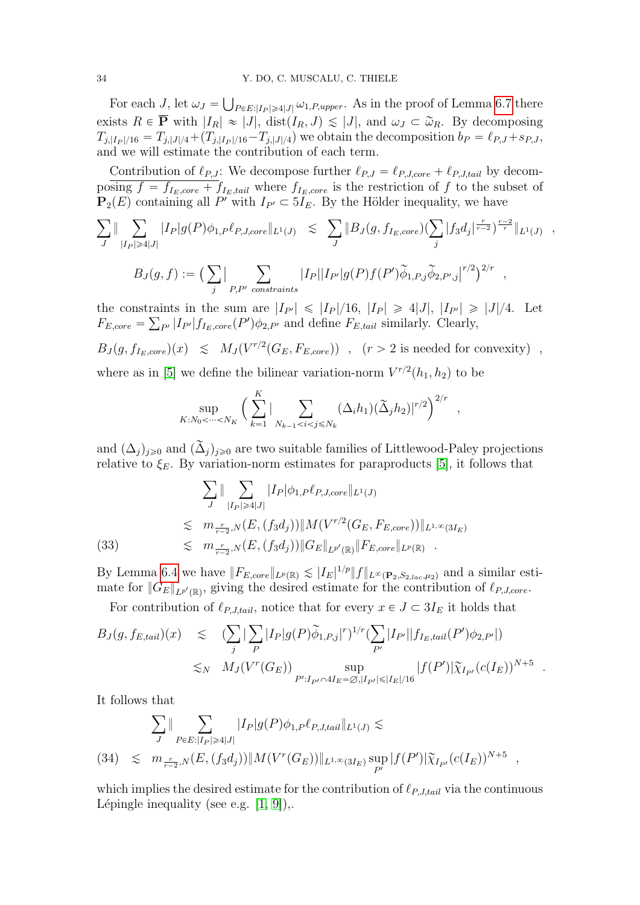For each $J$, let $\omega_J = \bigcup_{P\in E:|I_P|\geqslant 4|J|} \omega_{1,P,upper}$. As in the proof of Lemma 6.7 there exists $R \in \overline{\mathbf{P}}$ with $|I_R| \approx |J|$, $\text{dist}(I_R, J) \lesssim |J|$, and $\omega_J \subset \widetilde{\omega}_R$. By decomposing $T_{j,|I_P|/16} = T_{j,|J|/4} + (T_{j,|I_P|/16} - T_{j,|J|/4})$ we obtain the decomposition $b_P = \ell_{P,J} + s_{P,J}$, and we will estimate the contribution of each term.

Contribution of $\ell_{P,J}$: We decompose further $\ell_{P,J} = \ell_{P,J,core} + \ell_{P,J,tail}$ by decomposing $f = f_{I_E,core} + f_{I_E,tail}$ where $f_{I_E,core}$ is the restriction of $f$ to the subset of $\mathbf{P}_2(E)$ containing all $P'$ with $I_{P'} \subset 5I_E$. By the Hölder inequality, we have

$$\sum_J \Big\| \sum_{|I_P|\geqslant 4|J|} |I_P| g(P) \phi_{1,P} \ell_{P,J,core} \Big\|_{L^1(J)} \lesssim \sum_J \Big\| B_J(g, f_{I_E,core}) \big(\sum_j |f_3 d_j|^{\frac{r}{r-2}}\big)^{\frac{r-2}{r}} \Big\|_{L^1(J)} ,$$

$$B_J(g,f) := \Big(\sum_j \Big| \sum_{P,P' \ constraints} |I_P||I_{P'}| g(P) f(P') \widetilde{\phi}_{1,P,j} \widetilde{\phi}_{2,P',j} \Big|^{r/2}\Big)^{2/r} ,$$

the constraints in the sum are $|I_{P'}| \leqslant |I_P|/16$, $|I_P| \geqslant 4|J|$, $|I_{P'}| \geqslant |J|/4$. Let $F_{E,core} = \sum_{P'} |I_{P'}| f_{I_E,core}(P') \phi_{2,P'}$ and define $F_{E,tail}$ similarly. Clearly,

$$B_J(g, f_{I_E,core})(x) \lesssim M_J(V^{r/2}(G_E, F_{E,core})) \quad , \quad (r > 2 \text{ is needed for convexity}) \quad ,$$

where as in [5] we define the bilinear variation-norm $V^{r/2}(h_1, h_2)$ to be

$$\sup_{K: N_0 < \cdots < N_K} \Big( \sum_{k=1}^{K} \Big| \sum_{N_{k-1} < i < j \leqslant N_k} (\Delta_i h_1)(\widetilde{\Delta}_j h_2) \Big|^{r/2} \Big)^{2/r} ,$$

and $(\Delta_j)_{j\geqslant 0}$ and $(\widetilde{\Delta}_j)_{j\geqslant 0}$ are two suitable families of Littlewood-Paley projections relative to $\xi_E$. By variation-norm estimates for paraproducts [5], it follows that

$$\begin{aligned}
&\sum_J \Big\| \sum_{|I_P|\geqslant 4|J|} |I_P| \phi_{1,P} \ell_{P,J,core} \Big\|_{L^1(J)} \\
&\lesssim m_{\frac{r}{r-2},N}(E, (f_3 d_j)) \| M(V^{r/2}(G_E, F_{E,core})) \|_{L^{1,\infty}(3I_E)} \\
&\lesssim m_{\frac{r}{r-2},N}(E, (f_3 d_j)) \| G_E \|_{L^{p'}(\mathbb{R})} \| F_{E,core} \|_{L^p(\mathbb{R})} .
\end{aligned} \tag{33}$$

By Lemma 6.4 we have $\|F_{E,core}\|_{L^p(\mathbb{R})} \lesssim |I_E|^{1/p} \|f\|_{L^\infty(\mathbf{P}_2, S_{2,lac},\mu_2)}$ and a similar estimate for $\|G_E\|_{L^{p'}(\mathbb{R})}$, giving the desired estimate for the contribution of $\ell_{P,J,core}$.

For contribution of $\ell_{P,J,tail}$, notice that for every $x \in J \subset 3I_E$ it holds that

$$\begin{aligned}
B_J(g, f_{E,tail})(x) &\lesssim \Big(\sum_j \Big| \sum_P |I_P| g(P) \widetilde{\phi}_{1,P,j} \Big|^r\Big)^{1/r} \Big(\sum_{P'} |I_{P'}| |f_{I_E,tail}(P') \phi_{2,P'}|\Big) \\
&\lesssim_N M_J(V^r(G_E)) \sup_{P': I_{P'} \cap 4I_E = \emptyset, |I_{P'}| \leqslant |I_E|/16} |f(P')| \widetilde{\chi}_{I_{P'}}(c(I_E))^{N+5} .
\end{aligned}$$

It follows that

$$\begin{aligned}
&\sum_J \Big\| \sum_{P\in E:|I_P|\geqslant 4|J|} |I_P| g(P) \phi_{1,P} \ell_{P,J,tail} \Big\|_{L^1(J)} \lesssim \\
&\lesssim m_{\frac{r}{r-2},N}(E, (f_3 d_j)) \| M(V^r(G_E)) \|_{L^{1,\infty}(3I_E)} \sup_{P'} |f(P')| \widetilde{\chi}_{I_{P'}}(c(I_E))^{N+5} ,
\end{aligned} \tag{34}$$

which implies the desired estimate for the contribution of $\ell_{P,J,tail}$ via the continuous Lépingle inequality (see e.g. [1, 9]),.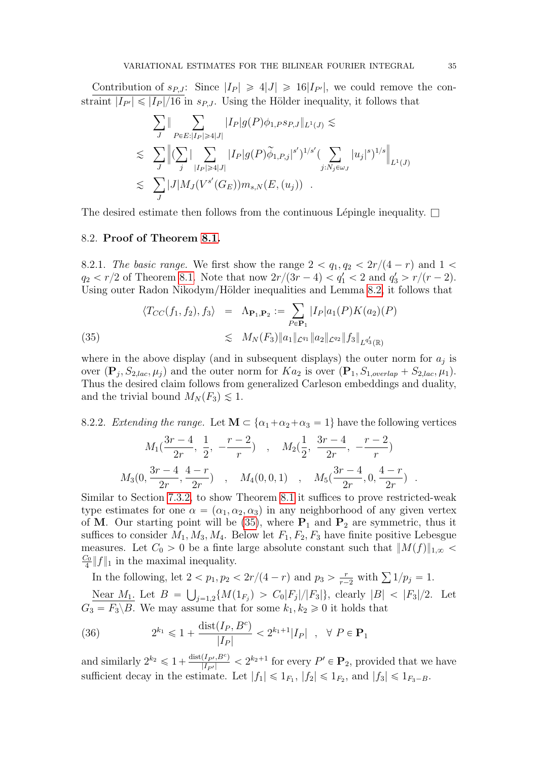Contribution of $s_{P,J}$: Since $|I_P| \geqslant 4|J| \geqslant 16|I_{P'}|$, we could remove the constraint $|I_{P'}| \leqslant |I_P|/16$ in $s_{P,J}$. Using the Hölder inequality, it follows that

$$
\begin{aligned}
&\sum_J \Big\| \sum_{P \in E : |I_P| \geqslant 4|J|} |I_P| g(P) \phi_{1,P} s_{P,J} \Big\|_{L^1(J)} \lesssim \\
&\lesssim \sum_J \Big\| \Big(\sum_j \Big| \sum_{|I_P| \geqslant 4|J|} |I_P| g(P) \widetilde{\phi}_{1,P,j} \Big|^{s'}\Big)^{1/s'} \Big(\sum_{j : N_j \in \omega_J} |u_j|^s\Big)^{1/s} \Big\|_{L^1(J)} \\
&\lesssim \sum_J |J| M_J(V^{s'}(G_E)) m_{s,N}(E, (u_j)) \quad .
\end{aligned}
$$

The desired estimate then follows from the continuous Lépingle inequality. $\square$

### 8.2. **Proof of Theorem 8.1.**

8.2.1. *The basic range.* We first show the range $2 < q_1, q_2 < 2r/(4-r)$ and $1 < q_2 < r/2$ of Theorem 8.1. Note that now $2r/(3r-4) < q_1' < 2$ and $q_3' > r/(r-2)$. Using outer Radon Nikodym/Hölder inequalities and Lemma 8.2, it follows that

$$
\begin{aligned}
\langle T_{CC}(f_1, f_2), f_3 \rangle &= \Lambda_{\mathbf{P}_1, \mathbf{P}_2} := \sum_{P \in \mathbf{P}_1} |I_P| a_1(P) K(a_2)(P) \\
&\lesssim M_N(F_3) \|a_1\|_{\mathcal{L}^{q_1}} \|a_2\|_{\mathcal{L}^{q_2}} \|f_3\|_{L^{q_3'}(\mathbb{R})}
\end{aligned}
\tag{35}
$$

where in the above display (and in subsequent displays) the outer norm for $a_j$ is over $(\mathbf{P}_j, S_{2,lac}, \mu_j)$ and the outer norm for $Ka_2$ is over $(\mathbf{P}_1, S_{1,overlap} + S_{2,lac}, \mu_1)$. Thus the desired claim follows from generalized Carleson embeddings and duality, and the trivial bound $M_N(F_3) \lesssim 1$.

8.2.2. *Extending the range.* Let $\mathbf{M} \subset \{\alpha_1 + \alpha_2 + \alpha_3 = 1\}$ have the following vertices

$$
M_1\Big(\frac{3r-4}{2r},\ \frac{1}{2},\ -\frac{r-2}{r}\Big) \quad , \quad M_2\Big(\frac{1}{2},\ \frac{3r-4}{2r},\ -\frac{r-2}{r}\Big)
$$

$$
M_3\Big(0, \frac{3r-4}{2r}, \frac{4-r}{2r}\Big) \quad , \quad M_4(0,0,1) \quad , \quad M_5\Big(\frac{3r-4}{2r}, 0, \frac{4-r}{2r}\Big) \quad .
$$

Similar to Section 7.3.2, to show Theorem 8.1 it suffices to prove restricted-weak type estimates for one $\alpha = (\alpha_1, \alpha_2, \alpha_3)$ in any neighborhood of any given vertex of $\mathbf{M}$. Our starting point will be (35), where $\mathbf{P}_1$ and $\mathbf{P}_2$ are symmetric, thus it suffices to consider $M_1, M_3, M_4$. Below let $F_1, F_2, F_3$ have finite positive Lebesgue measures. Let $C_0 > 0$ be a finte large absolute constant such that $\|M(f)\|_{1,\infty} < \frac{C_0}{4}\|f\|_1$ in the maximal inequality.

In the following, let $2 < p_1, p_2 < 2r/(4-r)$ and $p_3 > \frac{r}{r-2}$ with $\sum 1/p_j = 1$.

Near $M_1$. Let $B = \bigcup_{j=1,2}\{M(1_{F_j}) > C_0|F_j|/|F_3|\}$, clearly $|B| < |F_3|/2$. Let $G_3 = F_3 \backslash B$. We may assume that for some $k_1, k_2 \geqslant 0$ it holds that

$$
2^{k_1} \leqslant 1 + \frac{\operatorname{dist}(I_P, B^c)}{|I_P|} < 2^{k_1+1}|I_P| \quad , \quad \forall\ P \in \mathbf{P}_1 \tag{36}
$$

and similarly $2^{k_2} \leqslant 1 + \frac{\operatorname{dist}(I_{P'}, B^c)}{|I_{P'}|} < 2^{k_2+1}$ for every $P' \in \mathbf{P}_2$, provided that we have sufficient decay in the estimate. Let $|f_1| \leqslant 1_{F_1}$, $|f_2| \leqslant 1_{F_2}$, and $|f_3| \leqslant 1_{F_3 - B}$.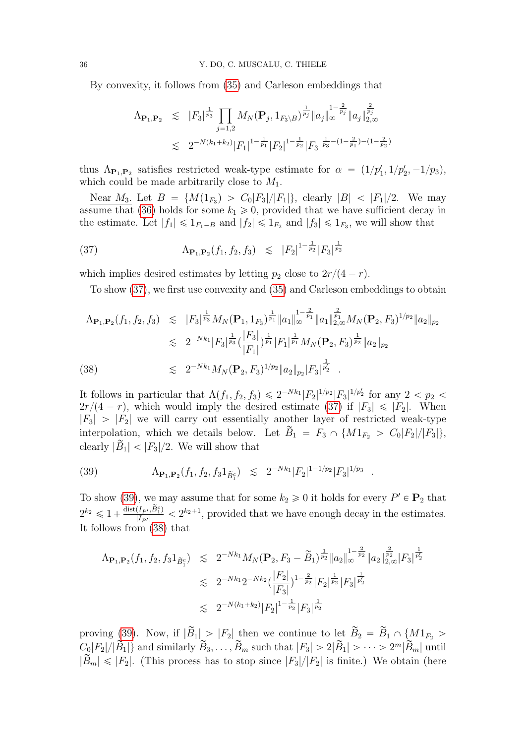By convexity, it follows from (35) and Carleson embeddings that

$$\begin{aligned}
\Lambda_{\mathbf{P}_1,\mathbf{P}_2} &\lesssim |F_3|^{\frac{1}{p_3}} \prod_{j=1,2} M_N(\mathbf{P}_j, 1_{F_3\setminus B})^{\frac{1}{p_j}} \|a_j\|_\infty^{1-\frac{2}{p_j}} \|a_j\|_{2,\infty}^{\frac{2}{p_j}} \\
&\lesssim 2^{-N(k_1+k_2)} |F_1|^{1-\frac{1}{p_1}} |F_2|^{1-\frac{1}{p_2}} |F_3|^{\frac{1}{p_3}-(1-\frac{2}{p_1})-(1-\frac{2}{p_2})}
\end{aligned}$$

thus $\Lambda_{\mathbf{P}_1,\mathbf{P}_2}$ satisfies restricted weak-type estimate for $\alpha = (1/p_1', 1/p_2', -1/p_3)$, which could be made arbitrarily close to $M_1$.

<u>Near $M_3$.</u> Let $B = \{M(1_{F_3}) > C_0|F_3|/|F_1|\}$, clearly $|B| < |F_1|/2$. We may assume that (36) holds for some $k_1 \geqslant 0$, provided that we have sufficient decay in the estimate. Let $|f_1| \leqslant 1_{F_1-B}$ and $|f_2| \leqslant 1_{F_2}$ and $|f_3| \leqslant 1_{F_3}$, we will show that

$$\Lambda_{\mathbf{P}_1,\mathbf{P}_2}(f_1,f_2,f_3) \lesssim |F_2|^{1-\frac{1}{p_2}} |F_3|^{\frac{1}{p_2}} \tag{37}$$

which implies desired estimates by letting $p_2$ close to $2r/(4-r)$.

To show (37), we first use convexity and (35) and Carleson embeddings to obtain

$$\begin{aligned}
\Lambda_{\mathbf{P}_1,\mathbf{P}_2}(f_1,f_2,f_3) &\lesssim |F_3|^{\frac{1}{p_3}} M_N(\mathbf{P}_1, 1_{F_3})^{\frac{1}{p_1}} \|a_1\|_\infty^{1-\frac{2}{p_1}} \|a_1\|_{2,\infty}^{\frac{2}{p_1}} M_N(\mathbf{P}_2, F_3)^{1/p_2} \|a_2\|_{p_2} \\
&\lesssim 2^{-Nk_1} |F_3|^{\frac{1}{p_3}} (\frac{|F_3|}{|F_1|})^{\frac{1}{p_1}} |F_1|^{\frac{1}{p_1}} M_N(\mathbf{P}_2, F_3)^{\frac{1}{p_2}} \|a_2\|_{p_2} \\
&\lesssim 2^{-Nk_1} M_N(\mathbf{P}_2, F_3)^{1/p_2} \|a_2\|_{p_2} |F_3|^{\frac{1}{p_2'}} \quad .
\end{aligned} \tag{38}$$

It follows in particular that $\Lambda(f_1,f_2,f_3) \leqslant 2^{-Nk_1}|F_2|^{1/p_2}|F_3|^{1/p_2'}$ for any $2 < p_2 < 2r/(4-r)$, which would imply the desired estimate (37) if $|F_3| \leqslant |F_2|$. When $|F_3| > |F_2|$ we will carry out essentially another layer of restricted weak-type interpolation, which we details below. Let $\widetilde{B}_1 = F_3 \cap \{M1_{F_2} > C_0|F_2|/|F_3|\}$, clearly $|\widetilde{B}_1| < |F_3|/2$. We will show that

$$\Lambda_{\mathbf{P}_1,\mathbf{P}_2}(f_1,f_2,f_3 1_{\widetilde{B}_1^c}) \lesssim 2^{-Nk_1} |F_2|^{1-1/p_2} |F_3|^{1/p_3} \quad . \tag{39}$$

To show (39), we may assume that for some $k_2 \geqslant 0$ it holds for every $P' \in \mathbf{P}_2$ that $2^{k_2} \leqslant 1 + \frac{\text{dist}(I_{P'}, \widetilde{B}_1^c)}{|I_{P'}|} < 2^{k_2+1}$, provided that we have enough decay in the estimates. It follows from (38) that

$$\begin{aligned}
\Lambda_{\mathbf{P}_1,\mathbf{P}_2}(f_1,f_2,f_3 1_{\widetilde{B}_1^c}) &\lesssim 2^{-Nk_1} M_N(\mathbf{P}_2, F_3 - \widetilde{B}_1)^{\frac{1}{p_2}} \|a_2\|_\infty^{1-\frac{2}{p_2}} \|a_2\|_{2,\infty}^{\frac{2}{p_2}} |F_3|^{\frac{1}{p_2'}} \\
&\lesssim 2^{-Nk_1} 2^{-Nk_2} (\frac{|F_2|}{|F_3|})^{1-\frac{2}{p_2}} |F_2|^{\frac{1}{p_2}} |F_3|^{\frac{1}{p_2'}} \\
&\lesssim 2^{-N(k_1+k_2)} |F_2|^{1-\frac{1}{p_2}} |F_3|^{\frac{1}{p_2}}
\end{aligned}$$

proving (39). Now, if $|\widetilde{B}_1| > |F_2|$ then we continue to let $\widetilde{B}_2 = \widetilde{B}_1 \cap \{M1_{F_2} > C_0|F_2|/|\widetilde{B}_1|\}$ and similarly $\widetilde{B}_3, \ldots, \widetilde{B}_m$ such that $|F_3| > 2|\widetilde{B}_1| > \cdots > 2^m|\widetilde{B}_m|$ until $|\widetilde{B}_m| \leqslant |F_2|$. (This process has to stop since $|F_3|/|F_2|$ is finite.) We obtain (here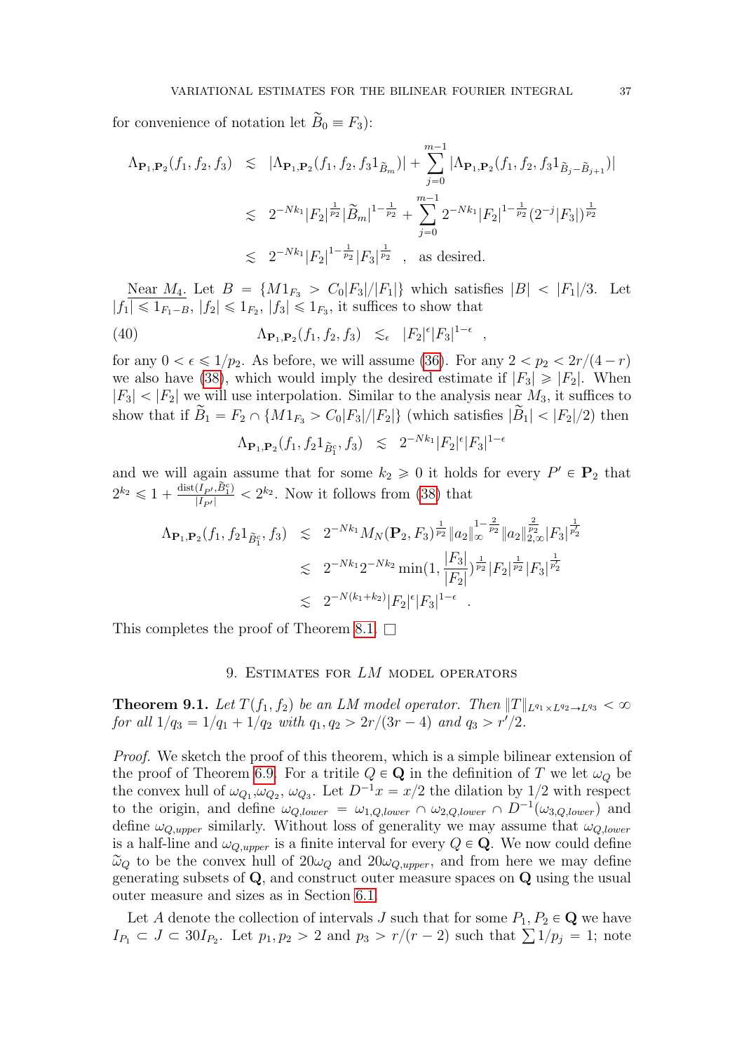for convenience of notation let $\widetilde{B}_0 \equiv F_3$):

$$
\begin{aligned}
\Lambda_{\mathbf{P}_1,\mathbf{P}_2}(f_1,f_2,f_3) &\lesssim |\Lambda_{\mathbf{P}_1,\mathbf{P}_2}(f_1,f_2,f_3 1_{\widetilde{B}_m})| + \sum_{j=0}^{m-1} |\Lambda_{\mathbf{P}_1,\mathbf{P}_2}(f_1,f_2,f_3 1_{\widetilde{B}_j - \widetilde{B}_{j+1}})| \\
&\lesssim 2^{-Nk_1}|F_2|^{\frac{1}{p_2}}|\widetilde{B}_m|^{1-\frac{1}{p_2}} + \sum_{j=0}^{m-1} 2^{-Nk_1}|F_2|^{1-\frac{1}{p_2}}(2^{-j}|F_3|)^{\frac{1}{p_2}} \\
&\lesssim 2^{-Nk_1}|F_2|^{1-\frac{1}{p_2}}|F_3|^{\frac{1}{p_2}} \quad , \quad \text{as desired.}
\end{aligned}
$$

Near $M_4$. Let $B = \{M1_{F_3} > C_0|F_3|/|F_1|\}$ which satisfies $|B| < |F_1|/3$. Let $|f_1| \leqslant 1_{F_1 - B}$, $|f_2| \leqslant 1_{F_2}$, $|f_3| \leqslant 1_{F_3}$, it suffices to show that

$$
\Lambda_{\mathbf{P}_1,\mathbf{P}_2}(f_1,f_2,f_3) \lesssim_\epsilon |F_2|^{\epsilon}|F_3|^{1-\epsilon} \quad , \tag{40}
$$

for any $0 < \epsilon \leqslant 1/p_2$. As before, we will assume (36). For any $2 < p_2 < 2r/(4-r)$ we also have (38), which would imply the desired estimate if $|F_3| \geqslant |F_2|$. When $|F_3| < |F_2|$ we will use interpolation. Similar to the analysis near $M_3$, it suffices to show that if $\widetilde{B}_1 = F_2 \cap \{M1_{F_3} > C_0|F_3|/|F_2|\}$ (which satisfies $|\widetilde{B}_1| < |F_2|/2$) then

$$
\Lambda_{\mathbf{P}_1,\mathbf{P}_2}(f_1, f_2 1_{\widetilde{B}_1^c}, f_3) \lesssim 2^{-Nk_1}|F_2|^{\epsilon}|F_3|^{1-\epsilon}
$$

and we will again assume that for some $k_2 \geqslant 0$ it holds for every $P' \in \mathbf{P}_2$ that $2^{k_2} \leqslant 1 + \frac{\operatorname{dist}(I_{P'},\widetilde{B}_1^c)}{|I_{P'}|} < 2^{k_2}$. Now it follows from (38) that

$$
\begin{aligned}
\Lambda_{\mathbf{P}_1,\mathbf{P}_2}(f_1, f_2 1_{\widetilde{B}_1^c}, f_3) &\lesssim 2^{-Nk_1} M_N(\mathbf{P}_2, F_3)^{\frac{1}{p_2}} \|a_2\|_\infty^{1-\frac{2}{p_2}} \|a_2\|_{2,\infty}^{\frac{2}{p_2}} |F_3|^{\frac{1}{p_2'}} \\
&\lesssim 2^{-Nk_1} 2^{-Nk_2} \min(1, \frac{|F_3|}{|F_2|})^{\frac{1}{p_2}} |F_2|^{\frac{1}{p_2}} |F_3|^{\frac{1}{p_2'}} \\
&\lesssim 2^{-N(k_1+k_2)}|F_2|^{\epsilon}|F_3|^{1-\epsilon} \quad .
\end{aligned}
$$

This completes the proof of Theorem 8.1. $\square$

## 9. Estimates for $LM$ model operators

**Theorem 9.1.** *Let $T(f_1, f_2)$ be an $LM$ model operator. Then $\|T\|_{L^{q_1} \times L^{q_2} \to L^{q_3}} < \infty$ for all $1/q_3 = 1/q_1 + 1/q_2$ with $q_1, q_2 > 2r/(3r-4)$ and $q_3 > r'/2$.*

*Proof.* We sketch the proof of this theorem, which is a simple bilinear extension of the proof of Theorem 6.9. For a tritile $Q \in \mathbf{Q}$ in the definition of $T$ we let $\omega_Q$ be the convex hull of $\omega_{Q_1}, \omega_{Q_2}, \omega_{Q_3}$. Let $D^{-1}x = x/2$ the dilation by $1/2$ with respect to the origin, and define $\omega_{Q,lower} = \omega_{1,Q,lower} \cap \omega_{2,Q,lower} \cap D^{-1}(\omega_{3,Q,lower})$ and define $\omega_{Q,upper}$ similarly. Without loss of generality we may assume that $\omega_{Q,lower}$ is a half-line and $\omega_{Q,upper}$ is a finite interval for every $Q \in \mathbf{Q}$. We now could define $\widetilde{\omega}_Q$ to be the convex hull of $20\omega_Q$ and $20\omega_{Q,upper}$, and from here we may define generating subsets of $\mathbf{Q}$, and construct outer measure spaces on $\mathbf{Q}$ using the usual outer measure and sizes as in Section 6.1.

Let $A$ denote the collection of intervals $J$ such that for some $P_1, P_2 \in \mathbf{Q}$ we have $I_{P_1} \subset J \subset 30I_{P_2}$. Let $p_1, p_2 > 2$ and $p_3 > r/(r-2)$ such that $\sum 1/p_j = 1$; note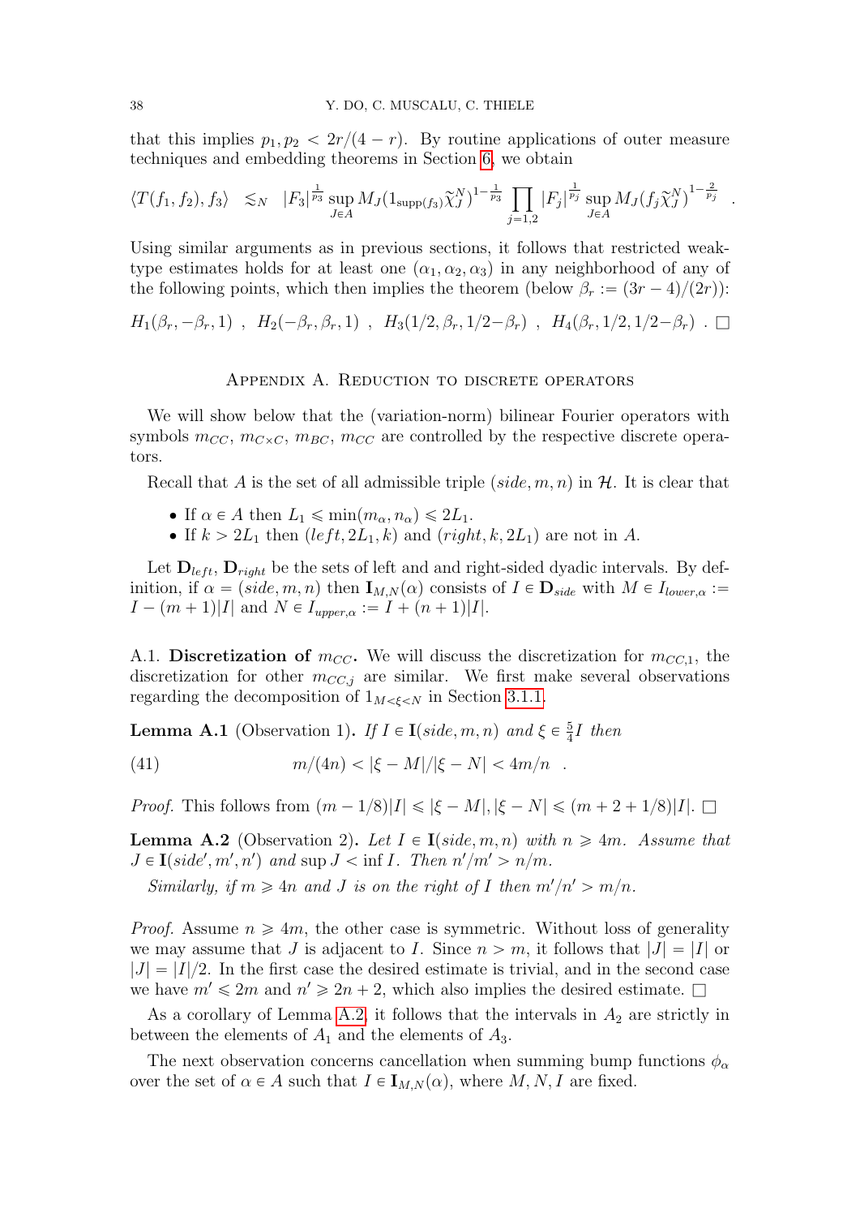that this implies $p_1, p_2 < 2r/(4-r)$. By routine applications of outer measure techniques and embedding theorems in Section 6, we obtain

$$\langle T(f_1,f_2),f_3\rangle \lesssim_N |F_3|^{\frac{1}{p_3}} \sup_{J\in A} M_J(1_{\mathrm{supp}(f_3)}\widetilde{\chi}_J^N)^{1-\frac{1}{p_3}} \prod_{j=1,2} |F_j|^{\frac{1}{p_j}} \sup_{J\in A} M_J(f_j\widetilde{\chi}_J^N)^{1-\frac{2}{p_j}} .$$

Using similar arguments as in previous sections, it follows that restricted weak-type estimates holds for at least one $(\alpha_1,\alpha_2,\alpha_3)$ in any neighborhood of any of the following points, which then implies the theorem (below $\beta_r := (3r-4)/(2r)$):

$$H_1(\beta_r,-\beta_r,1) \ , \ H_2(-\beta_r,\beta_r,1) \ , \ H_3(1/2,\beta_r,1/2-\beta_r) \ , \ H_4(\beta_r,1/2,1/2-\beta_r) \ . \ \square$$

## Appendix A. Reduction to discrete operators

We will show below that the (variation-norm) bilinear Fourier operators with symbols $m_{CC}$, $m_{C\times C}$, $m_{BC}$, $m_{CC}$ are controlled by the respective discrete operators.

Recall that $A$ is the set of all admissible triple $(side, m, n)$ in $\mathcal{H}$. It is clear that

- If $\alpha \in A$ then $L_1 \leqslant \min(m_\alpha, n_\alpha) \leqslant 2L_1$.
- If $k > 2L_1$ then $(left, 2L_1, k)$ and $(right, k, 2L_1)$ are not in $A$.

Let $\mathbf{D}_{left}$, $\mathbf{D}_{right}$ be the sets of left and and right-sided dyadic intervals. By definition, if $\alpha = (side, m, n)$ then $\mathbf{I}_{M,N}(\alpha)$ consists of $I \in \mathbf{D}_{side}$ with $M \in I_{lower,\alpha} := I - (m+1)|I|$ and $N \in I_{upper,\alpha} := I + (n+1)|I|$.

A.1. **Discretization of $m_{CC}$.** We will discuss the discretization for $m_{CC,1}$, the discretization for other $m_{CC,j}$ are similar. We first make several observations regarding the decomposition of $1_{M<\xi<N}$ in Section 3.1.1.

**Lemma A.1** (Observation 1). *If $I \in \mathbf{I}(side, m, n)$ and $\xi \in \frac{5}{4}I$ then*

$$m/(4n) < |\xi - M|/|\xi - N| < 4m/n \quad . \tag{41}$$

*Proof.* This follows from $(m-1/8)|I| \leqslant |\xi - M|, |\xi - N| \leqslant (m+2+1/8)|I|$. $\square$

**Lemma A.2** (Observation 2). *Let $I \in \mathbf{I}(side, m, n)$ with $n \geqslant 4m$. Assume that $J \in \mathbf{I}(side', m', n')$ and $\sup J < \inf I$. Then $n'/m' > n/m$.*

*Similarly, if $m \geqslant 4n$ and $J$ is on the right of $I$ then $m'/n' > m/n$.*

*Proof.* Assume $n \geqslant 4m$, the other case is symmetric. Without loss of generality we may assume that $J$ is adjacent to $I$. Since $n > m$, it follows that $|J| = |I|$ or $|J| = |I|/2$. In the first case the desired estimate is trivial, and in the second case we have $m' \leqslant 2m$ and $n' \geqslant 2n+2$, which also implies the desired estimate. $\square$

As a corollary of Lemma A.2, it follows that the intervals in $A_2$ are strictly in between the elements of $A_1$ and the elements of $A_3$.

The next observation concerns cancellation when summing bump functions $\phi_\alpha$ over the set of $\alpha \in A$ such that $I \in \mathbf{I}_{M,N}(\alpha)$, where $M, N, I$ are fixed.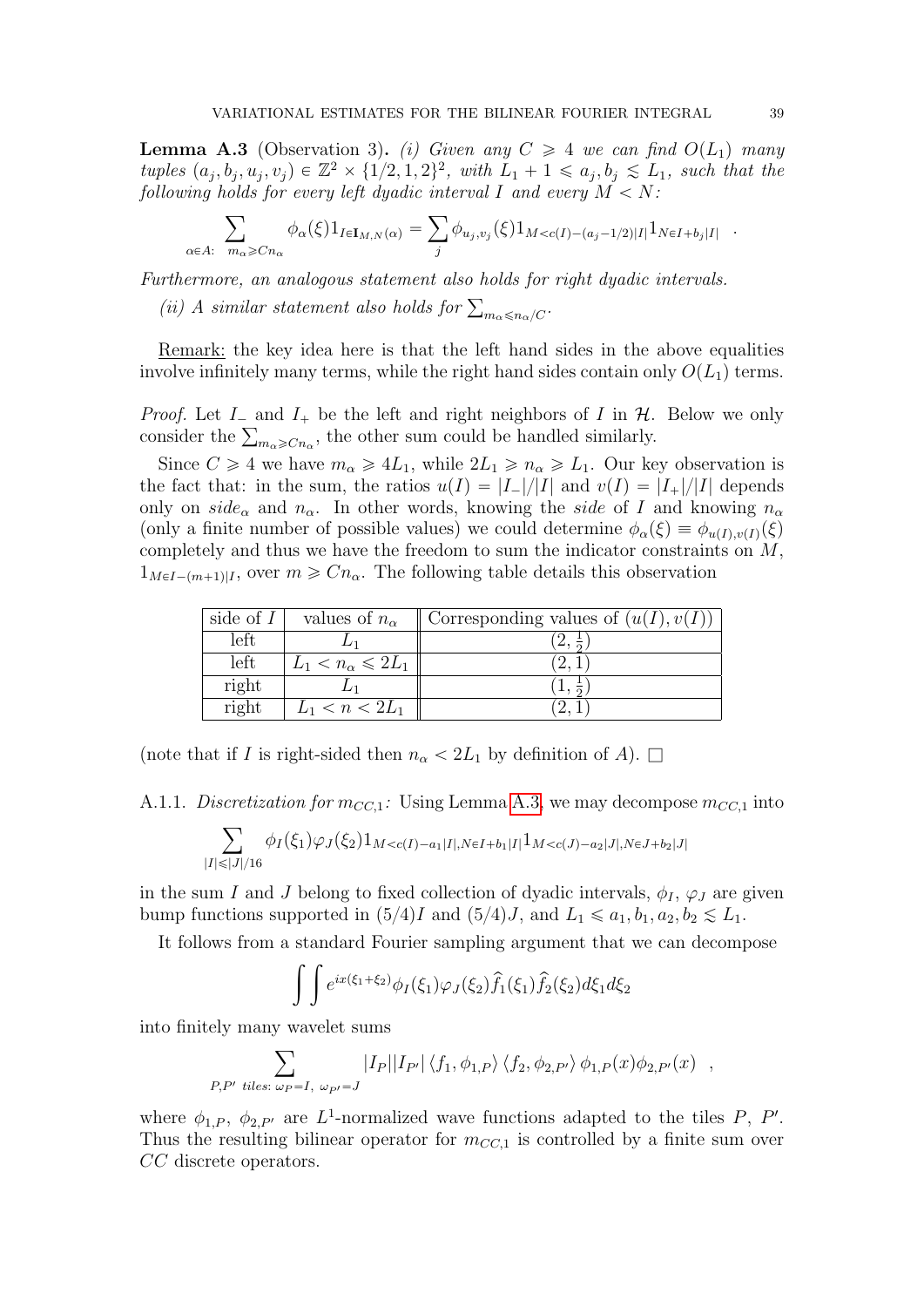**Lemma A.3** (Observation 3)**.** *(i) Given any $C \geqslant 4$ we can find $O(L_1)$ many tuples $(a_j, b_j, u_j, v_j) \in \mathbb{Z}^2 \times \{1/2, 1, 2\}^2$, with $L_1 + 1 \leqslant a_j, b_j \lesssim L_1$, such that the following holds for every left dyadic interval $I$ and every $M < N$:*

$$\sum_{\alpha \in A:\ m_\alpha \geqslant C n_\alpha} \phi_\alpha(\xi) 1_{I \in \mathbf{I}_{M,N}(\alpha)} = \sum_j \phi_{u_j, v_j}(\xi) 1_{M < c(I) - (a_j - 1/2)|I|} 1_{N \in I + b_j |I|} \quad .$$

*Furthermore, an analogous statement also holds for right dyadic intervals.*

*(ii) A similar statement also holds for $\sum_{m_\alpha \leqslant n_\alpha / C}$.*

Remark: the key idea here is that the left hand sides in the above equalities involve infinitely many terms, while the right hand sides contain only $O(L_1)$ terms.

*Proof.* Let $I_-$ and $I_+$ be the left and right neighbors of $I$ in $\mathcal{H}$. Below we only consider the $\sum_{m_\alpha \geqslant C n_\alpha}$, the other sum could be handled similarly.

Since $C \geqslant 4$ we have $m_\alpha \geqslant 4L_1$, while $2L_1 \geqslant n_\alpha \geqslant L_1$. Our key observation is the fact that: in the sum, the ratios $u(I) = |I_-|/|I|$ and $v(I) = |I_+|/|I|$ depends only on $side_\alpha$ and $n_\alpha$. In other words, knowing the *side* of $I$ and knowing $n_\alpha$ (only a finite number of possible values) we could determine $\phi_\alpha(\xi) \equiv \phi_{u(I), v(I)}(\xi)$ completely and thus we have the freedom to sum the indicator constraints on $M$, $1_{M \in I - (m+1)|I}$, over $m \geqslant C n_\alpha$. The following table details this observation

| side of $I$ | values of $n_\alpha$ | Corresponding values of $(u(I), v(I))$ |
|---|---|---|
| left | $L_1$ | $(2, \frac{1}{2})$ |
| left | $L_1 < n_\alpha \leqslant 2L_1$ | $(2, 1)$ |
| right | $L_1$ | $(1, \frac{1}{2})$ |
| right | $L_1 < n < 2L_1$ | $(2, 1)$ |

(note that if $I$ is right-sided then $n_\alpha < 2L_1$ by definition of $A$). $\square$

A.1.1. *Discretization for $m_{CC,1}$:* Using Lemma A.3, we may decompose $m_{CC,1}$ into

$$\sum_{|I| \leqslant |J|/16} \phi_I(\xi_1) \varphi_J(\xi_2) 1_{M < c(I) - a_1|I|, N \in I + b_1|I|} 1_{M < c(J) - a_2|J|, N \in J + b_2|J|}$$

in the sum $I$ and $J$ belong to fixed collection of dyadic intervals, $\phi_I$, $\varphi_J$ are given bump functions supported in $(5/4)I$ and $(5/4)J$, and $L_1 \leqslant a_1, b_1, a_2, b_2 \lesssim L_1$.

It follows from a standard Fourier sampling argument that we can decompose

$$\int \int e^{ix(\xi_1 + \xi_2)} \phi_I(\xi_1) \varphi_J(\xi_2) \widehat{f}_1(\xi_1) \widehat{f}_2(\xi_2) d\xi_1 d\xi_2$$

into finitely many wavelet sums

$$\sum_{P, P' \ tiles:\ \omega_P = I,\ \omega_{P'} = J} |I_P||I_{P'}| \langle f_1, \phi_{1,P} \rangle \langle f_2, \phi_{2,P'} \rangle \phi_{1,P}(x) \phi_{2,P'}(x) \quad ,$$

where $\phi_{1,P}$, $\phi_{2,P'}$ are $L^1$-normalized wave functions adapted to the tiles $P$, $P'$. Thus the resulting bilinear operator for $m_{CC,1}$ is controlled by a finite sum over $CC$ discrete operators.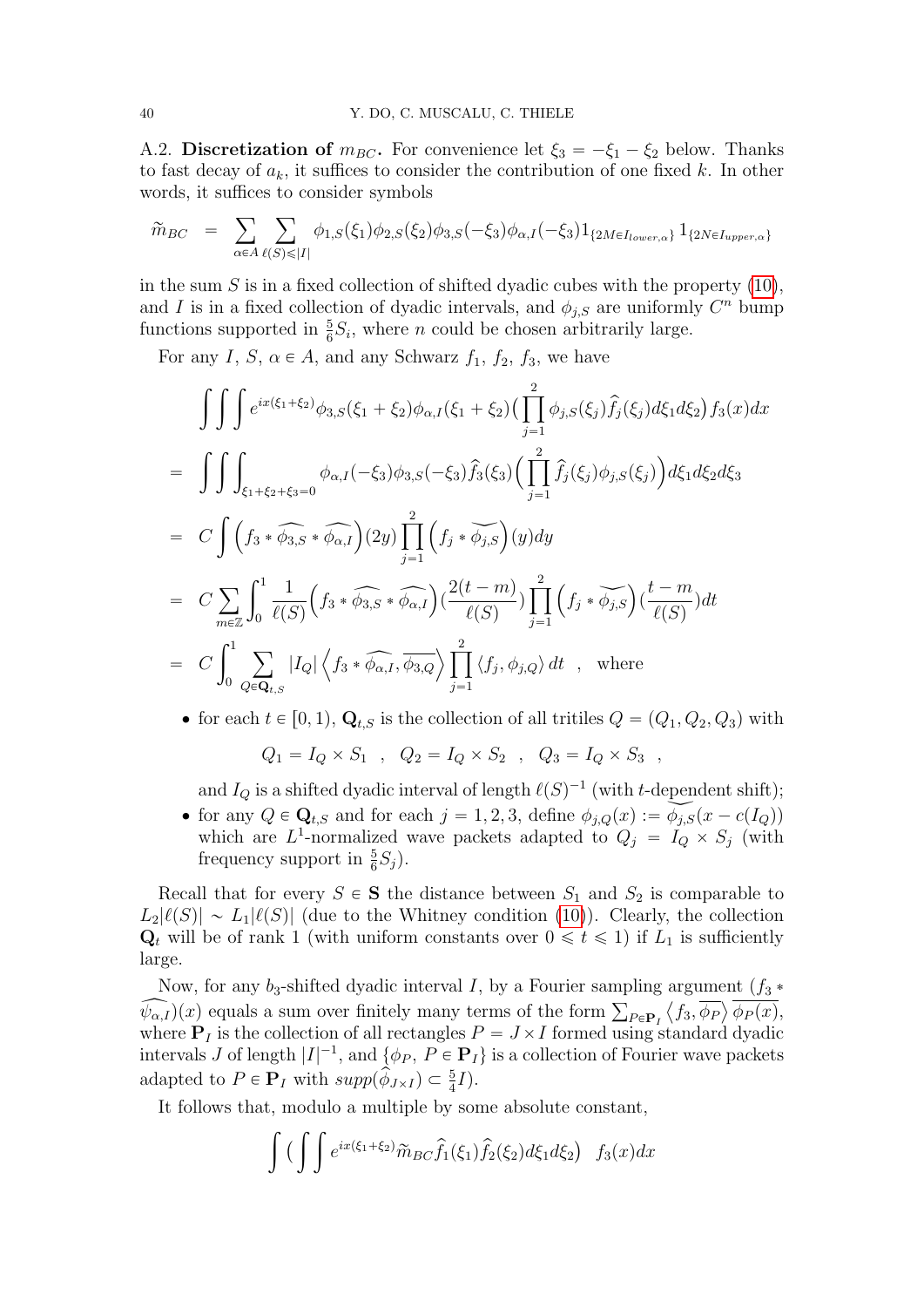A.2. **Discretization of $m_{BC}$.** For convenience let $\xi_3 = -\xi_1 - \xi_2$ below. Thanks to fast decay of $a_k$, it suffices to consider the contribution of one fixed $k$. In other words, it suffices to consider symbols

$$\widetilde{m}_{BC} \quad = \quad \sum_{\alpha \in A} \sum_{\ell(S) \leqslant |I|} \phi_{1,S}(\xi_1)\phi_{2,S}(\xi_2)\phi_{3,S}(-\xi_3)\phi_{\alpha,I}(-\xi_3) 1_{\{2M \in I_{lower,\alpha}\}}\, 1_{\{2N \in I_{upper,\alpha}\}}$$

in the sum $S$ is in a fixed collection of shifted dyadic cubes with the property (10), and $I$ is in a fixed collection of dyadic intervals, and $\phi_{j,S}$ are uniformly $C^n$ bump functions supported in $\frac{5}{6}S_i$, where $n$ could be chosen arbitrarily large.

For any $I$, $S$, $\alpha \in A$, and any Schwarz $f_1$, $f_2$, $f_3$, we have

$$\begin{aligned}
&\int\int\int e^{ix(\xi_1+\xi_2)}\phi_{3,S}(\xi_1+\xi_2)\phi_{\alpha,I}(\xi_1+\xi_2)\Big(\prod_{j=1}^{2}\phi_{j,S}(\xi_j)\widehat{f}_j(\xi_j)d\xi_1 d\xi_2\Big) f_3(x)dx \\
= &\int\int\int_{\xi_1+\xi_2+\xi_3=0} \phi_{\alpha,I}(-\xi_3)\phi_{3,S}(-\xi_3)\widehat{f}_3(\xi_3)\Big(\prod_{j=1}^{2}\widehat{f}_j(\xi_j)\phi_{j,S}(\xi_j)\Big)d\xi_1 d\xi_2 d\xi_3 \\
= \ &C\int \Big(f_3 * \widehat{\phi_{3,S}} * \widehat{\phi_{\alpha,I}}\Big)(2y)\prod_{j=1}^{2}\Big(f_j * \widetilde{\phi_{j,S}}\Big)(y)dy \\
= \ &C\sum_{m\in\mathbb{Z}}\int_0^1 \frac{1}{\ell(S)}\Big(f_3 * \widehat{\phi_{3,S}} * \widehat{\phi_{\alpha,I}}\Big)\big(\frac{2(t-m)}{\ell(S)}\big)\prod_{j=1}^{2}\Big(f_j * \widetilde{\phi_{j,S}}\Big)\big(\frac{t-m}{\ell(S)}\big)dt \\
= \ &C\int_0^1 \sum_{Q\in\mathbf{Q}_{t,S}} |I_Q|\left\langle f_3 * \widehat{\phi_{\alpha,I}}, \overline{\phi_{3,Q}}\right\rangle \prod_{j=1}^{2}\langle f_j, \phi_{j,Q}\rangle\, dt \quad , \quad \text{where}
\end{aligned}$$

- for each $t \in [0,1)$, $\mathbf{Q}_{t,S}$ is the collection of all tritiles $Q = (Q_1, Q_2, Q_3)$ with
$$Q_1 = I_Q \times S_1 \quad , \quad Q_2 = I_Q \times S_2 \quad , \quad Q_3 = I_Q \times S_3 \quad ,$$
and $I_Q$ is a shifted dyadic interval of length $\ell(S)^{-1}$ (with $t$-dependent shift);
- for any $Q \in \mathbf{Q}_{t,S}$ and for each $j = 1,2,3$, define $\phi_{j,Q}(x) := \widetilde{\phi_{j,S}}(x - c(I_Q))$ which are $L^1$-normalized wave packets adapted to $Q_j = I_Q \times S_j$ (with frequency support in $\frac{5}{6}S_j$).

Recall that for every $S \in \mathbf{S}$ the distance between $S_1$ and $S_2$ is comparable to $L_2|\ell(S)| \sim L_1|\ell(S)|$ (due to the Whitney condition (10)). Clearly, the collection $\mathbf{Q}_t$ will be of rank 1 (with uniform constants over $0 \leqslant t \leqslant 1$) if $L_1$ is sufficiently large.

Now, for any $b_3$-shifted dyadic interval $I$, by a Fourier sampling argument ($f_3 * \widehat{\psi_{\alpha,I}})(x)$ equals a sum over finitely many terms of the form $\sum_{P\in\mathbf{P}_I}\left\langle f_3, \overline{\phi_P}\right\rangle \overline{\phi_P(x)}$, where $\mathbf{P}_I$ is the collection of all rectangles $P = J \times I$ formed using standard dyadic intervals $J$ of length $|I|^{-1}$, and $\{\phi_P,\ P \in \mathbf{P}_I\}$ is a collection of Fourier wave packets adapted to $P \in \mathbf{P}_I$ with $supp(\widehat{\phi}_{J\times I}) \subset \frac{5}{4}I$).

It follows that, modulo a multiple by some absolute constant,

$$\int \Big(\int\int e^{ix(\xi_1+\xi_2)}\widetilde{m}_{BC}\widehat{f}_1(\xi_1)\widehat{f}_2(\xi_2)d\xi_1 d\xi_2\Big) \ \ f_3(x)dx$$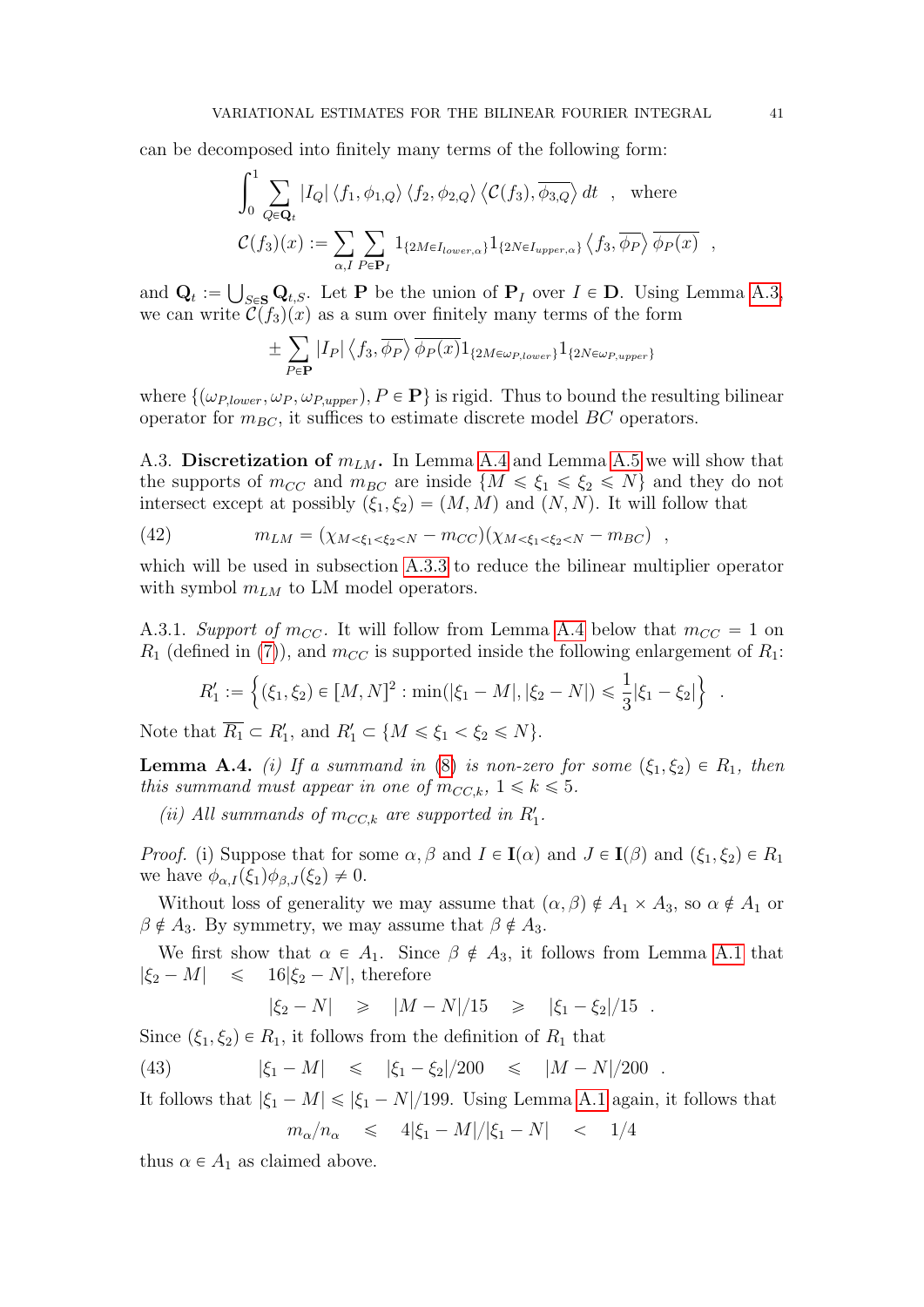can be decomposed into finitely many terms of the following form:

$$\int_0^1 \sum_{Q \in \mathbf{Q}_t} |I_Q| \langle f_1, \phi_{1,Q}\rangle \langle f_2, \phi_{2,Q}\rangle \left\langle \mathcal{C}(f_3), \overline{\phi_{3,Q}}\right\rangle dt \quad , \quad \text{where}$$

$$\mathcal{C}(f_3)(x) := \sum_{\alpha, I} \sum_{P \in \mathbf{P}_I} 1_{\{2M \in I_{lower,\alpha}\}} 1_{\{2N \in I_{upper,\alpha}\}} \left\langle f_3, \overline{\phi_P}\right\rangle \overline{\phi_P(x)} \quad ,$$

and $\mathbf{Q}_t := \bigcup_{S \in \mathbf{S}} \mathbf{Q}_{t,S}$. Let $\mathbf{P}$ be the union of $\mathbf{P}_I$ over $I \in \mathbf{D}$. Using Lemma A.3, we can write $\mathcal{C}(f_3)(x)$ as a sum over finitely many terms of the form

$$\pm \sum_{P \in \mathbf{P}} |I_P| \left\langle f_3, \overline{\phi_P}\right\rangle \overline{\phi_P(x)} 1_{\{2M \in \omega_{P,lower}\}} 1_{\{2N \in \omega_{P,upper}\}}$$

where $\{(\omega_{P,lower}, \omega_P, \omega_{P,upper}), P \in \mathbf{P}\}$ is rigid. Thus to bound the resulting bilinear operator for $m_{BC}$, it suffices to estimate discrete model $BC$ operators.

A.3. **Discretization of $m_{LM}$.** In Lemma A.4 and Lemma A.5 we will show that the supports of $m_{CC}$ and $m_{BC}$ are inside $\{M \leqslant \xi_1 \leqslant \xi_2 \leqslant N\}$ and they do not intersect except at possibly $(\xi_1, \xi_2) = (M, M)$ and $(N, N)$. It will follow that

$$m_{LM} = (\chi_{M < \xi_1 < \xi_2 < N} - m_{CC})(\chi_{M < \xi_1 < \xi_2 < N} - m_{BC}) \quad , \tag{42}$$

which will be used in subsection A.3.3 to reduce the bilinear multiplier operator with symbol $m_{LM}$ to LM model operators.

A.3.1. *Support of $m_{CC}$.* It will follow from Lemma A.4 below that $m_{CC} = 1$ on $R_1$ (defined in (7)), and $m_{CC}$ is supported inside the following enlargement of $R_1$:

$$R_1' := \left\{(\xi_1, \xi_2) \in [M, N]^2 : \min(|\xi_1 - M|, |\xi_2 - N|) \leqslant \frac{1}{3}|\xi_1 - \xi_2|\right\} \quad .$$

Note that $\overline{R_1} \subset R_1'$, and $R_1' \subset \{M \leqslant \xi_1 < \xi_2 \leqslant N\}$.

**Lemma A.4.** *(i) If a summand in (8) is non-zero for some $(\xi_1, \xi_2) \in R_1$, then this summand must appear in one of $m_{CC,k}$, $1 \leqslant k \leqslant 5$.*

*(ii) All summands of $m_{CC,k}$ are supported in $R_1'$.*

*Proof.* (i) Suppose that for some $\alpha, \beta$ and $I \in \mathbf{I}(\alpha)$ and $J \in \mathbf{I}(\beta)$ and $(\xi_1, \xi_2) \in R_1$ we have $\phi_{\alpha,I}(\xi_1)\phi_{\beta,J}(\xi_2) \neq 0$.

Without loss of generality we may assume that $(\alpha, \beta) \notin A_1 \times A_3$, so $\alpha \notin A_1$ or $\beta \notin A_3$. By symmetry, we may assume that $\beta \notin A_3$.

We first show that $\alpha \in A_1$. Since $\beta \notin A_3$, it follows from Lemma A.1 that $|\xi_2 - M| \leqslant 16|\xi_2 - N|$, therefore

$$|\xi_2 - N| \geqslant |M - N|/15 \geqslant |\xi_1 - \xi_2|/15 \quad .$$

Since $(\xi_1, \xi_2) \in R_1$, it follows from the definition of $R_1$ that

$$|\xi_1 - M| \leqslant |\xi_1 - \xi_2|/200 \leqslant |M - N|/200 \quad . \tag{43}$$

It follows that $|\xi_1 - M| \leqslant |\xi_1 - N|/199$. Using Lemma A.1 again, it follows that

$$m_\alpha/n_\alpha \leqslant 4|\xi_1 - M|/|\xi_1 - N| < 1/4$$

thus $\alpha \in A_1$ as claimed above.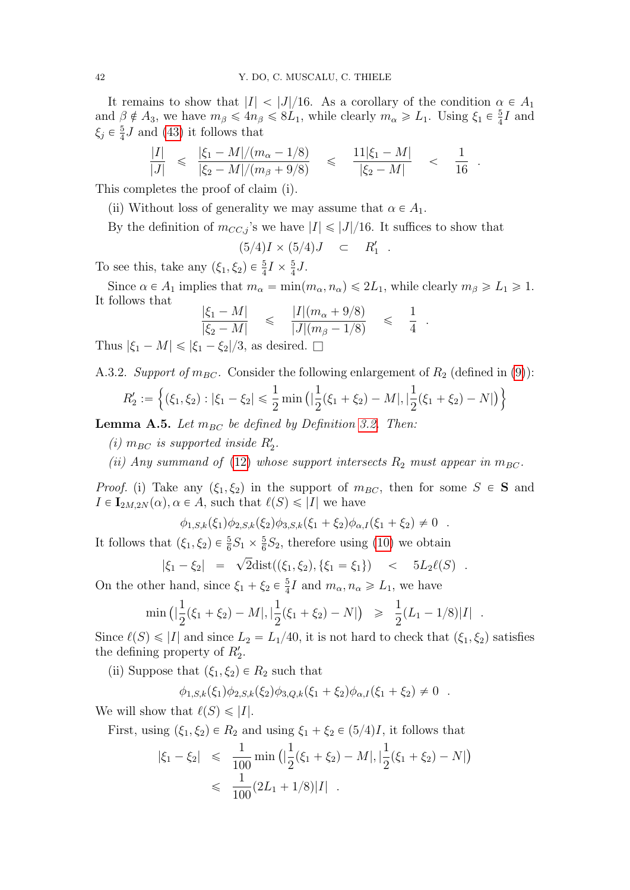It remains to show that $|I| < |J|/16$. As a corollary of the condition $\alpha \in A_1$ and $\beta \notin A_3$, we have $m_\beta \leqslant 4n_\beta \leqslant 8L_1$, while clearly $m_\alpha \geqslant L_1$. Using $\xi_1 \in \frac{5}{4}I$ and $\xi_j \in \frac{5}{4}J$ and (43) it follows that

$$\frac{|I|}{|J|} \leqslant \frac{|\xi_1 - M|/(m_\alpha - 1/8)}{|\xi_2 - M|/(m_\beta + 9/8)} \leqslant \frac{11|\xi_1 - M|}{|\xi_2 - M|} < \frac{1}{16} .$$

This completes the proof of claim (i).

(ii) Without loss of generality we may assume that $\alpha \in A_1$.

By the definition of $m_{CC,j}$'s we have $|I| \leqslant |J|/16$. It suffices to show that

$$(5/4)I \times (5/4)J \subset R_1' .$$

To see this, take any $(\xi_1, \xi_2) \in \frac{5}{4}I \times \frac{5}{4}J$.

Since $\alpha \in A_1$ implies that $m_\alpha = \min(m_\alpha, n_\alpha) \leqslant 2L_1$, while clearly $m_\beta \geqslant L_1 \geqslant 1$. It follows that

$$\frac{|\xi_1 - M|}{|\xi_2 - M|} \leqslant \frac{|I|(m_\alpha + 9/8)}{|J|(m_\beta - 1/8)} \leqslant \frac{1}{4} .$$

Thus $|\xi_1 - M| \leqslant |\xi_1 - \xi_2|/3$, as desired. $\square$

A.3.2. *Support of* $m_{BC}$. Consider the following enlargement of $R_2$ (defined in (9)):

$$R_2' := \Big\{(\xi_1, \xi_2) : |\xi_1 - \xi_2| \leqslant \frac{1}{2}\min\big(|\frac{1}{2}(\xi_1 + \xi_2) - M|, |\frac{1}{2}(\xi_1 + \xi_2) - N|\big)\Big\}$$

**Lemma A.5.** *Let $m_{BC}$ be defined by Definition 3.2. Then:*

*(i) $m_{BC}$ is supported inside $R_2'$.*

*(ii) Any summand of (12) whose support intersects $R_2$ must appear in $m_{BC}$.*

*Proof.* (i) Take any $(\xi_1, \xi_2)$ in the support of $m_{BC}$, then for some $S \in \mathbf{S}$ and $I \in \mathbf{I}_{2M,2N}(\alpha), \alpha \in A$, such that $\ell(S) \leqslant |I|$ we have

$$\phi_{1,S,k}(\xi_1)\phi_{2,S,k}(\xi_2)\phi_{3,S,k}(\xi_1 + \xi_2)\phi_{\alpha,I}(\xi_1 + \xi_2) \neq 0 .$$

It follows that $(\xi_1, \xi_2) \in \frac{5}{6}S_1 \times \frac{5}{6}S_2$, therefore using (10) we obtain

$$|\xi_1 - \xi_2| = \sqrt{2}\mathrm{dist}((\xi_1, \xi_2), \{\xi_1 = \xi_1\}) < 5L_2\ell(S) .$$

On the other hand, since $\xi_1 + \xi_2 \in \frac{5}{4}I$ and $m_\alpha, n_\alpha \geqslant L_1$, we have

$$\min\big(|\frac{1}{2}(\xi_1 + \xi_2) - M|, |\frac{1}{2}(\xi_1 + \xi_2) - N|\big) \geqslant \frac{1}{2}(L_1 - 1/8)|I| .$$

Since $\ell(S) \leqslant |I|$ and since $L_2 = L_1/40$, it is not hard to check that $(\xi_1, \xi_2)$ satisfies the defining property of $R_2'$.

(ii) Suppose that $(\xi_1, \xi_2) \in R_2$ such that

$$\phi_{1,S,k}(\xi_1)\phi_{2,S,k}(\xi_2)\phi_{3,Q,k}(\xi_1 + \xi_2)\phi_{\alpha,I}(\xi_1 + \xi_2) \neq 0 .$$

We will show that $\ell(S) \leqslant |I|$.

First, using $(\xi_1, \xi_2) \in R_2$ and using $\xi_1 + \xi_2 \in (5/4)I$, it follows that

$$\begin{aligned}
|\xi_1 - \xi_2| &\leqslant \frac{1}{100}\min\big(|\frac{1}{2}(\xi_1 + \xi_2) - M|, |\frac{1}{2}(\xi_1 + \xi_2) - N|\big) \\
&\leqslant \frac{1}{100}(2L_1 + 1/8)|I| .
\end{aligned}$$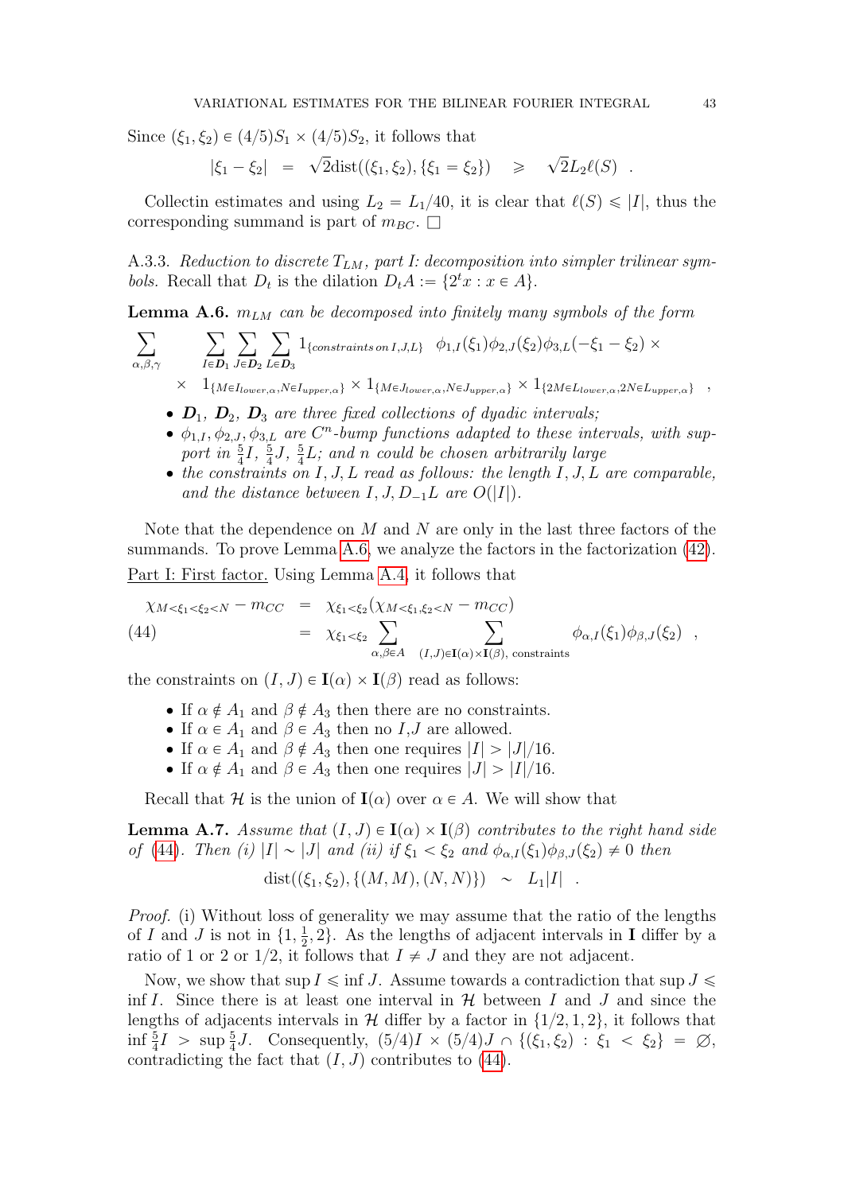Since $(\xi_1, \xi_2) \in (4/5)S_1 \times (4/5)S_2$, it follows that

$$|\xi_1 - \xi_2| \quad = \quad \sqrt{2}\mathrm{dist}((\xi_1, \xi_2), \{\xi_1 = \xi_2\}) \quad \geqslant \quad \sqrt{2}L_2\ell(S) \quad .$$

Collectin estimates and using $L_2 = L_1/40$, it is clear that $\ell(S) \leqslant |I|$, thus the corresponding summand is part of $m_{BC}$. □

A.3.3. *Reduction to discrete $T_{LM}$, part I: decomposition into simpler trilinear symbols.* Recall that $D_t$ is the dilation $D_t A := \{2^t x : x \in A\}$.

**Lemma A.6.** *$m_{LM}$ can be decomposed into finitely many symbols of the form*

$$\sum_{\alpha,\beta,\gamma} \quad \sum_{I \in \boldsymbol{D}_1} \sum_{J \in \boldsymbol{D}_2} \sum_{L \in \boldsymbol{D}_3} 1_{\{constraints\, on\, I,J,L\}} \;\; \phi_{1,I}(\xi_1)\phi_{2,J}(\xi_2)\phi_{3,L}(-\xi_1 - \xi_2) \times$$
$$\times \quad 1_{\{M \in I_{lower,\alpha}, N \in I_{upper,\alpha}\}} \times 1_{\{M \in J_{lower,\alpha}, N \in J_{upper,\alpha}\}} \times 1_{\{2M \in L_{lower,\alpha}, 2N \in L_{upper,\alpha}\}} \quad ,$$

- *$\boldsymbol{D}_1$, $\boldsymbol{D}_2$, $\boldsymbol{D}_3$ are three fixed collections of dyadic intervals;*
- *$\phi_{1,I}, \phi_{2,J}, \phi_{3,L}$ are $C^n$-bump functions adapted to these intervals, with support in $\frac{5}{4}I$, $\frac{5}{4}J$, $\frac{5}{4}L$; and $n$ could be chosen arbitrarily large*
- *the constraints on $I, J, L$ read as follows: the length $I, J, L$ are comparable, and the distance between $I, J, D_{-1}L$ are $O(|I|)$.*

Note that the dependence on $M$ and $N$ are only in the last three factors of the summands. To prove Lemma A.6, we analyze the factors in the factorization (42).

<u>Part I: First factor.</u> Using Lemma A.4, it follows that

$$\begin{aligned} \chi_{M<\xi_1<\xi_2<N} - m_{CC} \quad &= \quad \chi_{\xi_1<\xi_2}(\chi_{M<\xi_1,\xi_2<N} - m_{CC}) \\ &= \quad \chi_{\xi_1<\xi_2} \sum_{\alpha,\beta \in A} \quad \sum_{(I,J) \in \mathbf{I}(\alpha) \times \mathbf{I}(\beta),\ \text{constraints}} \phi_{\alpha,I}(\xi_1)\phi_{\beta,J}(\xi_2) \quad , \end{aligned} \tag{44}$$

the constraints on $(I, J) \in \mathbf{I}(\alpha) \times \mathbf{I}(\beta)$ read as follows:

- If $\alpha \notin A_1$ and $\beta \notin A_3$ then there are no constraints.
- If $\alpha \in A_1$ and $\beta \in A_3$ then no $I,J$ are allowed.
- If $\alpha \in A_1$ and $\beta \notin A_3$ then one requires $|I| > |J|/16$.
- If $\alpha \notin A_1$ and $\beta \in A_3$ then one requires $|J| > |I|/16$.

Recall that $\mathcal{H}$ is the union of $\mathbf{I}(\alpha)$ over $\alpha \in A$. We will show that

**Lemma A.7.** *Assume that $(I, J) \in \mathbf{I}(\alpha) \times \mathbf{I}(\beta)$ contributes to the right hand side of (44). Then (i) $|I| \sim |J|$ and (ii) if $\xi_1 < \xi_2$ and $\phi_{\alpha,I}(\xi_1)\phi_{\beta,J}(\xi_2) \neq 0$ then*

$$\mathrm{dist}((\xi_1, \xi_2), \{(M, M), (N, N)\}) \quad \sim \quad L_1|I| \quad .$$

*Proof.* (i) Without loss of generality we may assume that the ratio of the lengths of $I$ and $J$ is not in $\{1, \frac{1}{2}, 2\}$. As the lengths of adjacent intervals in $\mathbf{I}$ differ by a ratio of 1 or 2 or 1/2, it follows that $I \neq J$ and they are not adjacent.

Now, we show that $\sup I \leqslant \inf J$. Assume towards a contradiction that $\sup J \leqslant \inf I$. Since there is at least one interval in $\mathcal{H}$ between $I$ and $J$ and since the lengths of adjacents intervals in $\mathcal{H}$ differ by a factor in $\{1/2, 1, 2\}$, it follows that $\inf \frac{5}{4}I > \sup \frac{5}{4}J$. Consequently, $(5/4)I \times (5/4)J \cap \{(\xi_1, \xi_2) : \xi_1 < \xi_2\} = \varnothing$, contradicting the fact that $(I, J)$ contributes to (44).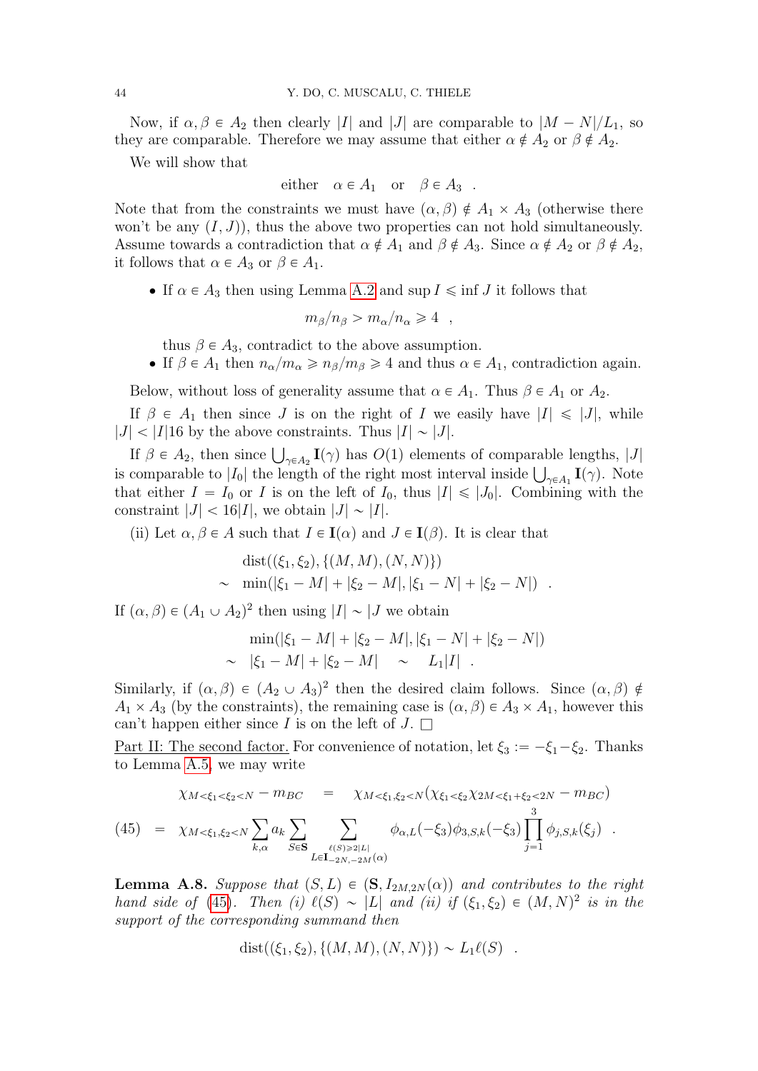Now, if $\alpha, \beta \in A_2$ then clearly $|I|$ and $|J|$ are comparable to $|M-N|/L_1$, so they are comparable. Therefore we may assume that either $\alpha \notin A_2$ or $\beta \notin A_2$.

We will show that

$$\text{either} \quad \alpha \in A_1 \quad \text{or} \quad \beta \in A_3 \quad .$$

Note that from the constraints we must have $(\alpha, \beta) \notin A_1 \times A_3$ (otherwise there won't be any $(I, J)$), thus the above two properties can not hold simultaneously. Assume towards a contradiction that $\alpha \notin A_1$ and $\beta \notin A_3$. Since $\alpha \notin A_2$ or $\beta \notin A_2$, it follows that $\alpha \in A_3$ or $\beta \in A_1$.

- If $\alpha \in A_3$ then using Lemma A.2 and $\sup I \leqslant \inf J$ it follows that
$$m_\beta/n_\beta > m_\alpha/n_\alpha \geqslant 4 \quad ,$$
thus $\beta \in A_3$, contradict to the above assumption.
- If $\beta \in A_1$ then $n_\alpha/m_\alpha \geqslant n_\beta/m_\beta \geqslant 4$ and thus $\alpha \in A_1$, contradiction again.

Below, without loss of generality assume that $\alpha \in A_1$. Thus $\beta \in A_1$ or $A_2$.

If $\beta \in A_1$ then since $J$ is on the right of $I$ we easily have $|I| \leqslant |J|$, while $|J| < |I|16$ by the above constraints. Thus $|I| \sim |J|$.

If $\beta \in A_2$, then since $\bigcup_{\gamma \in A_2} \mathbf{I}(\gamma)$ has $O(1)$ elements of comparable lengths, $|J|$ is comparable to $|I_0|$ the length of the right most interval inside $\bigcup_{\gamma \in A_1} \mathbf{I}(\gamma)$. Note that either $I = I_0$ or $I$ is on the left of $I_0$, thus $|I| \leqslant |J_0|$. Combining with the constraint $|J| < 16|I|$, we obtain $|J| \sim |I|$.

(ii) Let $\alpha, \beta \in A$ such that $I \in \mathbf{I}(\alpha)$ and $J \in \mathbf{I}(\beta)$. It is clear that

$$\begin{aligned} & \operatorname{dist}((\xi_1, \xi_2), \{(M, M), (N, N)\}) \\ \sim \;& \min(|\xi_1 - M| + |\xi_2 - M|, |\xi_1 - N| + |\xi_2 - N|) \quad . \end{aligned}$$

If $(\alpha, \beta) \in (A_1 \cup A_2)^2$ then using $|I| \sim |J$ we obtain

$$\begin{aligned} & \min(|\xi_1 - M| + |\xi_2 - M|, |\xi_1 - N| + |\xi_2 - N|) \\ \sim \;& |\xi_1 - M| + |\xi_2 - M| \quad \sim \quad L_1|I| \quad . \end{aligned}$$

Similarly, if $(\alpha, \beta) \in (A_2 \cup A_3)^2$ then the desired claim follows. Since $(\alpha, \beta) \notin A_1 \times A_3$ (by the constraints), the remaining case is $(\alpha, \beta) \in A_3 \times A_1$, however this can't happen either since $I$ is on the left of $J$. $\square$

<u>Part II: The second factor.</u> For convenience of notation, let $\xi_3 := -\xi_1 - \xi_2$. Thanks to Lemma A.5, we may write

$$\begin{aligned} & \chi_{M<\xi_1<\xi_2<N} - m_{BC} \quad = \quad \chi_{M<\xi_1,\xi_2<N}(\chi_{\xi_1<\xi_2}\chi_{2M<\xi_1+\xi_2<2N} - m_{BC}) \\ (45) \quad = \quad & \chi_{M<\xi_1,\xi_2<N} \sum_{k,\alpha} a_k \sum_{S \in \mathbf{S}} \sum_{\substack{\ell(S) \geqslant 2|L| \\ L \in \mathbf{I}_{-2N,-2M}(\alpha)}} \phi_{\alpha,L}(-\xi_3)\phi_{3,S,k}(-\xi_3) \prod_{j=1}^{3} \phi_{j,S,k}(\xi_j) \quad . \end{aligned}$$

**Lemma A.8.** *Suppose that $(S, L) \in (\mathbf{S}, I_{2M,2N}(\alpha))$ and contributes to the right hand side of (45). Then (i) $\ell(S) \sim |L|$ and (ii) if $(\xi_1, \xi_2) \in (M, N)^2$ is in the support of the corresponding summand then*

$$\operatorname{dist}((\xi_1, \xi_2), \{(M, M), (N, N)\}) \sim L_1 \ell(S) \quad .$$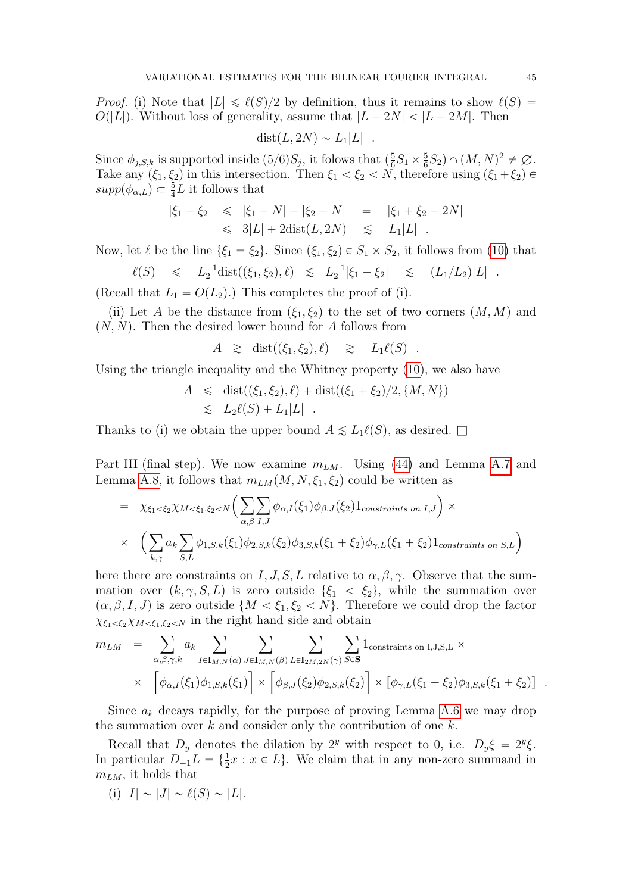*Proof.* (i) Note that $|L| \leqslant \ell(S)/2$ by definition, thus it remains to show $\ell(S) = O(|L|)$. Without loss of generality, assume that $|L - 2N| < |L - 2M|$. Then

$$\mathrm{dist}(L, 2N) \sim L_1|L| \quad .$$

Since $\phi_{j,S,k}$ is supported inside $(5/6)S_j$, it follows that $(\frac{5}{6}S_1 \times \frac{5}{6}S_2) \cap (M,N)^2 \neq \varnothing$. Take any $(\xi_1, \xi_2)$ in this intersection. Then $\xi_1 < \xi_2 < N$, therefore using $(\xi_1 + \xi_2) \in supp(\phi_{\alpha,L}) \subset \frac{5}{4}L$ it follows that

$$\begin{aligned} |\xi_1 - \xi_2| &\leqslant |\xi_1 - N| + |\xi_2 - N| &= |\xi_1 + \xi_2 - 2N| \\ &\leqslant 3|L| + 2\mathrm{dist}(L, 2N) &\lesssim L_1|L| \quad . \end{aligned}$$

Now, let $\ell$ be the line $\{\xi_1 = \xi_2\}$. Since $(\xi_1, \xi_2) \in S_1 \times S_2$, it follows from (10) that

$$\ell(S) \leqslant L_2^{-1}\mathrm{dist}((\xi_1, \xi_2), \ell) \lesssim L_2^{-1}|\xi_1 - \xi_2| \lesssim (L_1/L_2)|L| \quad .$$

(Recall that $L_1 = O(L_2)$.) This completes the proof of (i).

(ii) Let $A$ be the distance from $(\xi_1, \xi_2)$ to the set of two corners $(M, M)$ and $(N, N)$. Then the desired lower bound for $A$ follows from

$$A \gtrsim \mathrm{dist}((\xi_1, \xi_2), \ell) \gtrsim L_1\ell(S) \quad .$$

Using the triangle inequality and the Whitney property (10), we also have

$$\begin{aligned} A &\leqslant \mathrm{dist}((\xi_1, \xi_2), \ell) + \mathrm{dist}((\xi_1 + \xi_2)/2, \{M, N\}) \\ &\lesssim L_2\ell(S) + L_1|L| \quad . \end{aligned}$$

Thanks to (i) we obtain the upper bound $A \lesssim L_1\ell(S)$, as desired. $\square$

Part III (final step). We now examine $m_{LM}$. Using (44) and Lemma A.7 and Lemma A.8, it follows that $m_{LM}(M, N, \xi_1, \xi_2)$ could be written as

$$\begin{aligned} &= \chi_{\xi_1<\xi_2}\chi_{M<\xi_1,\xi_2<N}\Big(\sum_{\alpha,\beta}\sum_{I,J}\phi_{\alpha,I}(\xi_1)\phi_{\beta,J}(\xi_2)1_{constraints\ on\ I,J}\Big) \times \\ &\times \Big(\sum_{k,\gamma}a_k\sum_{S,L}\phi_{1,S,k}(\xi_1)\phi_{2,S,k}(\xi_2)\phi_{3,S,k}(\xi_1+\xi_2)\phi_{\gamma,L}(\xi_1+\xi_2)1_{constraints\ on\ S,L}\Big) \end{aligned}$$

here there are constraints on $I, J, S, L$ relative to $\alpha, \beta, \gamma$. Observe that the summation over $(k, \gamma, S, L)$ is zero outside $\{\xi_1 < \xi_2\}$, while the summation over $(\alpha, \beta, I, J)$ is zero outside $\{M < \xi_1, \xi_2 < N\}$. Therefore we could drop the factor $\chi_{\xi_1<\xi_2}\chi_{M<\xi_1,\xi_2<N}$ in the right hand side and obtain

$$\begin{aligned} m_{LM} &= \sum_{\alpha,\beta,\gamma,k} a_k \sum_{I\in\mathbf{I}_{M,N}(\alpha)}\sum_{J\in\mathbf{I}_{M,N}(\beta)}\sum_{L\in\mathbf{I}_{2M,2N}(\gamma)}\sum_{S\in\mathbf{S}}1_{\text{constraints on I,J,S,L}} \times \\ &\times \Big[\phi_{\alpha,I}(\xi_1)\phi_{1,S,k}(\xi_1)\Big] \times \Big[\phi_{\beta,J}(\xi_2)\phi_{2,S,k}(\xi_2)\Big] \times [\phi_{\gamma,L}(\xi_1+\xi_2)\phi_{3,S,k}(\xi_1+\xi_2)] \quad . \end{aligned}$$

Since $a_k$ decays rapidly, for the purpose of proving Lemma A.6 we may drop the summation over $k$ and consider only the contribution of one $k$.

Recall that $D_y$ denotes the dilation by $2^y$ with respect to 0, i.e. $D_y\xi = 2^y\xi$. In particular $D_{-1}L = \{\frac{1}{2}x : x \in L\}$. We claim that in any non-zero summand in $m_{LM}$, it holds that

(i) $|I| \sim |J| \sim \ell(S) \sim |L|$.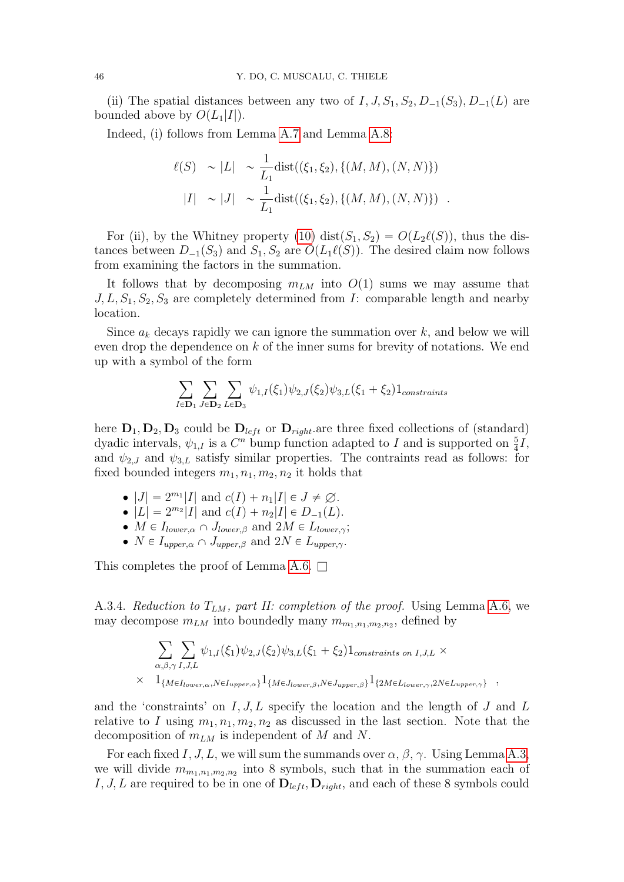(ii) The spatial distances between any two of $I, J, S_1, S_2, D_{-1}(S_3), D_{-1}(L)$ are bounded above by $O(L_1|I|)$.

Indeed, (i) follows from Lemma A.7 and Lemma A.8:

$$\begin{aligned}
\ell(S) \;\sim |L| \;&\sim \frac{1}{L_1}\mathrm{dist}((\xi_1,\xi_2),\{(M,M),(N,N)\}) \\
|I| \;\sim |J| \;&\sim \frac{1}{L_1}\mathrm{dist}((\xi_1,\xi_2),\{(M,M),(N,N)\}) \quad .
\end{aligned}$$

For (ii), by the Whitney property (10) $\mathrm{dist}(S_1, S_2) = O(L_2\ell(S))$, thus the distances between $D_{-1}(S_3)$ and $S_1, S_2$ are $O(L_1\ell(S))$. The desired claim now follows from examining the factors in the summation.

It follows that by decomposing $m_{LM}$ into $O(1)$ sums we may assume that $J, L, S_1, S_2, S_3$ are completely determined from $I$: comparable length and nearby location.

Since $a_k$ decays rapidly we can ignore the summation over $k$, and below we will even drop the dependence on $k$ of the inner sums for brevity of notations. We end up with a symbol of the form

$$\sum_{I\in\mathbf{D}_1}\sum_{J\in\mathbf{D}_2}\sum_{L\in\mathbf{D}_3}\psi_{1,I}(\xi_1)\psi_{2,J}(\xi_2)\psi_{3,L}(\xi_1+\xi_2)1_{constraints}$$

here $\mathbf{D}_1, \mathbf{D}_2, \mathbf{D}_3$ could be $\mathbf{D}_{left}$ or $\mathbf{D}_{right}$.are three fixed collections of (standard) dyadic intervals, $\psi_{1,I}$ is a $C^n$ bump function adapted to $I$ and is supported on $\frac{5}{4}I$, and $\psi_{2,J}$ and $\psi_{3,L}$ satisfy similar properties. The contraints read as follows: for fixed bounded integers $m_1, n_1, m_2, n_2$ it holds that

- $|J| = 2^{m_1}|I|$ and $c(I) + n_1|I| \in J \neq \emptyset$.
- $|L| = 2^{m_2}|I|$ and $c(I) + n_2|I| \in D_{-1}(L)$.
- $M \in I_{lower,\alpha} \cap J_{lower,\beta}$ and $2M \in L_{lower,\gamma}$;
- $N \in I_{upper,\alpha} \cap J_{upper,\beta}$ and $2N \in L_{upper,\gamma}$.

This completes the proof of Lemma A.6. $\square$

A.3.4. *Reduction to $T_{LM}$, part II: completion of the proof.* Using Lemma A.6, we may decompose $m_{LM}$ into boundedly many $m_{m_1,n_1,m_2,n_2}$, defined by

$$\begin{aligned}
&\sum_{\alpha,\beta,\gamma}\sum_{I,J,L}\psi_{1,I}(\xi_1)\psi_{2,J}(\xi_2)\psi_{3,L}(\xi_1+\xi_2)1_{constraints\ on\ I,J,L}\ \times \\
\times\quad &1_{\{M\in I_{lower,\alpha},N\in I_{upper,\alpha}\}}1_{\{M\in J_{lower,\beta},N\in J_{upper,\beta}\}}1_{\{2M\in L_{lower,\gamma},2N\in L_{upper,\gamma}\}}\quad ,
\end{aligned}$$

and the 'constraints' on $I, J, L$ specify the location and the length of $J$ and $L$ relative to $I$ using $m_1, n_1, m_2, n_2$ as discussed in the last section. Note that the decomposition of $m_{LM}$ is independent of $M$ and $N$.

For each fixed $I, J, L$, we will sum the summands over $\alpha$, $\beta$, $\gamma$. Using Lemma A.3, we will divide $m_{m_1,n_1,m_2,n_2}$ into 8 symbols, such that in the summation each of $I, J, L$ are required to be in one of $\mathbf{D}_{left}, \mathbf{D}_{right}$, and each of these 8 symbols could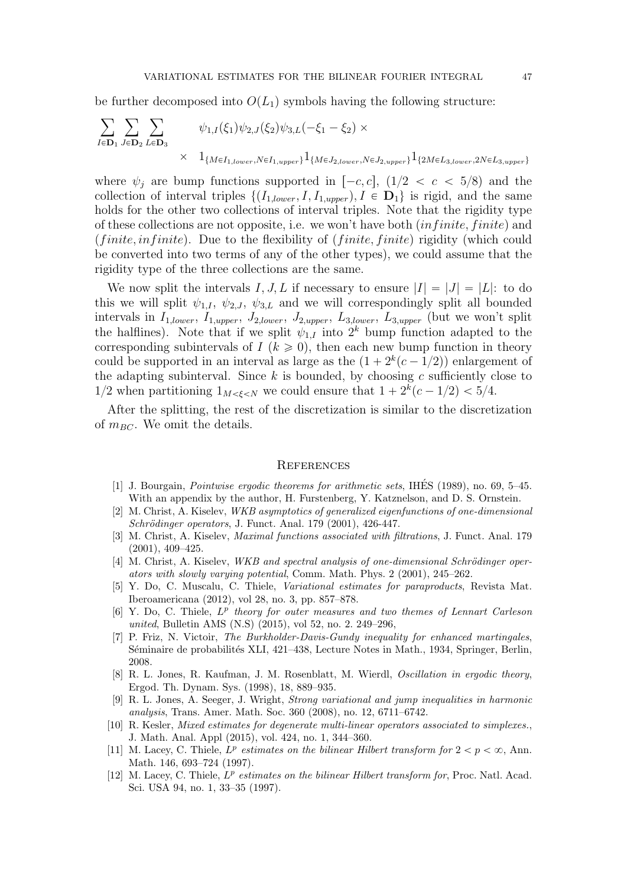be further decomposed into $O(L_1)$ symbols having the following structure:

$$\sum_{I\in\mathbf{D}_1}\sum_{J\in\mathbf{D}_2}\sum_{L\in\mathbf{D}_3} \qquad \psi_{1,I}(\xi_1)\psi_{2,J}(\xi_2)\psi_{3,L}(-\xi_1-\xi_2)\times$$
$$\times \quad 1_{\{M\in I_{1,lower},N\in I_{1,upper}\}}1_{\{M\in J_{2,lower},N\in J_{2,upper}\}}1_{\{2M\in L_{3,lower},2N\in L_{3,upper}\}}$$

where $\psi_j$ are bump functions supported in $[-c,c]$, $(1/2 < c < 5/8)$ and the collection of interval triples $\{(I_{1,lower}, I, I_{1,upper}), I \in \mathbf{D}_1\}$ is rigid, and the same holds for the other two collections of interval triples. Note that the rigidity type of these collections are not opposite, i.e. we won't have both $(infinite, finite)$ and $(finite, infinite)$. Due to the flexibility of $(finite, finite)$ rigidity (which could be converted into two terms of any of the other types), we could assume that the rigidity type of the three collections are the same.

We now split the intervals $I, J, L$ if necessary to ensure $|I| = |J| = |L|$: to do this we will split $\psi_{1,I}$, $\psi_{2,J}$, $\psi_{3,L}$ and we will correspondingly split all bounded intervals in $I_{1,lower}$, $I_{1,upper}$, $J_{2,lower}$, $J_{2,upper}$, $L_{3,lower}$, $L_{3,upper}$ (but we won't split the halflines). Note that if we split $\psi_{1,I}$ into $2^k$ bump function adapted to the corresponding subintervals of $I$ ($k \geqslant 0$), then each new bump function in theory could be supported in an interval as large as the $(1 + 2^k(c - 1/2))$ enlargement of the adapting subinterval. Since $k$ is bounded, by choosing $c$ sufficiently close to $1/2$ when partitioning $1_{M<\xi<N}$ we could ensure that $1 + 2^k(c - 1/2) < 5/4$.

After the splitting, the rest of the discretization is similar to the discretization of $m_{BC}$. We omit the details.

## References

[1] J. Bourgain, *Pointwise ergodic theorems for arithmetic sets*, IHÉS (1989), no. 69, 5–45. With an appendix by the author, H. Furstenberg, Y. Katznelson, and D. S. Ornstein.

[2] M. Christ, A. Kiselev, *WKB asymptotics of generalized eigenfunctions of one-dimensional Schrödinger operators*, J. Funct. Anal. 179 (2001), 426-447.

[3] M. Christ, A. Kiselev, *Maximal functions associated with filtrations*, J. Funct. Anal. 179 (2001), 409–425.

[4] M. Christ, A. Kiselev, *WKB and spectral analysis of one-dimensional Schrödinger operators with slowly varying potential*, Comm. Math. Phys. 2 (2001), 245–262.

[5] Y. Do, C. Muscalu, C. Thiele, *Variational estimates for paraproducts*, Revista Mat. Iberoamericana (2012), vol 28, no. 3, pp. 857–878.

[6] Y. Do, C. Thiele, *$L^p$ theory for outer measures and two themes of Lennart Carleson united*, Bulletin AMS (N.S) (2015), vol 52, no. 2. 249–296,

[7] P. Friz, N. Victoir, *The Burkholder-Davis-Gundy inequality for enhanced martingales*, Séminaire de probabilités XLI, 421–438, Lecture Notes in Math., 1934, Springer, Berlin, 2008.

[8] R. L. Jones, R. Kaufman, J. M. Rosenblatt, M. Wierdl, *Oscillation in ergodic theory*, Ergod. Th. Dynam. Sys. (1998), 18, 889–935.

[9] R. L. Jones, A. Seeger, J. Wright, *Strong variational and jump inequalities in harmonic analysis*, Trans. Amer. Math. Soc. 360 (2008), no. 12, 6711–6742.

[10] R. Kesler, *Mixed estimates for degenerate multi-linear operators associated to simplexes.*, J. Math. Anal. Appl (2015), vol. 424, no. 1, 344–360.

[11] M. Lacey, C. Thiele, *$L^p$ estimates on the bilinear Hilbert transform for $2 < p < \infty$*, Ann. Math. 146, 693–724 (1997).

[12] M. Lacey, C. Thiele, *$L^p$ estimates on the bilinear Hilbert transform for*, Proc. Natl. Acad. Sci. USA 94, no. 1, 33–35 (1997).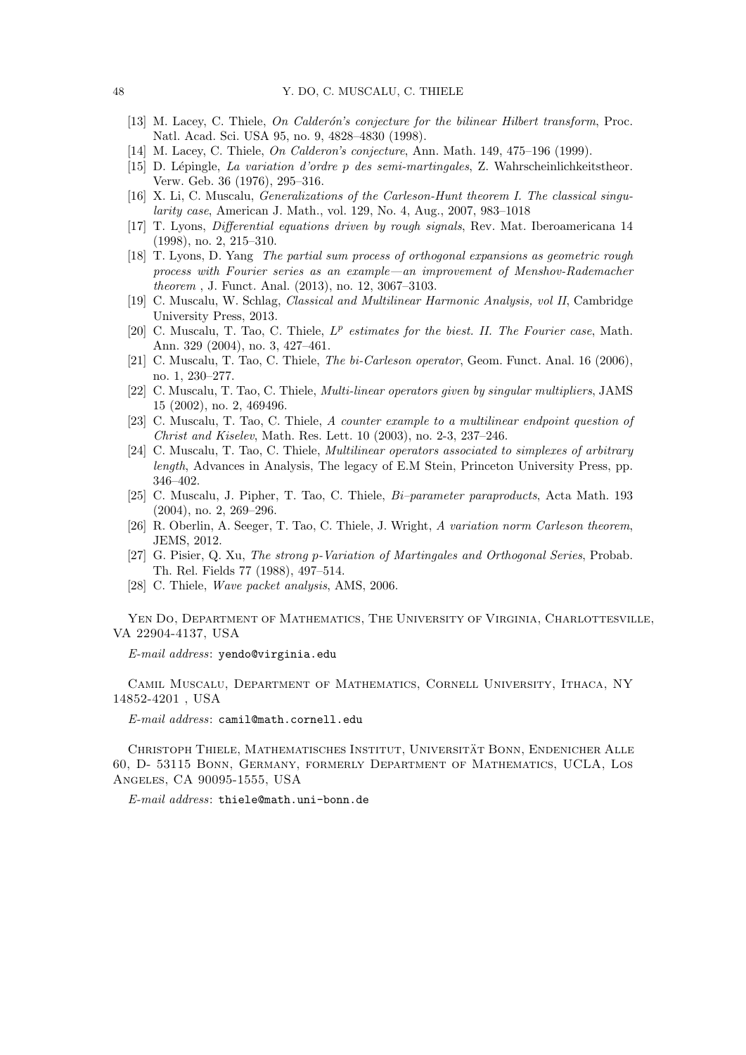[13] M. Lacey, C. Thiele, *On Calderón's conjecture for the bilinear Hilbert transform*, Proc. Natl. Acad. Sci. USA 95, no. 9, 4828–4830 (1998).

[14] M. Lacey, C. Thiele, *On Calderon's conjecture*, Ann. Math. 149, 475–196 (1999).

[15] D. Lépingle, *La variation d'ordre p des semi-martingales*, Z. Wahrscheinlichkeitstheor. Verw. Geb. 36 (1976), 295–316.

[16] X. Li, C. Muscalu, *Generalizations of the Carleson-Hunt theorem I. The classical singularity case*, American J. Math., vol. 129, No. 4, Aug., 2007, 983–1018

[17] T. Lyons, *Differential equations driven by rough signals*, Rev. Mat. Iberoamericana 14 (1998), no. 2, 215–310.

[18] T. Lyons, D. Yang *The partial sum process of orthogonal expansions as geometric rough process with Fourier series as an example—an improvement of Menshov-Rademacher theorem* , J. Funct. Anal. (2013), no. 12, 3067–3103.

[19] C. Muscalu, W. Schlag, *Classical and Multilinear Harmonic Analysis, vol II*, Cambridge University Press, 2013.

[20] C. Muscalu, T. Tao, C. Thiele, *$L^p$ estimates for the biest. II. The Fourier case*, Math. Ann. 329 (2004), no. 3, 427–461.

[21] C. Muscalu, T. Tao, C. Thiele, *The bi-Carleson operator*, Geom. Funct. Anal. 16 (2006), no. 1, 230–277.

[22] C. Muscalu, T. Tao, C. Thiele, *Multi-linear operators given by singular multipliers*, JAMS 15 (2002), no. 2, 469496.

[23] C. Muscalu, T. Tao, C. Thiele, *A counter example to a multilinear endpoint question of Christ and Kiselev*, Math. Res. Lett. 10 (2003), no. 2-3, 237–246.

[24] C. Muscalu, T. Tao, C. Thiele, *Multilinear operators associated to simplexes of arbitrary length*, Advances in Analysis, The legacy of E.M Stein, Princeton University Press, pp. 346–402.

[25] C. Muscalu, J. Pipher, T. Tao, C. Thiele, *Bi–parameter paraproducts*, Acta Math. 193 (2004), no. 2, 269–296.

[26] R. Oberlin, A. Seeger, T. Tao, C. Thiele, J. Wright, *A variation norm Carleson theorem*, JEMS, 2012.

[27] G. Pisier, Q. Xu, *The strong p-Variation of Martingales and Orthogonal Series*, Probab. Th. Rel. Fields 77 (1988), 497–514.

[28] C. Thiele, *Wave packet analysis*, AMS, 2006.

Yen Do, Department of Mathematics, The University of Virginia, Charlottesville, VA 22904-4137, USA

*E-mail address*: yendo@virginia.edu

Camil Muscalu, Department of Mathematics, Cornell University, Ithaca, NY 14852-4201 , USA

*E-mail address*: camil@math.cornell.edu

Christoph Thiele, Mathematisches Institut, Universität Bonn, Endenicher Alle 60, D- 53115 Bonn, Germany, formerly Department of Mathematics, UCLA, Los Angeles, CA 90095-1555, USA

*E-mail address*: thiele@math.uni-bonn.de